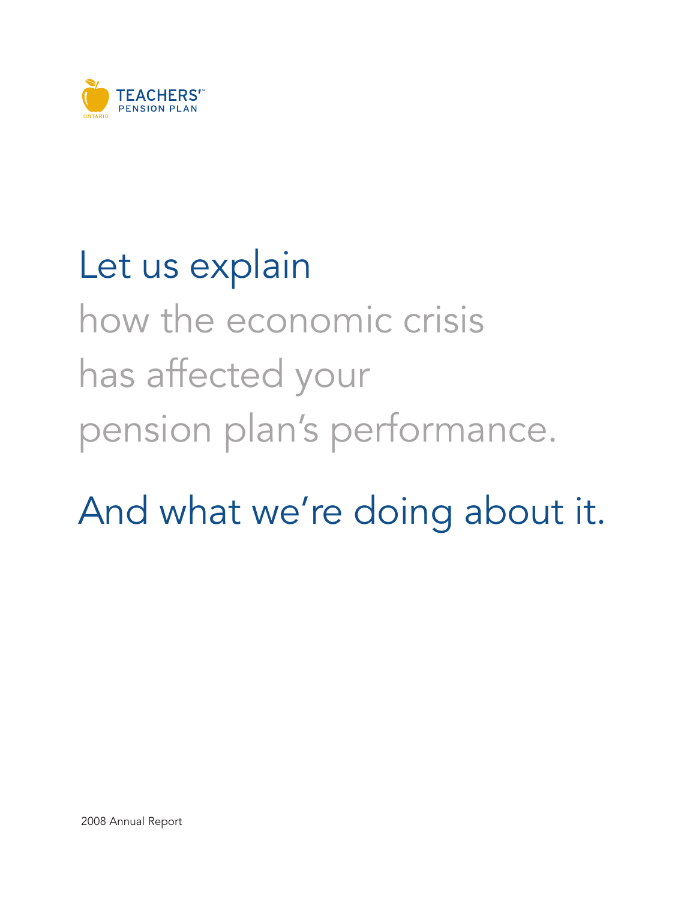TEACHERS'™
PENSION PLAN
ONTARIO

# Let us explain how the economic crisis has affected your pension plan's performance.

# And what we're doing about it.

2008 Annual Report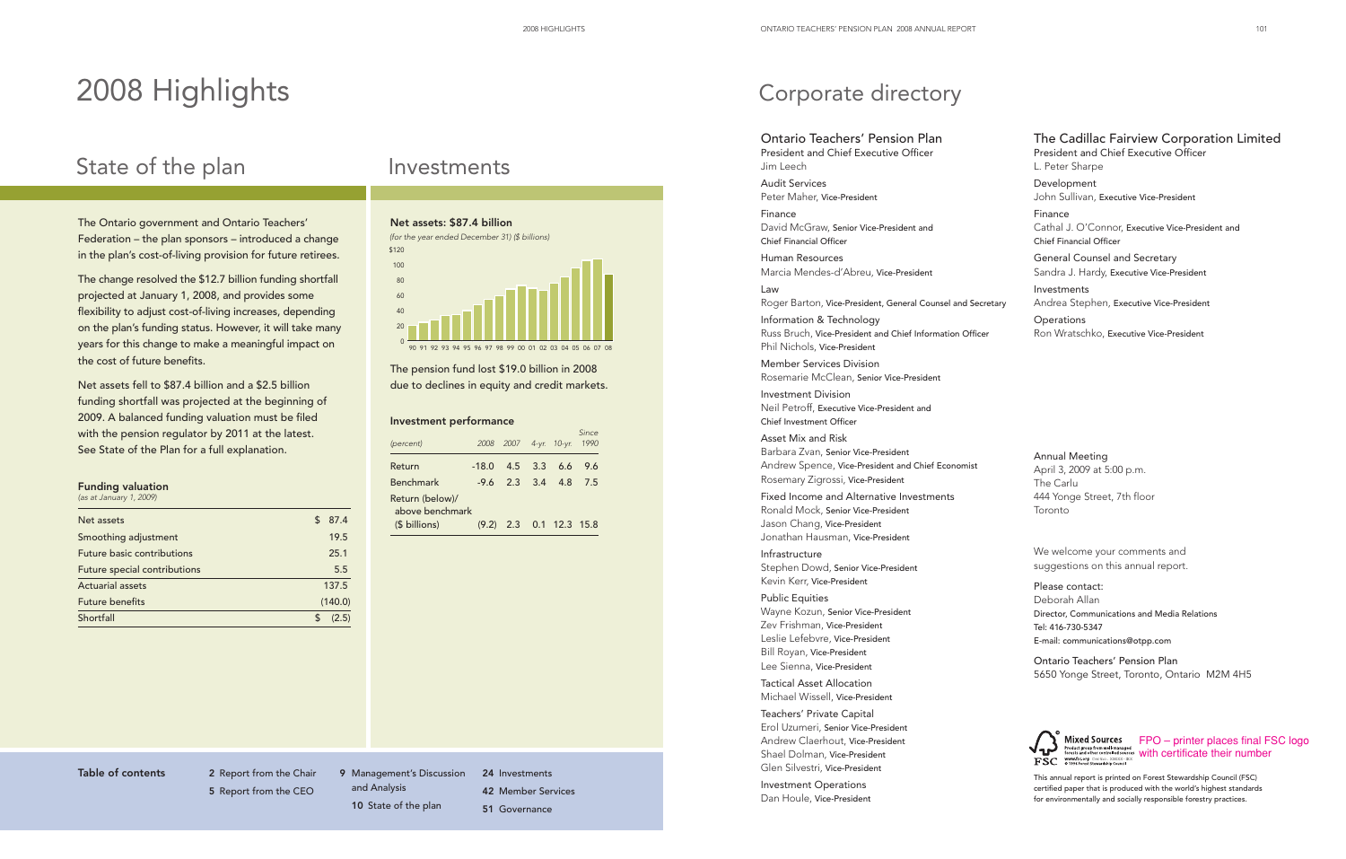# 2008 Highlights

## State of the plan

The Ontario government and Ontario Teachers' Federation – the plan sponsors – introduced a change in the plan's cost-of-living provision for future retirees.

The change resolved the $12.7 billion funding shortfall projected at January 1, 2008, and provides some flexibility to adjust cost-of-living increases, depending on the plan's funding status. However, it will take many years for this change to make a meaningful impact on the cost of future benefits.

Net assets fell to $87.4 billion and a $2.5 billion funding shortfall was projected at the beginning of 2009. A balanced funding valuation must be filed with the pension regulator by 2011 at the latest. See State of the Plan for a full explanation.

### Funding valuation

*(as at January 1, 2009)*

| | |
|---|---|
| Net assets | $ 87.4 |
| Smoothing adjustment | 19.5 |
| Future basic contributions | 25.1 |
| Future special contributions | 5.5 |
| Actuarial assets | 137.5 |
| Future benefits | (140.0) |
| Shortfall | $ (2.5) |

## Investments

### Net assets: $87.4 billion

*(for the year ended December 31) ($ billions)*

The pension fund lost $19.0 billion in 2008 due to declines in equity and credit markets.

### Investment performance

| *(percent)* | *2008* | *2007* | *4-yr.* | *10-yr.* | *Since 1990* |
|---|---|---|---|---|---|
| Return | -18.0 | 4.5 | 3.3 | 6.6 | 9.6 |
| Benchmark | -9.6 | 2.3 | 3.4 | 4.8 | 7.5 |
| Return (below)/ above benchmark ($ billions) | (9.2) | 2.3 | 0.1 | 12.3 | 15.8 |

**Table of contents**

2 Report from the Chair
5 Report from the CEO
9 Management's Discussion and Analysis
10 State of the plan
24 Investments
42 Member Services
51 Governance

# Corporate directory

### Ontario Teachers' Pension Plan

President and Chief Executive Officer
Jim Leech

Audit Services
Peter Maher, Vice-President

Finance
David McGraw, Senior Vice-President and Chief Financial Officer

Human Resources
Marcia Mendes-d'Abreu, Vice-President

Law
Roger Barton, Vice-President, General Counsel and Secretary

Information & Technology
Russ Bruch, Vice-President and Chief Information Officer
Phil Nichols, Vice-President

Member Services Division
Rosemarie McClean, Senior Vice-President

Investment Division
Neil Petroff, Executive Vice-President and Chief Investment Officer

Asset Mix and Risk
Barbara Zvan, Senior Vice-President
Andrew Spence, Vice-President and Chief Economist
Rosemary Zigrossi, Vice-President

Fixed Income and Alternative Investments
Ronald Mock, Senior Vice-President
Jason Chang, Vice-President
Jonathan Hausman, Vice-President

Infrastructure
Stephen Dowd, Senior Vice-President
Kevin Kerr, Vice-President

Public Equities
Wayne Kozun, Senior Vice-President
Zev Frishman, Vice-President
Leslie Lefebvre, Vice-President
Bill Royan, Vice-President
Lee Sienna, Vice-President

Tactical Asset Allocation
Michael Wissell, Vice-President

Teachers' Private Capital
Erol Uzumeri, Senior Vice-President
Andrew Claerhout, Vice-President
Shael Dolman, Vice-President
Glen Silvestri, Vice-President

Investment Operations
Dan Houle, Vice-President

### The Cadillac Fairview Corporation Limited

President and Chief Executive Officer
L. Peter Sharpe

Development
John Sullivan, Executive Vice-President

Finance
Cathal J. O'Connor, Executive Vice-President and Chief Financial Officer

General Counsel and Secretary
Sandra J. Hardy, Executive Vice-President

Investments
Andrea Stephen, Executive Vice-President

Operations
Ron Wratschko, Executive Vice-President

Annual Meeting
April 3, 2009 at 5:00 p.m.
The Carlu
444 Yonge Street, 7th floor
Toronto

We welcome your comments and suggestions on this annual report.

Please contact:
Deborah Allan
Director, Communications and Media Relations
Tel: 416-730-5347
E-mail: communications@otpp.com

Ontario Teachers' Pension Plan
5650 Yonge Street, Toronto, Ontario M2M 4H5

FPO – printer places final FSC logo with certificate their number

This annual report is printed on Forest Stewardship Council (FSC) certified paper that is produced with the world's highest standards for environmentally and socially responsible forestry practices.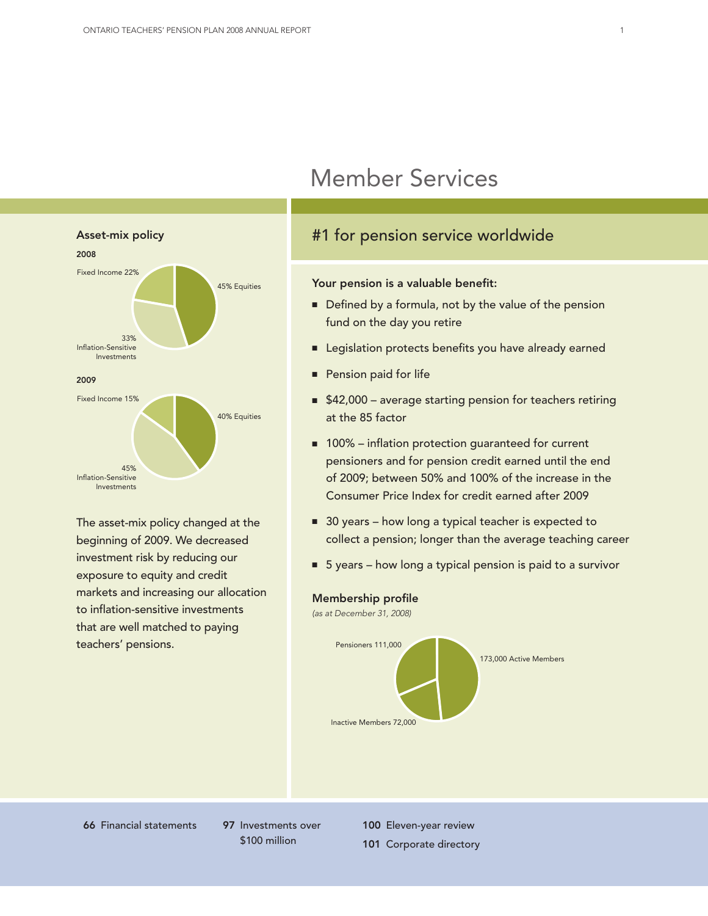# Member Services

## Asset-mix policy

**2008**

Fixed Income 22%

45% Equities

33% Inflation-Sensitive Investments

**2009**

Fixed Income 15%

40% Equities

45% Inflation-Sensitive Investments

The asset-mix policy changed at the beginning of 2009. We decreased investment risk by reducing our exposure to equity and credit markets and increasing our allocation to inflation-sensitive investments that are well matched to paying teachers' pensions.

## #1 for pension service worldwide

**Your pension is a valuable benefit:**

- Defined by a formula, not by the value of the pension fund on the day you retire
- Legislation protects benefits you have already earned
- Pension paid for life
- $42,000 – average starting pension for teachers retiring at the 85 factor
- 100% – inflation protection guaranteed for current pensioners and for pension credit earned until the end of 2009; between 50% and 100% of the increase in the Consumer Price Index for credit earned after 2009
- 30 years – how long a typical teacher is expected to collect a pension; longer than the average teaching career
- 5 years – how long a typical pension is paid to a survivor

**Membership profile**

*(as at December 31, 2008)*

Pensioners 111,000

173,000 Active Members

Inactive Members 72,000

**66** Financial statements

**97** Investments over $100 million

**100** Eleven-year review

**101** Corporate directory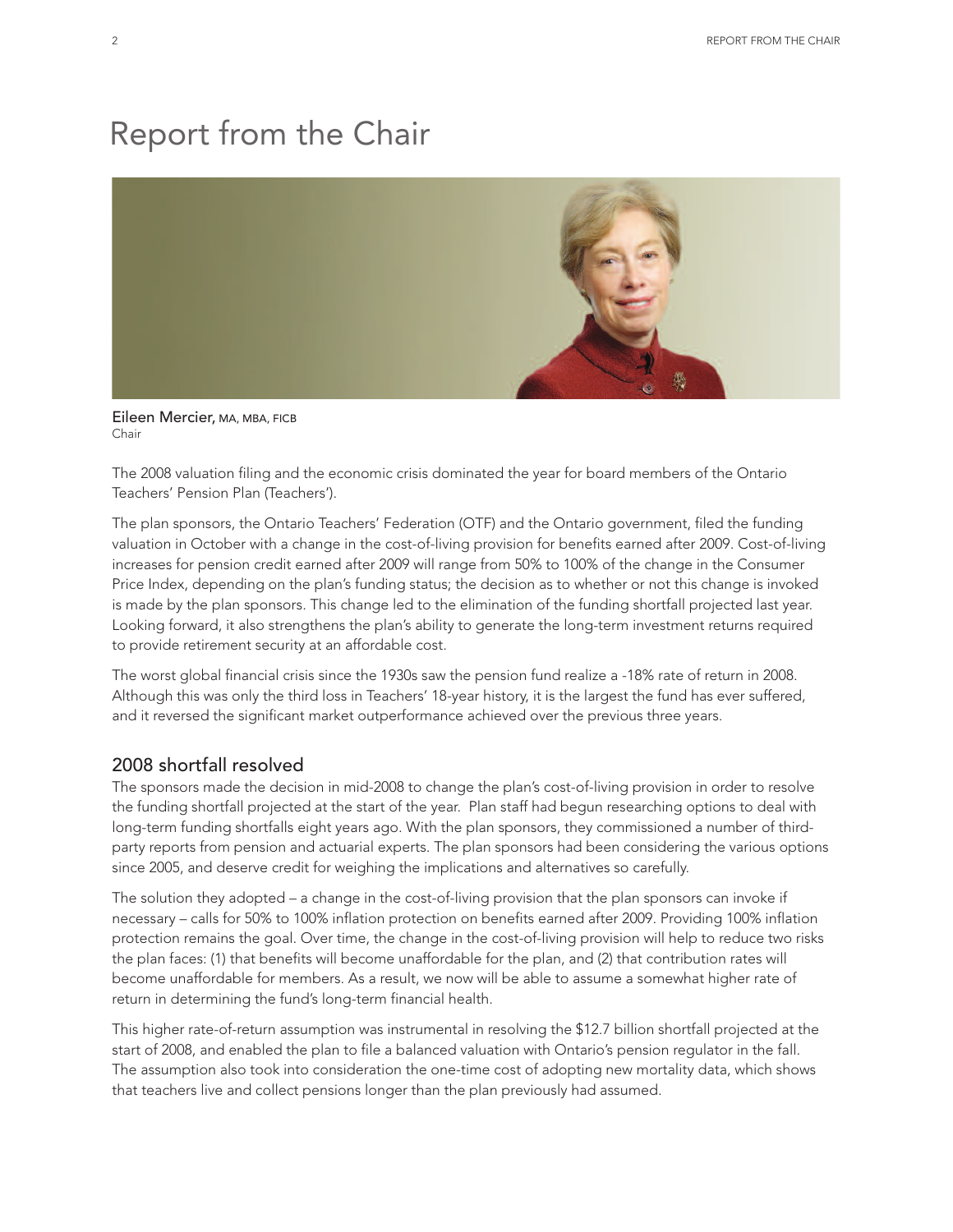# Report from the Chair

**Eileen Mercier,** MA, MBA, FICB
Chair

The 2008 valuation filing and the economic crisis dominated the year for board members of the Ontario Teachers' Pension Plan (Teachers').

The plan sponsors, the Ontario Teachers' Federation (OTF) and the Ontario government, filed the funding valuation in October with a change in the cost-of-living provision for benefits earned after 2009. Cost-of-living increases for pension credit earned after 2009 will range from 50% to 100% of the change in the Consumer Price Index, depending on the plan's funding status; the decision as to whether or not this change is invoked is made by the plan sponsors. This change led to the elimination of the funding shortfall projected last year. Looking forward, it also strengthens the plan's ability to generate the long-term investment returns required to provide retirement security at an affordable cost.

The worst global financial crisis since the 1930s saw the pension fund realize a -18% rate of return in 2008. Although this was only the third loss in Teachers' 18-year history, it is the largest the fund has ever suffered, and it reversed the significant market outperformance achieved over the previous three years.

## 2008 shortfall resolved

The sponsors made the decision in mid-2008 to change the plan's cost-of-living provision in order to resolve the funding shortfall projected at the start of the year. Plan staff had begun researching options to deal with long-term funding shortfalls eight years ago. With the plan sponsors, they commissioned a number of third-party reports from pension and actuarial experts. The plan sponsors had been considering the various options since 2005, and deserve credit for weighing the implications and alternatives so carefully.

The solution they adopted – a change in the cost-of-living provision that the plan sponsors can invoke if necessary – calls for 50% to 100% inflation protection on benefits earned after 2009. Providing 100% inflation protection remains the goal. Over time, the change in the cost-of-living provision will help to reduce two risks the plan faces: (1) that benefits will become unaffordable for the plan, and (2) that contribution rates will become unaffordable for members. As a result, we now will be able to assume a somewhat higher rate of return in determining the fund's long-term financial health.

This higher rate-of-return assumption was instrumental in resolving the $12.7 billion shortfall projected at the start of 2008, and enabled the plan to file a balanced valuation with Ontario's pension regulator in the fall. The assumption also took into consideration the one-time cost of adopting new mortality data, which shows that teachers live and collect pensions longer than the plan previously had assumed.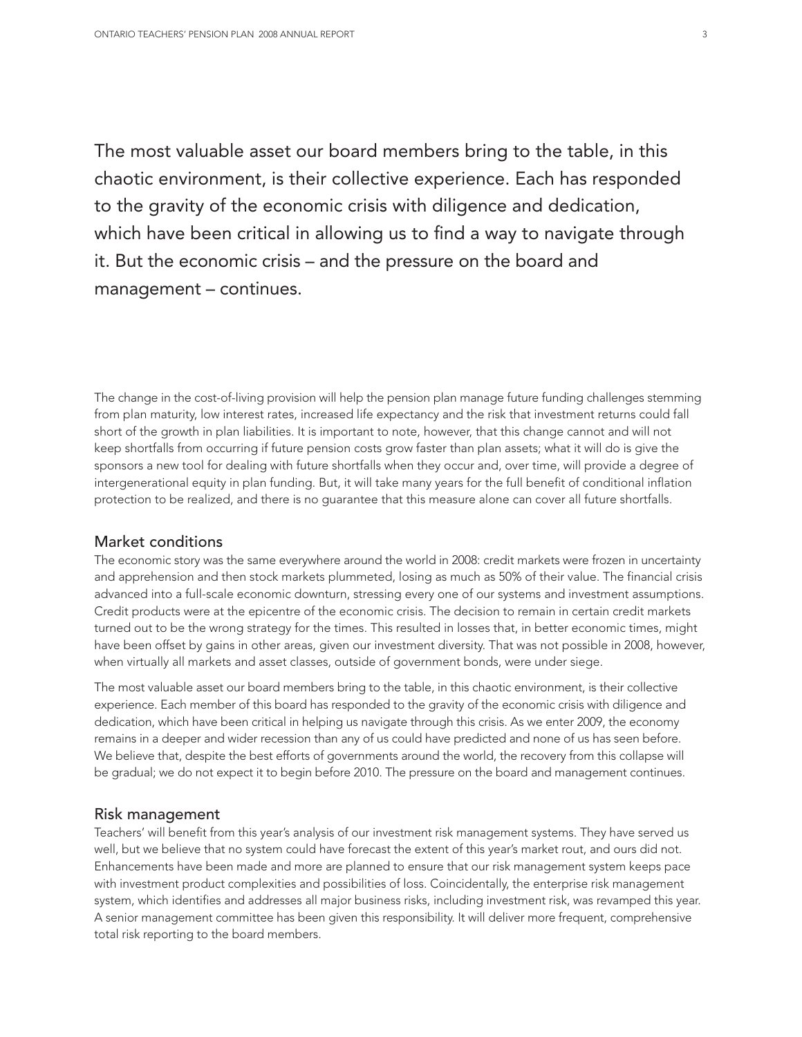The most valuable asset our board members bring to the table, in this chaotic environment, is their collective experience. Each has responded to the gravity of the economic crisis with diligence and dedication, which have been critical in allowing us to find a way to navigate through it. But the economic crisis – and the pressure on the board and management – continues.

The change in the cost-of-living provision will help the pension plan manage future funding challenges stemming from plan maturity, low interest rates, increased life expectancy and the risk that investment returns could fall short of the growth in plan liabilities. It is important to note, however, that this change cannot and will not keep shortfalls from occurring if future pension costs grow faster than plan assets; what it will do is give the sponsors a new tool for dealing with future shortfalls when they occur and, over time, will provide a degree of intergenerational equity in plan funding. But, it will take many years for the full benefit of conditional inflation protection to be realized, and there is no guarantee that this measure alone can cover all future shortfalls.

## Market conditions

The economic story was the same everywhere around the world in 2008: credit markets were frozen in uncertainty and apprehension and then stock markets plummeted, losing as much as 50% of their value. The financial crisis advanced into a full-scale economic downturn, stressing every one of our systems and investment assumptions. Credit products were at the epicentre of the economic crisis. The decision to remain in certain credit markets turned out to be the wrong strategy for the times. This resulted in losses that, in better economic times, might have been offset by gains in other areas, given our investment diversity. That was not possible in 2008, however, when virtually all markets and asset classes, outside of government bonds, were under siege.

The most valuable asset our board members bring to the table, in this chaotic environment, is their collective experience. Each member of this board has responded to the gravity of the economic crisis with diligence and dedication, which have been critical in helping us navigate through this crisis. As we enter 2009, the economy remains in a deeper and wider recession than any of us could have predicted and none of us has seen before. We believe that, despite the best efforts of governments around the world, the recovery from this collapse will be gradual; we do not expect it to begin before 2010. The pressure on the board and management continues.

## Risk management

Teachers' will benefit from this year's analysis of our investment risk management systems. They have served us well, but we believe that no system could have forecast the extent of this year's market rout, and ours did not. Enhancements have been made and more are planned to ensure that our risk management system keeps pace with investment product complexities and possibilities of loss. Coincidentally, the enterprise risk management system, which identifies and addresses all major business risks, including investment risk, was revamped this year. A senior management committee has been given this responsibility. It will deliver more frequent, comprehensive total risk reporting to the board members.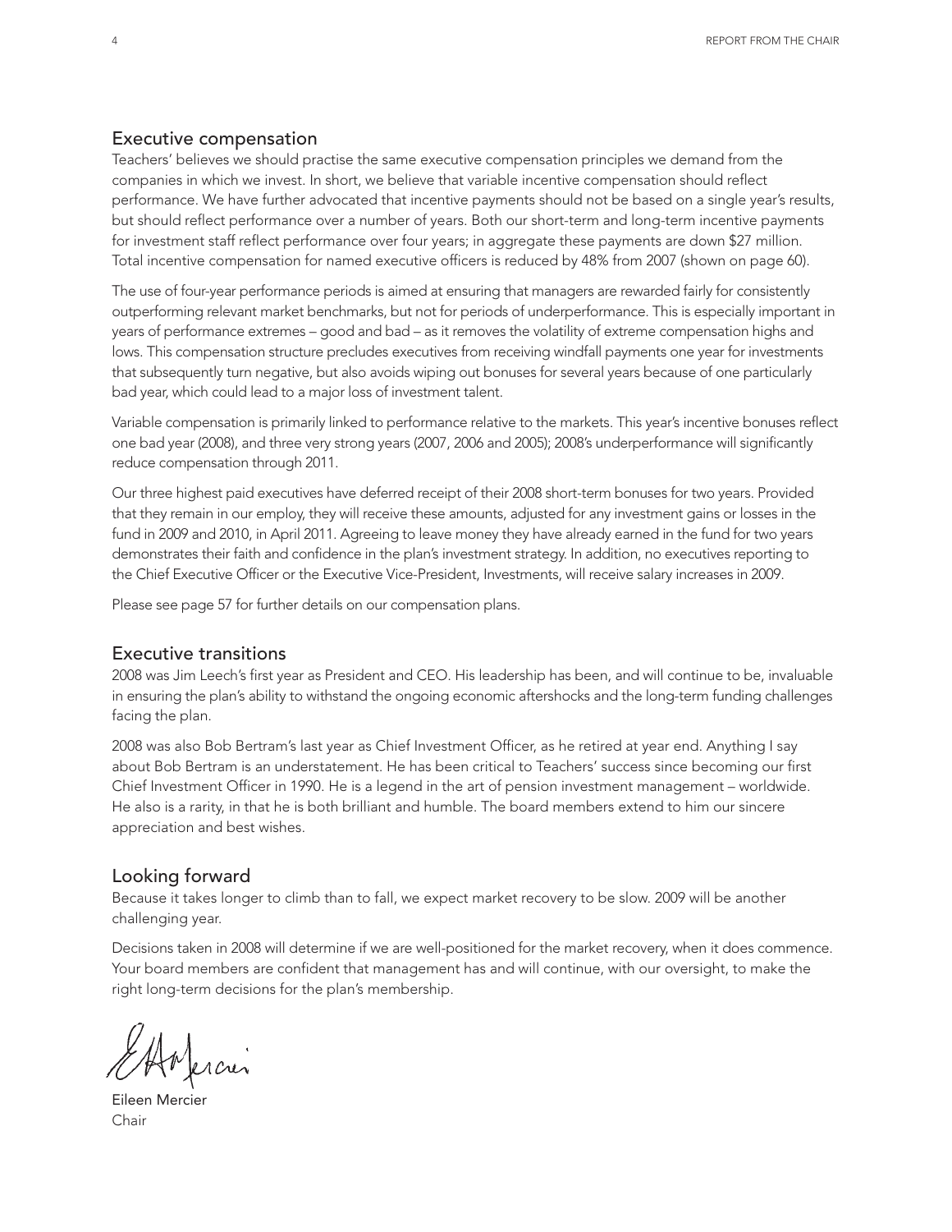## Executive compensation

Teachers' believes we should practise the same executive compensation principles we demand from the companies in which we invest. In short, we believe that variable incentive compensation should reflect performance. We have further advocated that incentive payments should not be based on a single year's results, but should reflect performance over a number of years. Both our short-term and long-term incentive payments for investment staff reflect performance over four years; in aggregate these payments are down $27 million. Total incentive compensation for named executive officers is reduced by 48% from 2007 (shown on page 60).

The use of four-year performance periods is aimed at ensuring that managers are rewarded fairly for consistently outperforming relevant market benchmarks, but not for periods of underperformance. This is especially important in years of performance extremes – good and bad – as it removes the volatility of extreme compensation highs and lows. This compensation structure precludes executives from receiving windfall payments one year for investments that subsequently turn negative, but also avoids wiping out bonuses for several years because of one particularly bad year, which could lead to a major loss of investment talent.

Variable compensation is primarily linked to performance relative to the markets. This year's incentive bonuses reflect one bad year (2008), and three very strong years (2007, 2006 and 2005); 2008's underperformance will significantly reduce compensation through 2011.

Our three highest paid executives have deferred receipt of their 2008 short-term bonuses for two years. Provided that they remain in our employ, they will receive these amounts, adjusted for any investment gains or losses in the fund in 2009 and 2010, in April 2011. Agreeing to leave money they have already earned in the fund for two years demonstrates their faith and confidence in the plan's investment strategy. In addition, no executives reporting to the Chief Executive Officer or the Executive Vice-President, Investments, will receive salary increases in 2009.

Please see page 57 for further details on our compensation plans.

## Executive transitions

2008 was Jim Leech's first year as President and CEO. His leadership has been, and will continue to be, invaluable in ensuring the plan's ability to withstand the ongoing economic aftershocks and the long-term funding challenges facing the plan.

2008 was also Bob Bertram's last year as Chief Investment Officer, as he retired at year end. Anything I say about Bob Bertram is an understatement. He has been critical to Teachers' success since becoming our first Chief Investment Officer in 1990. He is a legend in the art of pension investment management – worldwide. He also is a rarity, in that he is both brilliant and humble. The board members extend to him our sincere appreciation and best wishes.

## Looking forward

Because it takes longer to climb than to fall, we expect market recovery to be slow. 2009 will be another challenging year.

Decisions taken in 2008 will determine if we are well-positioned for the market recovery, when it does commence. Your board members are confident that management has and will continue, with our oversight, to make the right long-term decisions for the plan's membership.

Eileen Mercier
Chair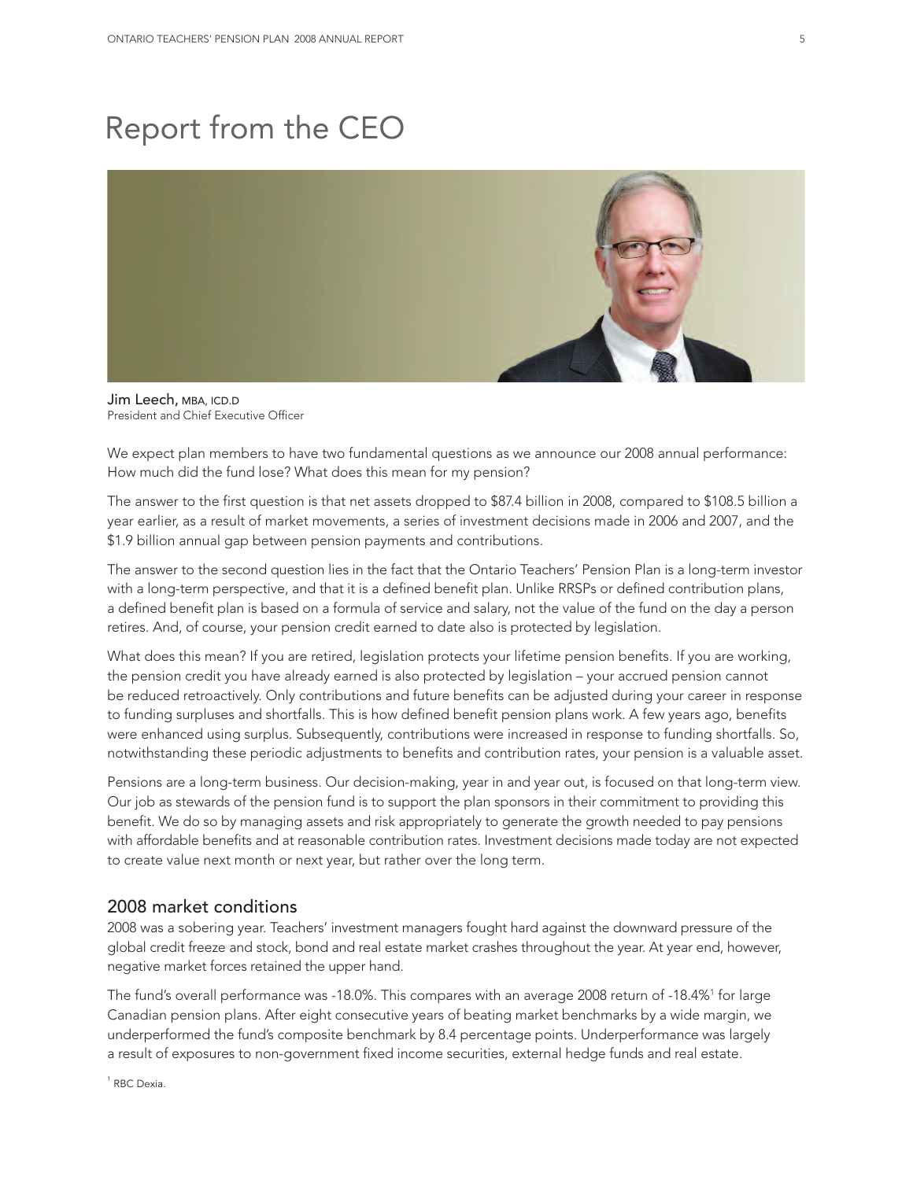# Report from the CEO

Jim Leech, MBA, ICD.D
President and Chief Executive Officer

We expect plan members to have two fundamental questions as we announce our 2008 annual performance: How much did the fund lose? What does this mean for my pension?

The answer to the first question is that net assets dropped to $87.4 billion in 2008, compared to $108.5 billion a year earlier, as a result of market movements, a series of investment decisions made in 2006 and 2007, and the $1.9 billion annual gap between pension payments and contributions.

The answer to the second question lies in the fact that the Ontario Teachers' Pension Plan is a long-term investor with a long-term perspective, and that it is a defined benefit plan. Unlike RRSPs or defined contribution plans, a defined benefit plan is based on a formula of service and salary, not the value of the fund on the day a person retires. And, of course, your pension credit earned to date also is protected by legislation.

What does this mean? If you are retired, legislation protects your lifetime pension benefits. If you are working, the pension credit you have already earned is also protected by legislation – your accrued pension cannot be reduced retroactively. Only contributions and future benefits can be adjusted during your career in response to funding surpluses and shortfalls. This is how defined benefit pension plans work. A few years ago, benefits were enhanced using surplus. Subsequently, contributions were increased in response to funding shortfalls. So, notwithstanding these periodic adjustments to benefits and contribution rates, your pension is a valuable asset.

Pensions are a long-term business. Our decision-making, year in and year out, is focused on that long-term view. Our job as stewards of the pension fund is to support the plan sponsors in their commitment to providing this benefit. We do so by managing assets and risk appropriately to generate the growth needed to pay pensions with affordable benefits and at reasonable contribution rates. Investment decisions made today are not expected to create value next month or next year, but rather over the long term.

## 2008 market conditions

2008 was a sobering year. Teachers' investment managers fought hard against the downward pressure of the global credit freeze and stock, bond and real estate market crashes throughout the year. At year end, however, negative market forces retained the upper hand.

The fund's overall performance was -18.0%. This compares with an average 2008 return of -18.4%[1] for large Canadian pension plans. After eight consecutive years of beating market benchmarks by a wide margin, we underperformed the fund's composite benchmark by 8.4 percentage points. Underperformance was largely a result of exposures to non-government fixed income securities, external hedge funds and real estate.

[1] RBC Dexia.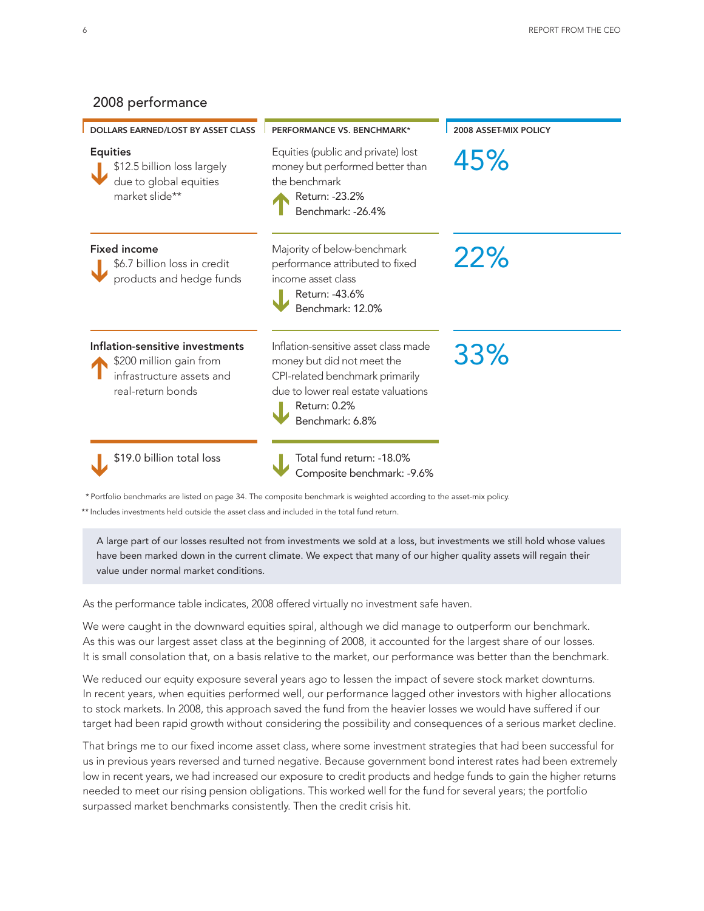## 2008 performance

| DOLLARS EARNED/LOST BY ASSET CLASS | PERFORMANCE VS. BENCHMARK* | 2008 ASSET-MIX POLICY |
|---|---|---|
| **Equities**<br>↓ $12.5 billion loss largely due to global equities market slide** | Equities (public and private) lost money but performed better than the benchmark<br>↑ Return: -23.2%<br>Benchmark: -26.4% | 45% |
| **Fixed income**<br>↓ $6.7 billion loss in credit products and hedge funds | Majority of below-benchmark performance attributed to fixed income asset class<br>↓ Return: -43.6%<br>Benchmark: 12.0% | 22% |
| **Inflation-sensitive investments**<br>↑ $200 million gain from infrastructure assets and real-return bonds | Inflation-sensitive asset class made money but did not meet the CPI-related benchmark primarily due to lower real estate valuations<br>↓ Return: 0.2%<br>Benchmark: 6.8% | 33% |
| ↓ $19.0 billion total loss | ↓ Total fund return: -18.0%<br>Composite benchmark: -9.6% | |

* Portfolio benchmarks are listed on page 34. The composite benchmark is weighted according to the asset-mix policy.

** Includes investments held outside the asset class and included in the total fund return.

> A large part of our losses resulted not from investments we sold at a loss, but investments we still hold whose values have been marked down in the current climate. We expect that many of our higher quality assets will regain their value under normal market conditions.

As the performance table indicates, 2008 offered virtually no investment safe haven.

We were caught in the downward equities spiral, although we did manage to outperform our benchmark. As this was our largest asset class at the beginning of 2008, it accounted for the largest share of our losses. It is small consolation that, on a basis relative to the market, our performance was better than the benchmark.

We reduced our equity exposure several years ago to lessen the impact of severe stock market downturns. In recent years, when equities performed well, our performance lagged other investors with higher allocations to stock markets. In 2008, this approach saved the fund from the heavier losses we would have suffered if our target had been rapid growth without considering the possibility and consequences of a serious market decline.

That brings me to our fixed income asset class, where some investment strategies that had been successful for us in previous years reversed and turned negative. Because government bond interest rates had been extremely low in recent years, we had increased our exposure to credit products and hedge funds to gain the higher returns needed to meet our rising pension obligations. This worked well for the fund for several years; the portfolio surpassed market benchmarks consistently. Then the credit crisis hit.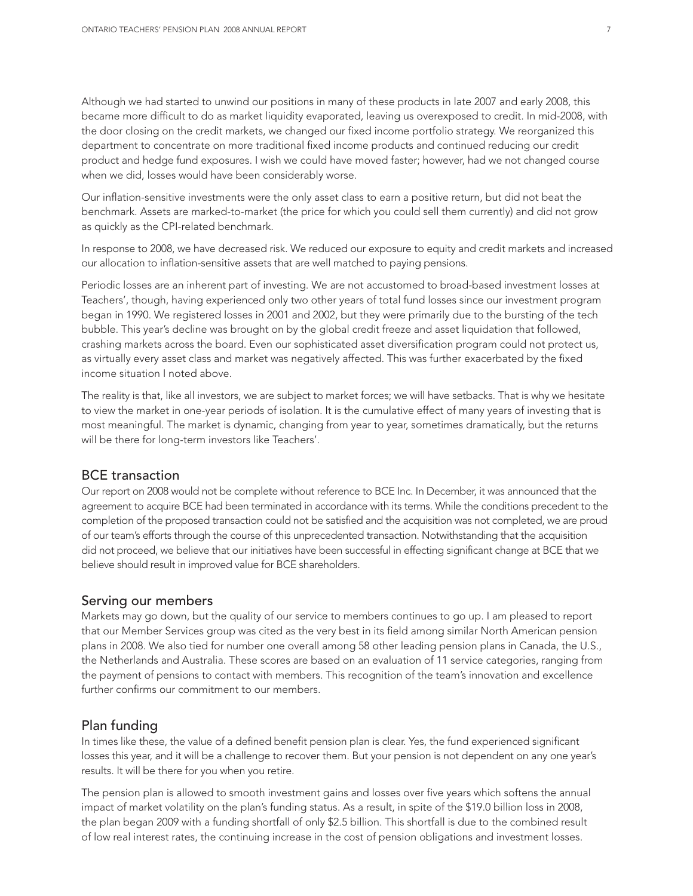Although we had started to unwind our positions in many of these products in late 2007 and early 2008, this became more difficult to do as market liquidity evaporated, leaving us overexposed to credit. In mid-2008, with the door closing on the credit markets, we changed our fixed income portfolio strategy. We reorganized this department to concentrate on more traditional fixed income products and continued reducing our credit product and hedge fund exposures. I wish we could have moved faster; however, had we not changed course when we did, losses would have been considerably worse.

Our inflation-sensitive investments were the only asset class to earn a positive return, but did not beat the benchmark. Assets are marked-to-market (the price for which you could sell them currently) and did not grow as quickly as the CPI-related benchmark.

In response to 2008, we have decreased risk. We reduced our exposure to equity and credit markets and increased our allocation to inflation-sensitive assets that are well matched to paying pensions.

Periodic losses are an inherent part of investing. We are not accustomed to broad-based investment losses at Teachers', though, having experienced only two other years of total fund losses since our investment program began in 1990. We registered losses in 2001 and 2002, but they were primarily due to the bursting of the tech bubble. This year's decline was brought on by the global credit freeze and asset liquidation that followed, crashing markets across the board. Even our sophisticated asset diversification program could not protect us, as virtually every asset class and market was negatively affected. This was further exacerbated by the fixed income situation I noted above.

The reality is that, like all investors, we are subject to market forces; we will have setbacks. That is why we hesitate to view the market in one-year periods of isolation. It is the cumulative effect of many years of investing that is most meaningful. The market is dynamic, changing from year to year, sometimes dramatically, but the returns will be there for long-term investors like Teachers'.

## BCE transaction

Our report on 2008 would not be complete without reference to BCE Inc. In December, it was announced that the agreement to acquire BCE had been terminated in accordance with its terms. While the conditions precedent to the completion of the proposed transaction could not be satisfied and the acquisition was not completed, we are proud of our team's efforts through the course of this unprecedented transaction. Notwithstanding that the acquisition did not proceed, we believe that our initiatives have been successful in effecting significant change at BCE that we believe should result in improved value for BCE shareholders.

## Serving our members

Markets may go down, but the quality of our service to members continues to go up. I am pleased to report that our Member Services group was cited as the very best in its field among similar North American pension plans in 2008. We also tied for number one overall among 58 other leading pension plans in Canada, the U.S., the Netherlands and Australia. These scores are based on an evaluation of 11 service categories, ranging from the payment of pensions to contact with members. This recognition of the team's innovation and excellence further confirms our commitment to our members.

## Plan funding

In times like these, the value of a defined benefit pension plan is clear. Yes, the fund experienced significant losses this year, and it will be a challenge to recover them. But your pension is not dependent on any one year's results. It will be there for you when you retire.

The pension plan is allowed to smooth investment gains and losses over five years which softens the annual impact of market volatility on the plan's funding status. As a result, in spite of the $19.0 billion loss in 2008, the plan began 2009 with a funding shortfall of only $2.5 billion. This shortfall is due to the combined result of low real interest rates, the continuing increase in the cost of pension obligations and investment losses.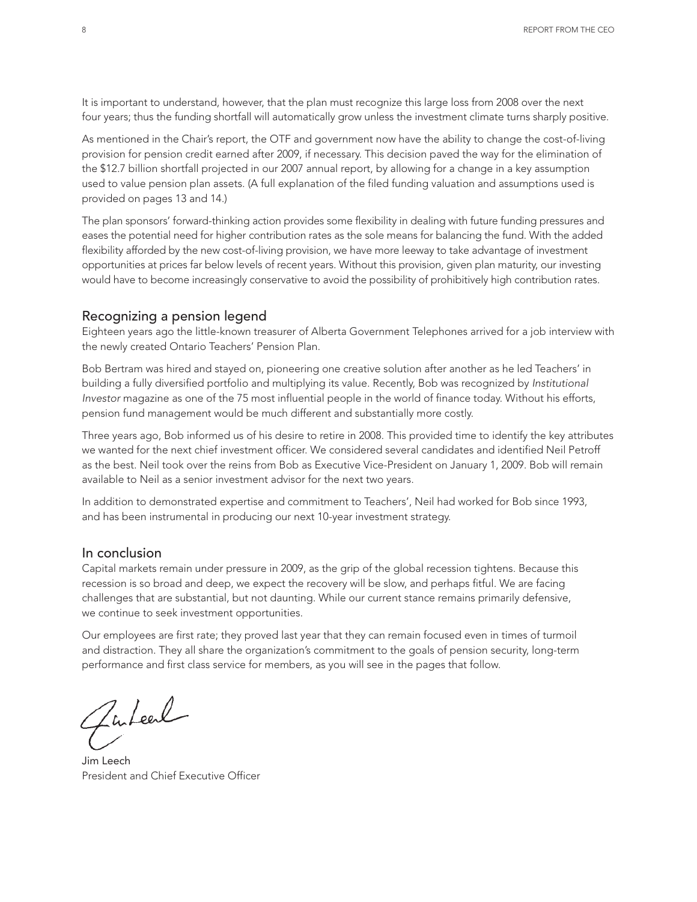It is important to understand, however, that the plan must recognize this large loss from 2008 over the next four years; thus the funding shortfall will automatically grow unless the investment climate turns sharply positive.

As mentioned in the Chair's report, the OTF and government now have the ability to change the cost-of-living provision for pension credit earned after 2009, if necessary. This decision paved the way for the elimination of the $12.7 billion shortfall projected in our 2007 annual report, by allowing for a change in a key assumption used to value pension plan assets. (A full explanation of the filed funding valuation and assumptions used is provided on pages 13 and 14.)

The plan sponsors' forward-thinking action provides some flexibility in dealing with future funding pressures and eases the potential need for higher contribution rates as the sole means for balancing the fund. With the added flexibility afforded by the new cost-of-living provision, we have more leeway to take advantage of investment opportunities at prices far below levels of recent years. Without this provision, given plan maturity, our investing would have to become increasingly conservative to avoid the possibility of prohibitively high contribution rates.

## Recognizing a pension legend

Eighteen years ago the little-known treasurer of Alberta Government Telephones arrived for a job interview with the newly created Ontario Teachers' Pension Plan.

Bob Bertram was hired and stayed on, pioneering one creative solution after another as he led Teachers' in building a fully diversified portfolio and multiplying its value. Recently, Bob was recognized by *Institutional Investor* magazine as one of the 75 most influential people in the world of finance today. Without his efforts, pension fund management would be much different and substantially more costly.

Three years ago, Bob informed us of his desire to retire in 2008. This provided time to identify the key attributes we wanted for the next chief investment officer. We considered several candidates and identified Neil Petroff as the best. Neil took over the reins from Bob as Executive Vice-President on January 1, 2009. Bob will remain available to Neil as a senior investment advisor for the next two years.

In addition to demonstrated expertise and commitment to Teachers', Neil had worked for Bob since 1993, and has been instrumental in producing our next 10-year investment strategy.

## In conclusion

Capital markets remain under pressure in 2009, as the grip of the global recession tightens. Because this recession is so broad and deep, we expect the recovery will be slow, and perhaps fitful. We are facing challenges that are substantial, but not daunting. While our current stance remains primarily defensive, we continue to seek investment opportunities.

Our employees are first rate; they proved last year that they can remain focused even in times of turmoil and distraction. They all share the organization's commitment to the goals of pension security, long-term performance and first class service for members, as you will see in the pages that follow.

Jim Leech
President and Chief Executive Officer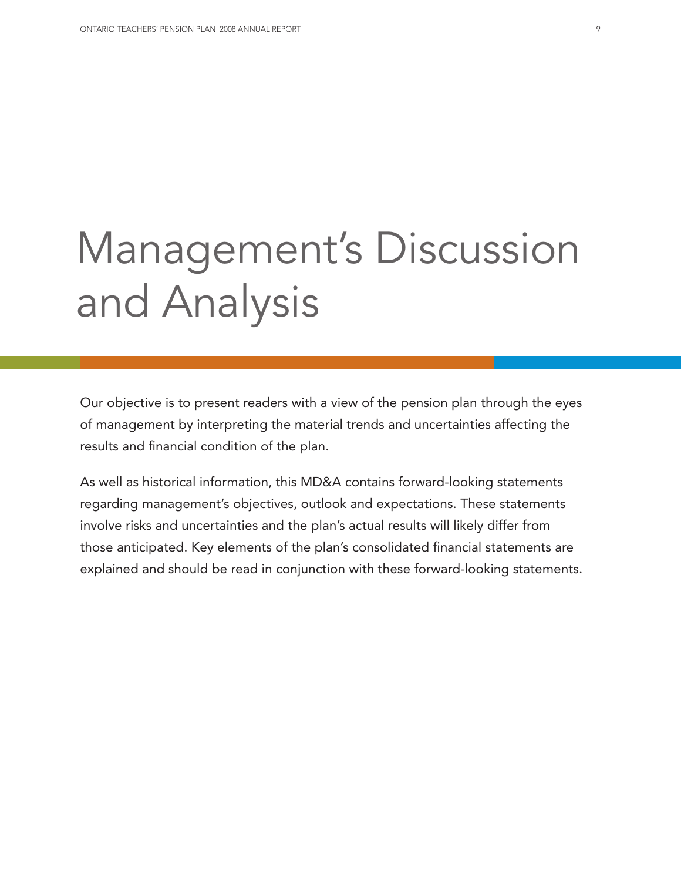# Management's Discussion and Analysis

Our objective is to present readers with a view of the pension plan through the eyes of management by interpreting the material trends and uncertainties affecting the results and financial condition of the plan.

As well as historical information, this MD&A contains forward-looking statements regarding management's objectives, outlook and expectations. These statements involve risks and uncertainties and the plan's actual results will likely differ from those anticipated. Key elements of the plan's consolidated financial statements are explained and should be read in conjunction with these forward-looking statements.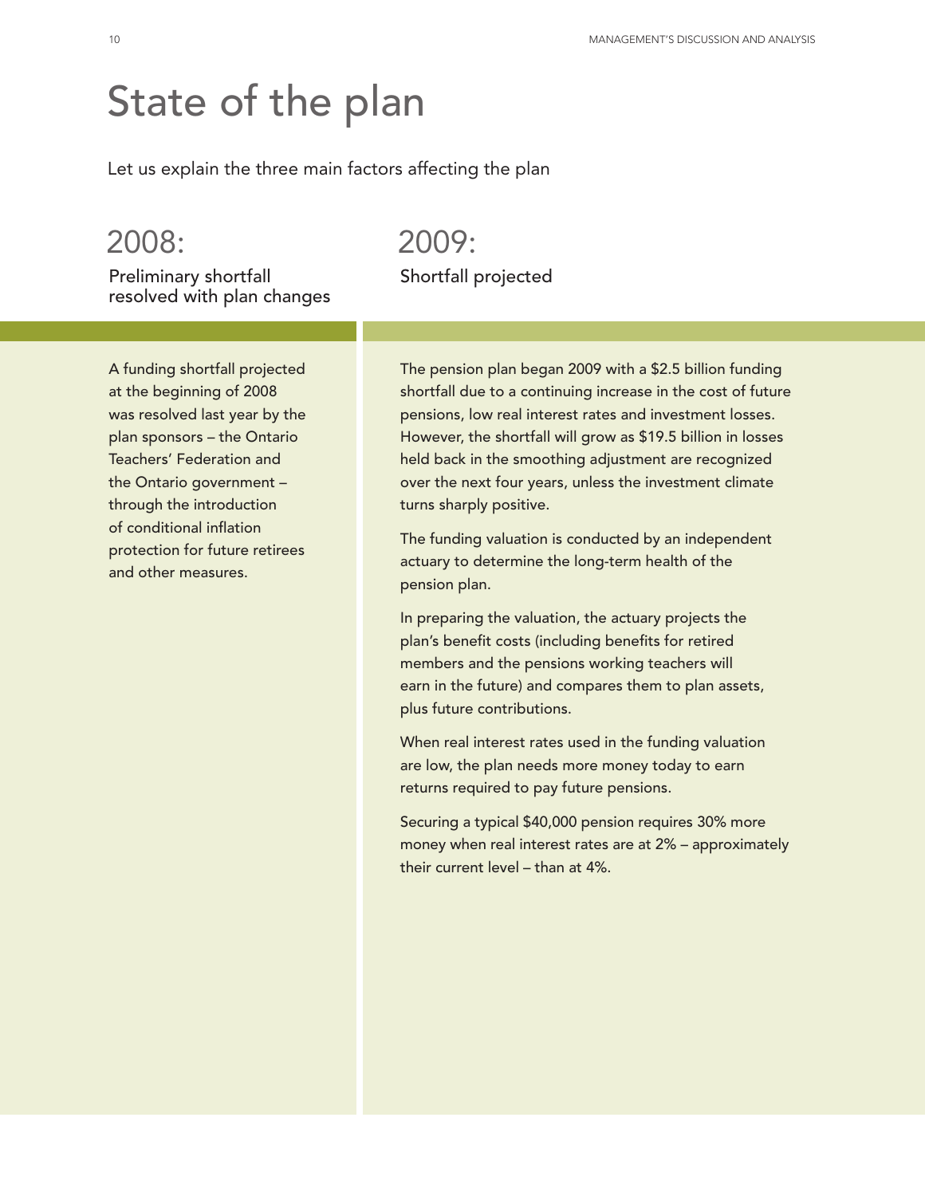# State of the plan

Let us explain the three main factors affecting the plan

## 2008:

### Preliminary shortfall resolved with plan changes

A funding shortfall projected at the beginning of 2008 was resolved last year by the plan sponsors – the Ontario Teachers' Federation and the Ontario government – through the introduction of conditional inflation protection for future retirees and other measures.

## 2009:

### Shortfall projected

The pension plan began 2009 with a $2.5 billion funding shortfall due to a continuing increase in the cost of future pensions, low real interest rates and investment losses. However, the shortfall will grow as $19.5 billion in losses held back in the smoothing adjustment are recognized over the next four years, unless the investment climate turns sharply positive.

The funding valuation is conducted by an independent actuary to determine the long-term health of the pension plan.

In preparing the valuation, the actuary projects the plan's benefit costs (including benefits for retired members and the pensions working teachers will earn in the future) and compares them to plan assets, plus future contributions.

When real interest rates used in the funding valuation are low, the plan needs more money today to earn returns required to pay future pensions.

Securing a typical $40,000 pension requires 30% more money when real interest rates are at 2% – approximately their current level – than at 4%.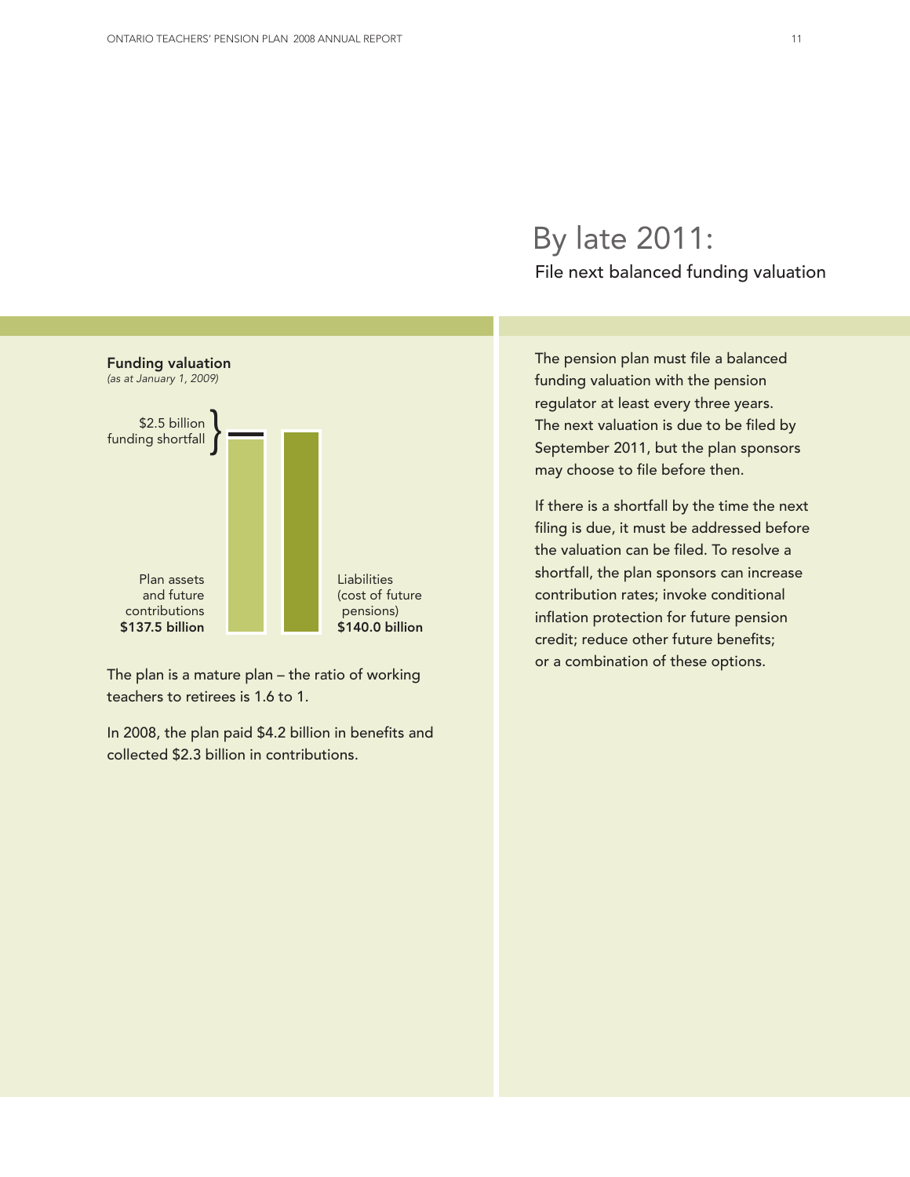# By late 2011:

## File next balanced funding valuation

**Funding valuation**
*(as at January 1, 2009)*

$2.5 billion funding shortfall

Plan assets and future contributions **$137.5 billion**

Liabilities (cost of future pensions) **$140.0 billion**

The plan is a mature plan – the ratio of working teachers to retirees is 1.6 to 1.

In 2008, the plan paid $4.2 billion in benefits and collected $2.3 billion in contributions.

The pension plan must file a balanced funding valuation with the pension regulator at least every three years. The next valuation is due to be filed by September 2011, but the plan sponsors may choose to file before then.

If there is a shortfall by the time the next filing is due, it must be addressed before the valuation can be filed. To resolve a shortfall, the plan sponsors can increase contribution rates; invoke conditional inflation protection for future pension credit; reduce other future benefits; or a combination of these options.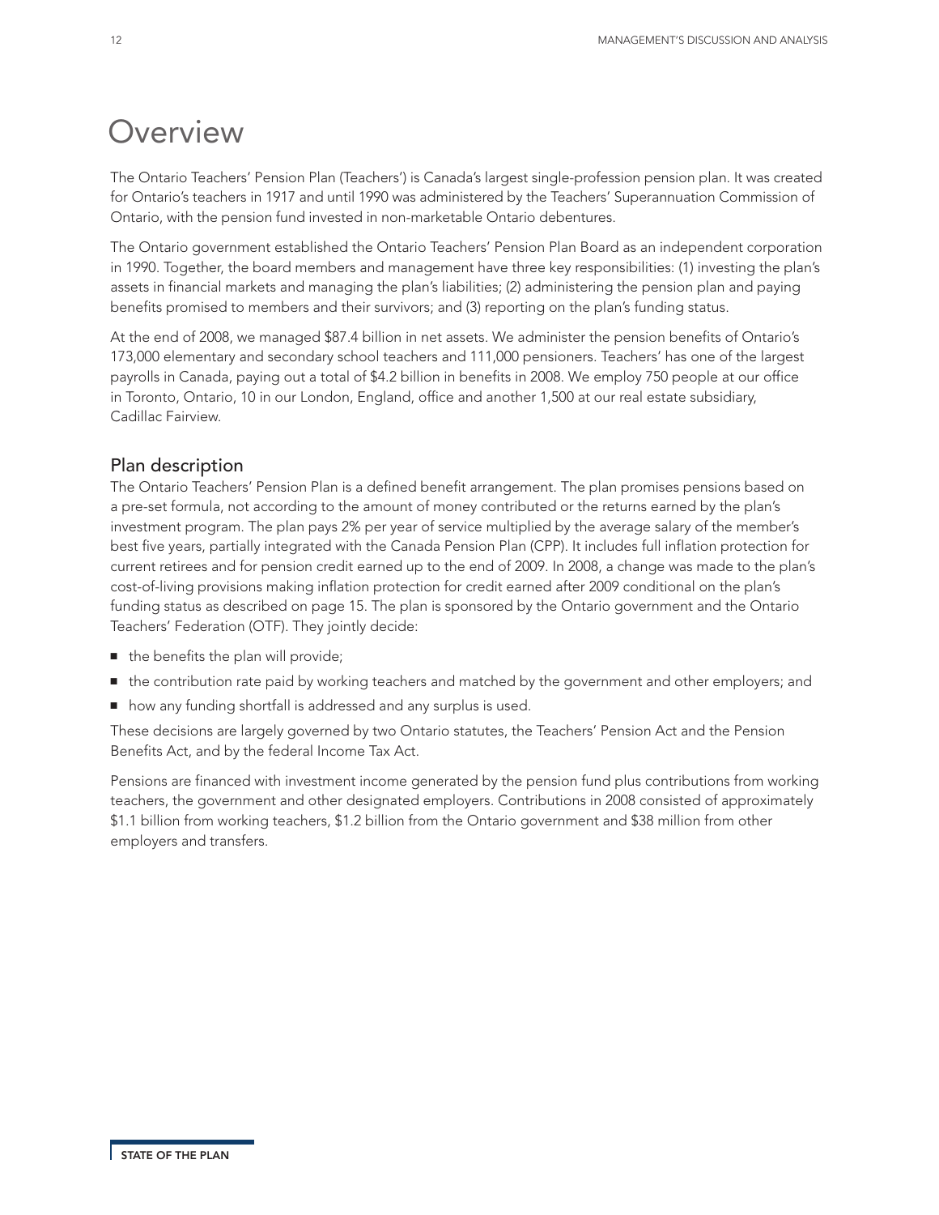# Overview

The Ontario Teachers' Pension Plan (Teachers') is Canada's largest single-profession pension plan. It was created for Ontario's teachers in 1917 and until 1990 was administered by the Teachers' Superannuation Commission of Ontario, with the pension fund invested in non-marketable Ontario debentures.

The Ontario government established the Ontario Teachers' Pension Plan Board as an independent corporation in 1990. Together, the board members and management have three key responsibilities: (1) investing the plan's assets in financial markets and managing the plan's liabilities; (2) administering the pension plan and paying benefits promised to members and their survivors; and (3) reporting on the plan's funding status.

At the end of 2008, we managed $87.4 billion in net assets. We administer the pension benefits of Ontario's 173,000 elementary and secondary school teachers and 111,000 pensioners. Teachers' has one of the largest payrolls in Canada, paying out a total of $4.2 billion in benefits in 2008. We employ 750 people at our office in Toronto, Ontario, 10 in our London, England, office and another 1,500 at our real estate subsidiary, Cadillac Fairview.

## Plan description

The Ontario Teachers' Pension Plan is a defined benefit arrangement. The plan promises pensions based on a pre-set formula, not according to the amount of money contributed or the returns earned by the plan's investment program. The plan pays 2% per year of service multiplied by the average salary of the member's best five years, partially integrated with the Canada Pension Plan (CPP). It includes full inflation protection for current retirees and for pension credit earned up to the end of 2009. In 2008, a change was made to the plan's cost-of-living provisions making inflation protection for credit earned after 2009 conditional on the plan's funding status as described on page 15. The plan is sponsored by the Ontario government and the Ontario Teachers' Federation (OTF). They jointly decide:

- the benefits the plan will provide;
- the contribution rate paid by working teachers and matched by the government and other employers; and
- how any funding shortfall is addressed and any surplus is used.

These decisions are largely governed by two Ontario statutes, the Teachers' Pension Act and the Pension Benefits Act, and by the federal Income Tax Act.

Pensions are financed with investment income generated by the pension fund plus contributions from working teachers, the government and other designated employers. Contributions in 2008 consisted of approximately $1.1 billion from working teachers, $1.2 billion from the Ontario government and $38 million from other employers and transfers.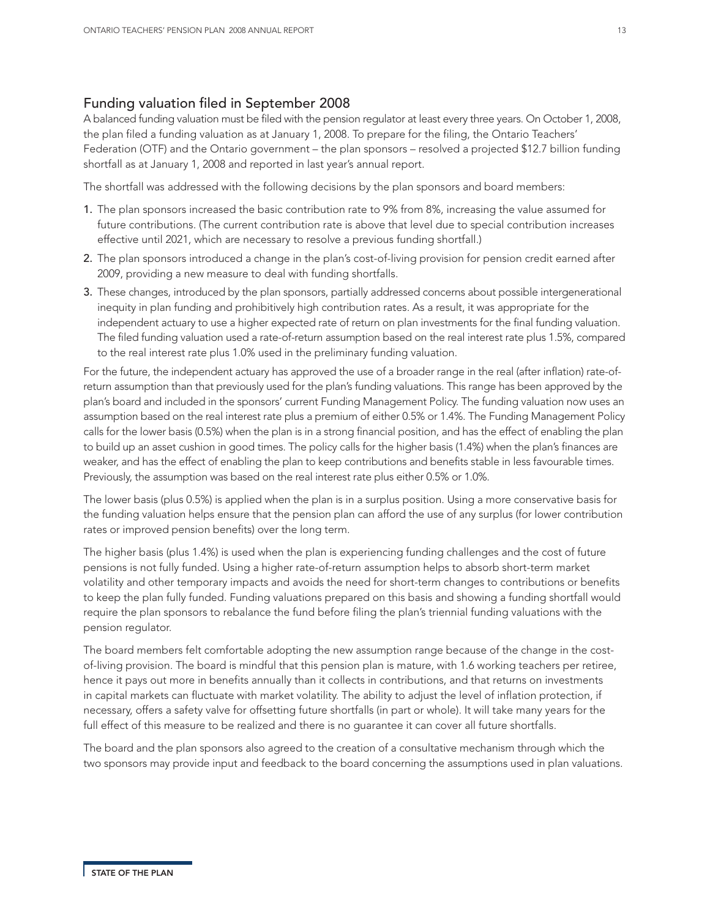## Funding valuation filed in September 2008

A balanced funding valuation must be filed with the pension regulator at least every three years. On October 1, 2008, the plan filed a funding valuation as at January 1, 2008. To prepare for the filing, the Ontario Teachers' Federation (OTF) and the Ontario government – the plan sponsors – resolved a projected $12.7 billion funding shortfall as at January 1, 2008 and reported in last year's annual report.

The shortfall was addressed with the following decisions by the plan sponsors and board members:

1. The plan sponsors increased the basic contribution rate to 9% from 8%, increasing the value assumed for future contributions. (The current contribution rate is above that level due to special contribution increases effective until 2021, which are necessary to resolve a previous funding shortfall.)
2. The plan sponsors introduced a change in the plan's cost-of-living provision for pension credit earned after 2009, providing a new measure to deal with funding shortfalls.
3. These changes, introduced by the plan sponsors, partially addressed concerns about possible intergenerational inequity in plan funding and prohibitively high contribution rates. As a result, it was appropriate for the independent actuary to use a higher expected rate of return on plan investments for the final funding valuation. The filed funding valuation used a rate-of-return assumption based on the real interest rate plus 1.5%, compared to the real interest rate plus 1.0% used in the preliminary funding valuation.

For the future, the independent actuary has approved the use of a broader range in the real (after inflation) rate-of-return assumption than that previously used for the plan's funding valuations. This range has been approved by the plan's board and included in the sponsors' current Funding Management Policy. The funding valuation now uses an assumption based on the real interest rate plus a premium of either 0.5% or 1.4%. The Funding Management Policy calls for the lower basis (0.5%) when the plan is in a strong financial position, and has the effect of enabling the plan to build up an asset cushion in good times. The policy calls for the higher basis (1.4%) when the plan's finances are weaker, and has the effect of enabling the plan to keep contributions and benefits stable in less favourable times. Previously, the assumption was based on the real interest rate plus either 0.5% or 1.0%.

The lower basis (plus 0.5%) is applied when the plan is in a surplus position. Using a more conservative basis for the funding valuation helps ensure that the pension plan can afford the use of any surplus (for lower contribution rates or improved pension benefits) over the long term.

The higher basis (plus 1.4%) is used when the plan is experiencing funding challenges and the cost of future pensions is not fully funded. Using a higher rate-of-return assumption helps to absorb short-term market volatility and other temporary impacts and avoids the need for short-term changes to contributions or benefits to keep the plan fully funded. Funding valuations prepared on this basis and showing a funding shortfall would require the plan sponsors to rebalance the fund before filing the plan's triennial funding valuations with the pension regulator.

The board members felt comfortable adopting the new assumption range because of the change in the cost-of-living provision. The board is mindful that this pension plan is mature, with 1.6 working teachers per retiree, hence it pays out more in benefits annually than it collects in contributions, and that returns on investments in capital markets can fluctuate with market volatility. The ability to adjust the level of inflation protection, if necessary, offers a safety valve for offsetting future shortfalls (in part or whole). It will take many years for the full effect of this measure to be realized and there is no guarantee it can cover all future shortfalls.

The board and the plan sponsors also agreed to the creation of a consultative mechanism through which the two sponsors may provide input and feedback to the board concerning the assumptions used in plan valuations.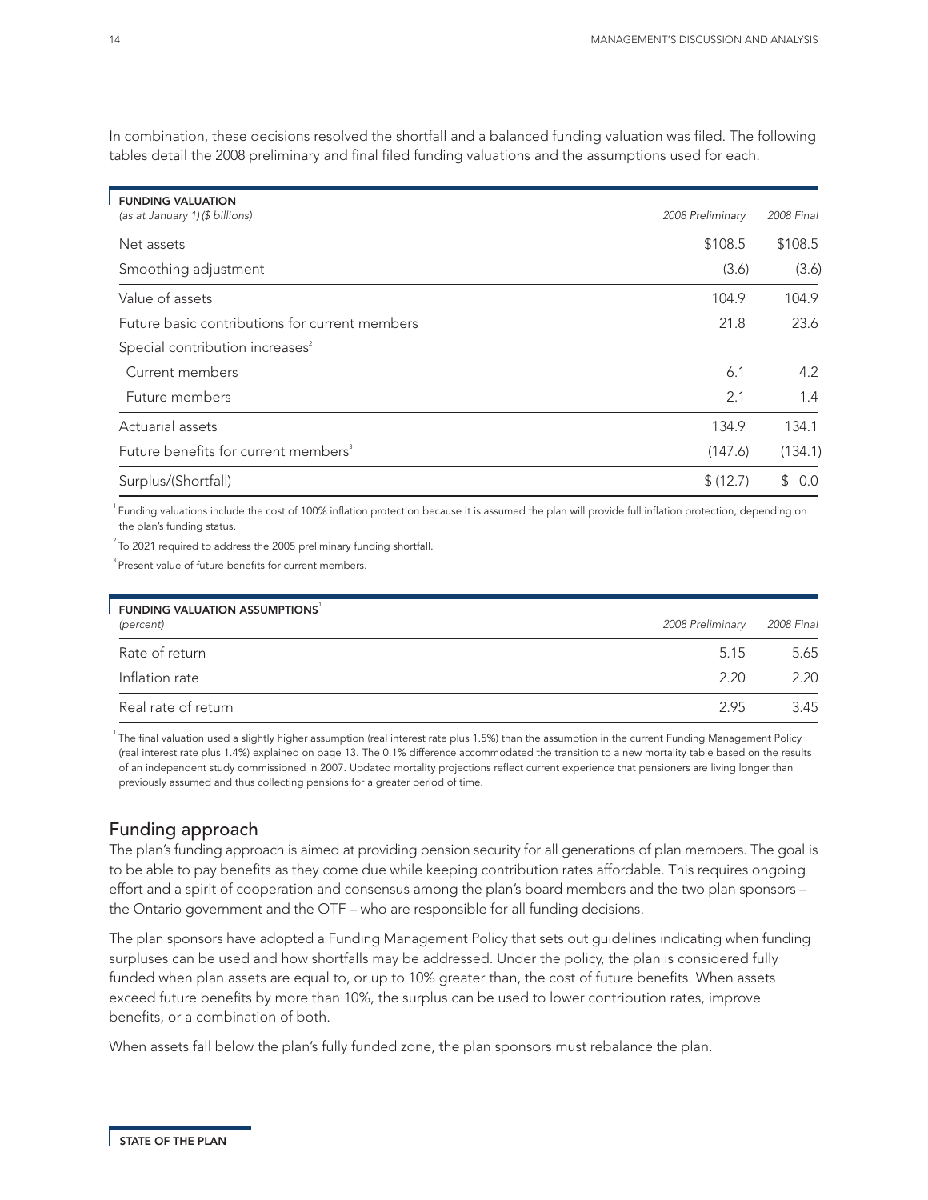In combination, these decisions resolved the shortfall and a balanced funding valuation was filed. The following tables detail the 2008 preliminary and final filed funding valuations and the assumptions used for each.

| FUNDING VALUATION[1] *(as at January 1) ($ billions)* | *2008 Preliminary* | *2008 Final* |
|---|---|---|
| Net assets | $108.5 | $108.5 |
| Smoothing adjustment | (3.6) | (3.6) |
| Value of assets | 104.9 | 104.9 |
| Future basic contributions for current members | 21.8 | 23.6 |
| Special contribution increases[2] | | |
| Current members | 6.1 | 4.2 |
| Future members | 2.1 | 1.4 |
| Actuarial assets | 134.9 | 134.1 |
| Future benefits for current members[3] | (147.6) | (134.1) |
| Surplus/(Shortfall) | $ (12.7) | $ 0.0 |

[1] Funding valuations include the cost of 100% inflation protection because it is assumed the plan will provide full inflation protection, depending on the plan's funding status.

[2] To 2021 required to address the 2005 preliminary funding shortfall.

[3] Present value of future benefits for current members.

| FUNDING VALUATION ASSUMPTIONS[1] *(percent)* | *2008 Preliminary* | *2008 Final* |
|---|---|---|
| Rate of return | 5.15 | 5.65 |
| Inflation rate | 2.20 | 2.20 |
| Real rate of return | 2.95 | 3.45 |

[1] The final valuation used a slightly higher assumption (real interest rate plus 1.5%) than the assumption in the current Funding Management Policy (real interest rate plus 1.4%) explained on page 13. The 0.1% difference accommodated the transition to a new mortality table based on the results of an independent study commissioned in 2007. Updated mortality projections reflect current experience that pensioners are living longer than previously assumed and thus collecting pensions for a greater period of time.

## Funding approach

The plan's funding approach is aimed at providing pension security for all generations of plan members. The goal is to be able to pay benefits as they come due while keeping contribution rates affordable. This requires ongoing effort and a spirit of cooperation and consensus among the plan's board members and the two plan sponsors – the Ontario government and the OTF – who are responsible for all funding decisions.

The plan sponsors have adopted a Funding Management Policy that sets out guidelines indicating when funding surpluses can be used and how shortfalls may be addressed. Under the policy, the plan is considered fully funded when plan assets are equal to, or up to 10% greater than, the cost of future benefits. When assets exceed future benefits by more than 10%, the surplus can be used to lower contribution rates, improve benefits, or a combination of both.

When assets fall below the plan's fully funded zone, the plan sponsors must rebalance the plan.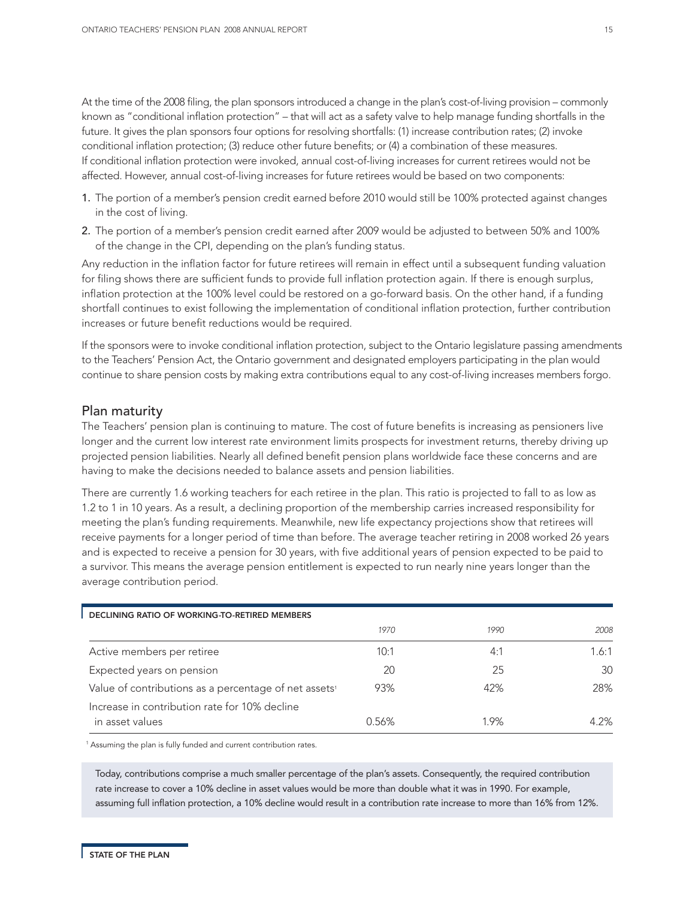At the time of the 2008 filing, the plan sponsors introduced a change in the plan's cost-of-living provision – commonly known as "conditional inflation protection" – that will act as a safety valve to help manage funding shortfalls in the future. It gives the plan sponsors four options for resolving shortfalls: (1) increase contribution rates; (2) invoke conditional inflation protection; (3) reduce other future benefits; or (4) a combination of these measures. If conditional inflation protection were invoked, annual cost-of-living increases for current retirees would not be affected. However, annual cost-of-living increases for future retirees would be based on two components:

1. The portion of a member's pension credit earned before 2010 would still be 100% protected against changes in the cost of living.
2. The portion of a member's pension credit earned after 2009 would be adjusted to between 50% and 100% of the change in the CPI, depending on the plan's funding status.

Any reduction in the inflation factor for future retirees will remain in effect until a subsequent funding valuation for filing shows there are sufficient funds to provide full inflation protection again. If there is enough surplus, inflation protection at the 100% level could be restored on a go-forward basis. On the other hand, if a funding shortfall continues to exist following the implementation of conditional inflation protection, further contribution increases or future benefit reductions would be required.

If the sponsors were to invoke conditional inflation protection, subject to the Ontario legislature passing amendments to the Teachers' Pension Act, the Ontario government and designated employers participating in the plan would continue to share pension costs by making extra contributions equal to any cost-of-living increases members forgo.

## Plan maturity

The Teachers' pension plan is continuing to mature. The cost of future benefits is increasing as pensioners live longer and the current low interest rate environment limits prospects for investment returns, thereby driving up projected pension liabilities. Nearly all defined benefit pension plans worldwide face these concerns and are having to make the decisions needed to balance assets and pension liabilities.

There are currently 1.6 working teachers for each retiree in the plan. This ratio is projected to fall to as low as 1.2 to 1 in 10 years. As a result, a declining proportion of the membership carries increased responsibility for meeting the plan's funding requirements. Meanwhile, new life expectancy projections show that retirees will receive payments for a longer period of time than before. The average teacher retiring in 2008 worked 26 years and is expected to receive a pension for 30 years, with five additional years of pension expected to be paid to a survivor. This means the average pension entitlement is expected to run nearly nine years longer than the average contribution period.

**DECLINING RATIO OF WORKING-TO-RETIRED MEMBERS**

| | *1970* | *1990* | *2008* |
|---|---|---|---|
| Active members per retiree | 10:1 | 4:1 | 1.6:1 |
| Expected years on pension | 20 | 25 | 30 |
| Value of contributions as a percentage of net assets[1] | 93% | 42% | 28% |
| Increase in contribution rate for 10% decline in asset values | 0.56% | 1.9% | 4.2% |

[1] Assuming the plan is fully funded and current contribution rates.

Today, contributions comprise a much smaller percentage of the plan's assets. Consequently, the required contribution rate increase to cover a 10% decline in asset values would be more than double what it was in 1990. For example, assuming full inflation protection, a 10% decline would result in a contribution rate increase to more than 16% from 12%.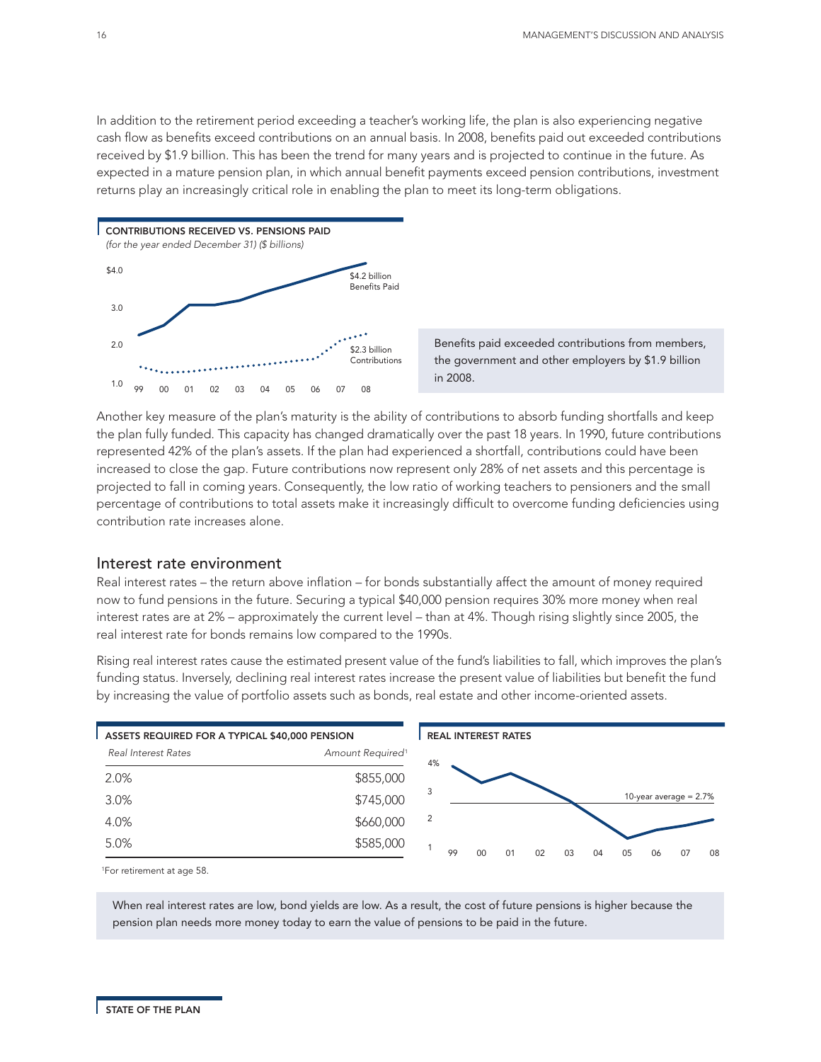In addition to the retirement period exceeding a teacher's working life, the plan is also experiencing negative cash flow as benefits exceed contributions on an annual basis. In 2008, benefits paid out exceeded contributions received by $1.9 billion. This has been the trend for many years and is projected to continue in the future. As expected in a mature pension plan, in which annual benefit payments exceed pension contributions, investment returns play an increasingly critical role in enabling the plan to meet its long-term obligations.

**CONTRIBUTIONS RECEIVED VS. PENSIONS PAID**
*(for the year ended December 31) ($ billions)*

$4.2 billion Benefits Paid
$2.3 billion Contributions

Benefits paid exceeded contributions from members, the government and other employers by $1.9 billion in 2008.

Another key measure of the plan's maturity is the ability of contributions to absorb funding shortfalls and keep the plan fully funded. This capacity has changed dramatically over the past 18 years. In 1990, future contributions represented 42% of the plan's assets. If the plan had experienced a shortfall, contributions could have been increased to close the gap. Future contributions now represent only 28% of net assets and this percentage is projected to fall in coming years. Consequently, the low ratio of working teachers to pensioners and the small percentage of contributions to total assets make it increasingly difficult to overcome funding deficiencies using contribution rate increases alone.

## Interest rate environment

Real interest rates – the return above inflation – for bonds substantially affect the amount of money required now to fund pensions in the future. Securing a typical $40,000 pension requires 30% more money when real interest rates are at 2% – approximately the current level – than at 4%. Though rising slightly since 2005, the real interest rate for bonds remains low compared to the 1990s.

Rising real interest rates cause the estimated present value of the fund's liabilities to fall, which improves the plan's funding status. Inversely, declining real interest rates increase the present value of liabilities but benefit the fund by increasing the value of portfolio assets such as bonds, real estate and other income-oriented assets.

**ASSETS REQUIRED FOR A TYPICAL $40,000 PENSION**

| *Real Interest Rates* | *Amount Required*[1] |
|---|---|
| 2.0% | $855,000 |
| 3.0% | $745,000 |
| 4.0% | $660,000 |
| 5.0% | $585,000 |

[1]For retirement at age 58.

**REAL INTEREST RATES**

10-year average = 2.7%

When real interest rates are low, bond yields are low. As a result, the cost of future pensions is higher because the pension plan needs more money today to earn the value of pensions to be paid in the future.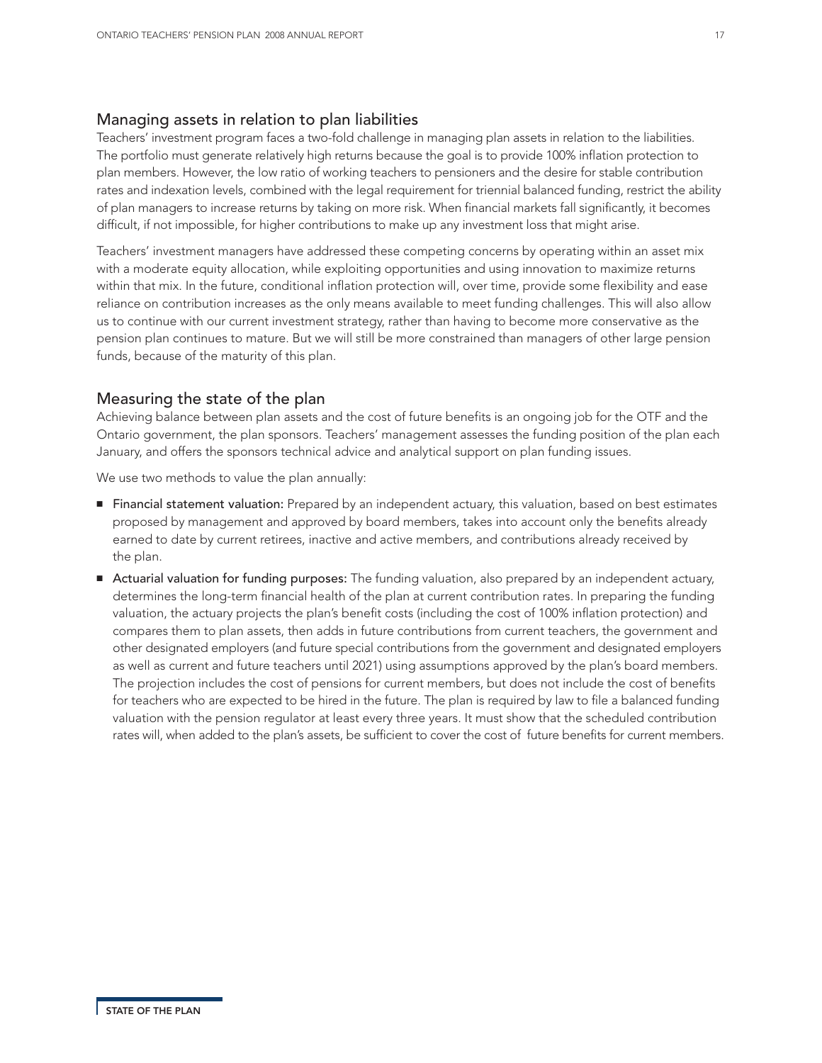## Managing assets in relation to plan liabilities

Teachers' investment program faces a two-fold challenge in managing plan assets in relation to the liabilities. The portfolio must generate relatively high returns because the goal is to provide 100% inflation protection to plan members. However, the low ratio of working teachers to pensioners and the desire for stable contribution rates and indexation levels, combined with the legal requirement for triennial balanced funding, restrict the ability of plan managers to increase returns by taking on more risk. When financial markets fall significantly, it becomes difficult, if not impossible, for higher contributions to make up any investment loss that might arise.

Teachers' investment managers have addressed these competing concerns by operating within an asset mix with a moderate equity allocation, while exploiting opportunities and using innovation to maximize returns within that mix. In the future, conditional inflation protection will, over time, provide some flexibility and ease reliance on contribution increases as the only means available to meet funding challenges. This will also allow us to continue with our current investment strategy, rather than having to become more conservative as the pension plan continues to mature. But we will still be more constrained than managers of other large pension funds, because of the maturity of this plan.

## Measuring the state of the plan

Achieving balance between plan assets and the cost of future benefits is an ongoing job for the OTF and the Ontario government, the plan sponsors. Teachers' management assesses the funding position of the plan each January, and offers the sponsors technical advice and analytical support on plan funding issues.

We use two methods to value the plan annually:

- **Financial statement valuation:** Prepared by an independent actuary, this valuation, based on best estimates proposed by management and approved by board members, takes into account only the benefits already earned to date by current retirees, inactive and active members, and contributions already received by the plan.
- **Actuarial valuation for funding purposes:** The funding valuation, also prepared by an independent actuary, determines the long-term financial health of the plan at current contribution rates. In preparing the funding valuation, the actuary projects the plan's benefit costs (including the cost of 100% inflation protection) and compares them to plan assets, then adds in future contributions from current teachers, the government and other designated employers (and future special contributions from the government and designated employers as well as current and future teachers until 2021) using assumptions approved by the plan's board members. The projection includes the cost of pensions for current members, but does not include the cost of benefits for teachers who are expected to be hired in the future. The plan is required by law to file a balanced funding valuation with the pension regulator at least every three years. It must show that the scheduled contribution rates will, when added to the plan's assets, be sufficient to cover the cost of future benefits for current members.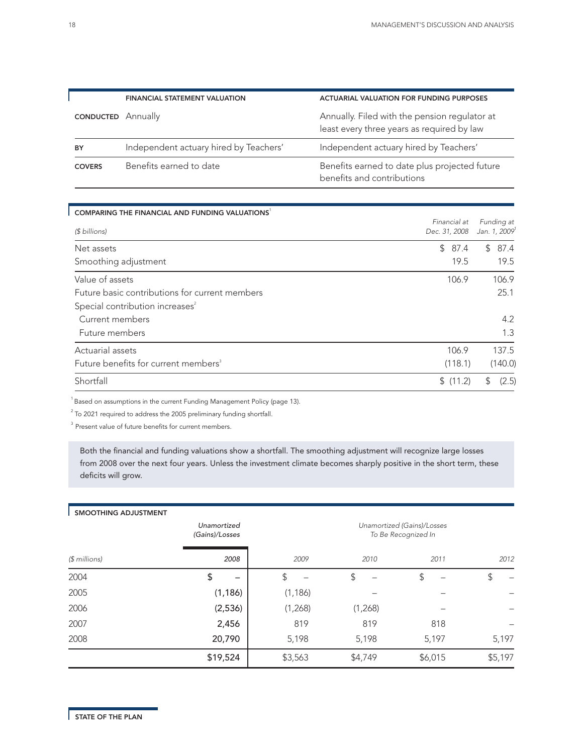| | FINANCIAL STATEMENT VALUATION | ACTUARIAL VALUATION FOR FUNDING PURPOSES |
|---|---|---|
| **CONDUCTED** | Annually | Annually. Filed with the pension regulator at least every three years as required by law |
| **BY** | Independent actuary hired by Teachers' | Independent actuary hired by Teachers' |
| **COVERS** | Benefits earned to date | Benefits earned to date plus projected future benefits and contributions |

**COMPARING THE FINANCIAL AND FUNDING VALUATIONS**[1]

| ($ billions) | Financial at Dec. 31, 2008 | Funding at Jan. 1, 2009[1] |
|---|---|---|
| Net assets | $ 87.4 | $ 87.4 |
| Smoothing adjustment | 19.5 | 19.5 |
| Value of assets | 106.9 | 106.9 |
| Future basic contributions for current members | | 25.1 |
| Special contribution increases[2] | | |
| Current members | | 4.2 |
| Future members | | 1.3 |
| Actuarial assets | 106.9 | 137.5 |
| Future benefits for current members[3] | (118.1) | (140.0) |
| Shortfall | $ (11.2) | $ (2.5) |

[1] Based on assumptions in the current Funding Management Policy (page 13).

[2] To 2021 required to address the 2005 preliminary funding shortfall.

[3] Present value of future benefits for current members.

Both the financial and funding valuations show a shortfall. The smoothing adjustment will recognize large losses from 2008 over the next four years. Unless the investment climate becomes sharply positive in the short term, these deficits will grow.

**SMOOTHING ADJUSTMENT**

| | Unamortized (Gains)/Losses | Unamortized (Gains)/Losses To Be Recognized In | | | |
|---|---|---|---|---|---|
| ($ millions) | 2008 | 2009 | 2010 | 2011 | 2012 |
| 2004 | $ – | $ – | $ – | $ – | $ – |
| 2005 | (1,186) | (1,186) | – | – | – |
| 2006 | (2,536) | (1,268) | (1,268) | – | – |
| 2007 | 2,456 | 819 | 819 | 818 | – |
| 2008 | 20,790 | 5,198 | 5,198 | 5,197 | 5,197 |
| | $19,524 | $3,563 | $4,749 | $6,015 | $5,197 |

**STATE OF THE PLAN**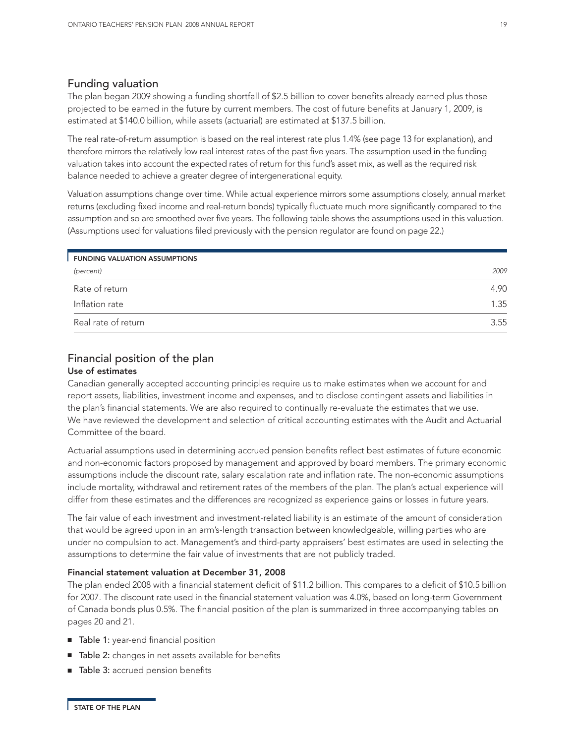## Funding valuation

The plan began 2009 showing a funding shortfall of $2.5 billion to cover benefits already earned plus those projected to be earned in the future by current members. The cost of future benefits at January 1, 2009, is estimated at $140.0 billion, while assets (actuarial) are estimated at $137.5 billion.

The real rate-of-return assumption is based on the real interest rate plus 1.4% (see page 13 for explanation), and therefore mirrors the relatively low real interest rates of the past five years. The assumption used in the funding valuation takes into account the expected rates of return for this fund's asset mix, as well as the required risk balance needed to achieve a greater degree of intergenerational equity.

Valuation assumptions change over time. While actual experience mirrors some assumptions closely, annual market returns (excluding fixed income and real-return bonds) typically fluctuate much more significantly compared to the assumption and so are smoothed over five years. The following table shows the assumptions used in this valuation. (Assumptions used for valuations filed previously with the pension regulator are found on page 22.)

| FUNDING VALUATION ASSUMPTIONS | |
|---|---|
| *(percent)* | *2009* |
| Rate of return | 4.90 |
| Inflation rate | 1.35 |
| Real rate of return | 3.55 |

## Financial position of the plan

### Use of estimates

Canadian generally accepted accounting principles require us to make estimates when we account for and report assets, liabilities, investment income and expenses, and to disclose contingent assets and liabilities in the plan's financial statements. We are also required to continually re-evaluate the estimates that we use. We have reviewed the development and selection of critical accounting estimates with the Audit and Actuarial Committee of the board.

Actuarial assumptions used in determining accrued pension benefits reflect best estimates of future economic and non-economic factors proposed by management and approved by board members. The primary economic assumptions include the discount rate, salary escalation rate and inflation rate. The non-economic assumptions include mortality, withdrawal and retirement rates of the members of the plan. The plan's actual experience will differ from these estimates and the differences are recognized as experience gains or losses in future years.

The fair value of each investment and investment-related liability is an estimate of the amount of consideration that would be agreed upon in an arm's-length transaction between knowledgeable, willing parties who are under no compulsion to act. Management's and third-party appraisers' best estimates are used in selecting the assumptions to determine the fair value of investments that are not publicly traded.

### Financial statement valuation at December 31, 2008

The plan ended 2008 with a financial statement deficit of $11.2 billion. This compares to a deficit of $10.5 billion for 2007. The discount rate used in the financial statement valuation was 4.0%, based on long-term Government of Canada bonds plus 0.5%. The financial position of the plan is summarized in three accompanying tables on pages 20 and 21.

- **Table 1:** year-end financial position
- **Table 2:** changes in net assets available for benefits
- **Table 3:** accrued pension benefits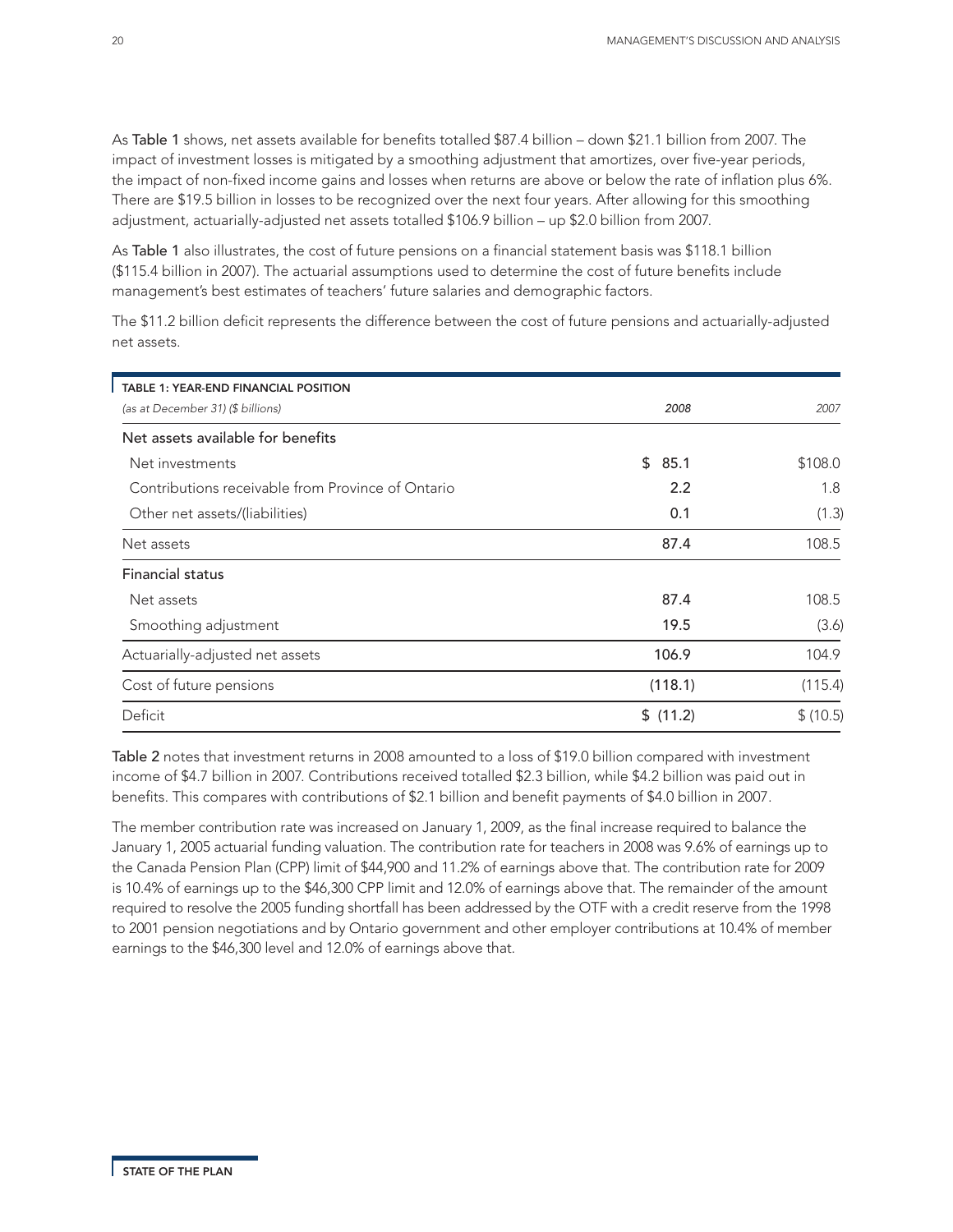As **Table 1** shows, net assets available for benefits totalled $87.4 billion – down $21.1 billion from 2007. The impact of investment losses is mitigated by a smoothing adjustment that amortizes, over five-year periods, the impact of non-fixed income gains and losses when returns are above or below the rate of inflation plus 6%. There are $19.5 billion in losses to be recognized over the next four years. After allowing for this smoothing adjustment, actuarially-adjusted net assets totalled $106.9 billion – up $2.0 billion from 2007.

As **Table 1** also illustrates, the cost of future pensions on a financial statement basis was $118.1 billion ($115.4 billion in 2007). The actuarial assumptions used to determine the cost of future benefits include management's best estimates of teachers' future salaries and demographic factors.

The $11.2 billion deficit represents the difference between the cost of future pensions and actuarially-adjusted net assets.

**TABLE 1: YEAR-END FINANCIAL POSITION**

| *(as at December 31) ($ billions)* | *2008* | *2007* |
|---|---|---|
| Net assets available for benefits | | |
| Net investments | **$ 85.1** | $108.0 |
| Contributions receivable from Province of Ontario | **2.2** | 1.8 |
| Other net assets/(liabilities) | **0.1** | (1.3) |
| Net assets | **87.4** | 108.5 |
| Financial status | | |
| Net assets | **87.4** | 108.5 |
| Smoothing adjustment | **19.5** | (3.6) |
| Actuarially-adjusted net assets | **106.9** | 104.9 |
| Cost of future pensions | **(118.1)** | (115.4) |
| Deficit | **$ (11.2)** | $ (10.5) |

**Table 2** notes that investment returns in 2008 amounted to a loss of $19.0 billion compared with investment income of $4.7 billion in 2007. Contributions received totalled $2.3 billion, while $4.2 billion was paid out in benefits. This compares with contributions of $2.1 billion and benefit payments of $4.0 billion in 2007.

The member contribution rate was increased on January 1, 2009, as the final increase required to balance the January 1, 2005 actuarial funding valuation. The contribution rate for teachers in 2008 was 9.6% of earnings up to the Canada Pension Plan (CPP) limit of $44,900 and 11.2% of earnings above that. The contribution rate for 2009 is 10.4% of earnings up to the $46,300 CPP limit and 12.0% of earnings above that. The remainder of the amount required to resolve the 2005 funding shortfall has been addressed by the OTF with a credit reserve from the 1998 to 2001 pension negotiations and by Ontario government and other employer contributions at 10.4% of member earnings to the $46,300 level and 12.0% of earnings above that.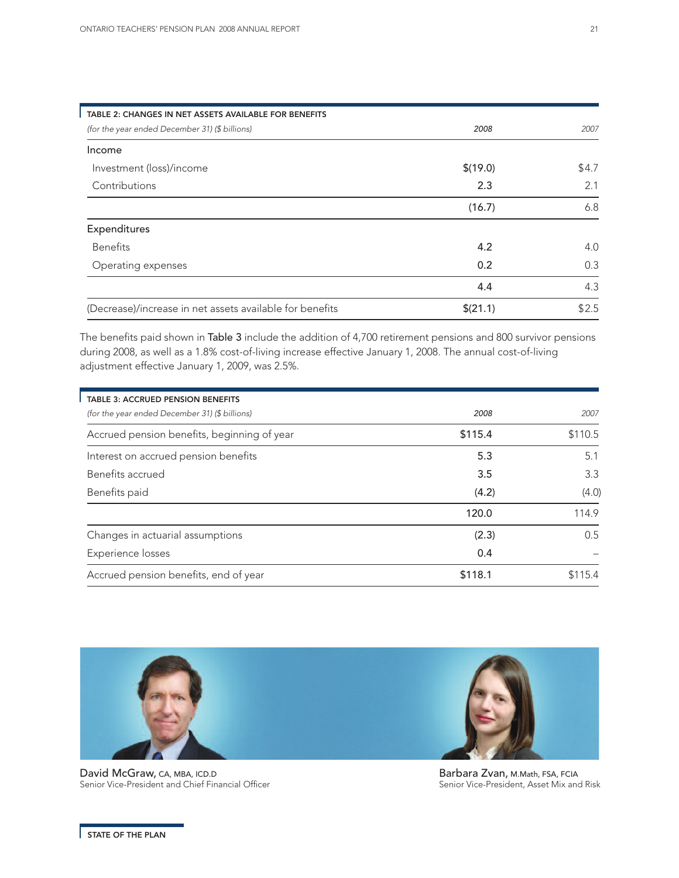| TABLE 2: CHANGES IN NET ASSETS AVAILABLE FOR BENEFITS<br>*(for the year ended December 31) ($ billions)* | *2008* | *2007* |
|---|---|---|
| Income | | |
| Investment (loss)/income | $(19.0) | $4.7 |
| Contributions | 2.3 | 2.1 |
| | (16.7) | 6.8 |
| Expenditures | | |
| Benefits | 4.2 | 4.0 |
| Operating expenses | 0.2 | 0.3 |
| | 4.4 | 4.3 |
| (Decrease)/increase in net assets available for benefits | $(21.1) | $2.5 |

The benefits paid shown in Table 3 include the addition of 4,700 retirement pensions and 800 survivor pensions during 2008, as well as a 1.8% cost-of-living increase effective January 1, 2008. The annual cost-of-living adjustment effective January 1, 2009, was 2.5%.

| TABLE 3: ACCRUED PENSION BENEFITS<br>*(for the year ended December 31) ($ billions)* | *2008* | *2007* |
|---|---|---|
| Accrued pension benefits, beginning of year | $115.4 | $110.5 |
| Interest on accrued pension benefits | 5.3 | 5.1 |
| Benefits accrued | 3.5 | 3.3 |
| Benefits paid | (4.2) | (4.0) |
| | 120.0 | 114.9 |
| Changes in actuarial assumptions | (2.3) | 0.5 |
| Experience losses | 0.4 | – |
| Accrued pension benefits, end of year | $118.1 | $115.4 |

David McGraw, CA, MBA, ICD.D
Senior Vice-President and Chief Financial Officer

Barbara Zvan, M.Math, FSA, FCIA
Senior Vice-President, Asset Mix and Risk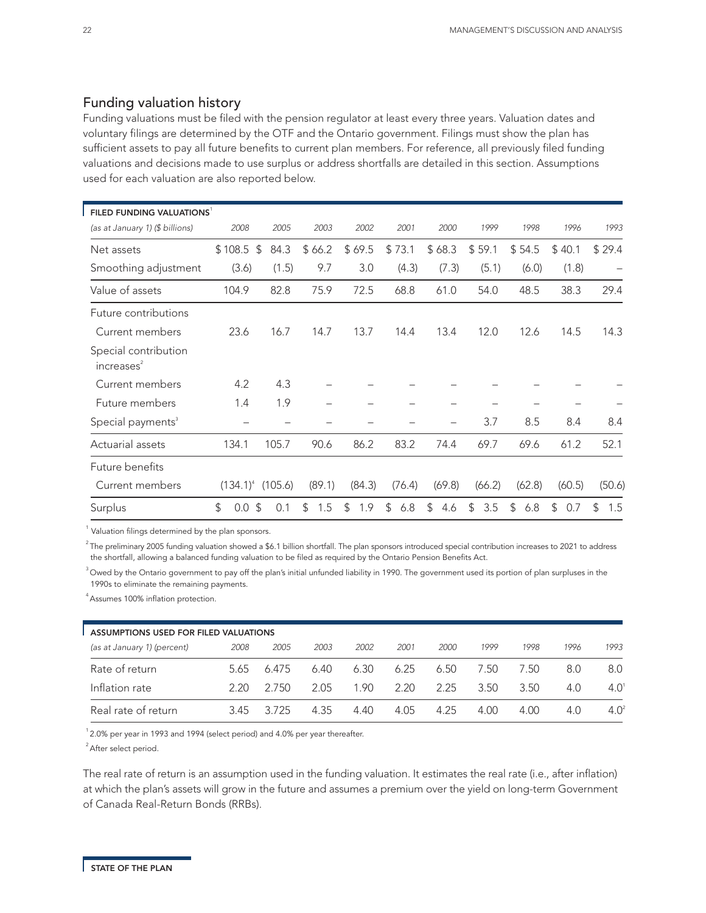## Funding valuation history

Funding valuations must be filed with the pension regulator at least every three years. Valuation dates and voluntary filings are determined by the OTF and the Ontario government. Filings must show the plan has sufficient assets to pay all future benefits to current plan members. For reference, all previously filed funding valuations and decisions made to use surplus or address shortfalls are detailed in this section. Assumptions used for each valuation are also reported below.

| **FILED FUNDING VALUATIONS**[1] *(as at January 1) ($ billions)* | *2008* | *2005* | *2003* | *2002* | *2001* | *2000* | *1999* | *1998* | *1996* | *1993* |
|---|---|---|---|---|---|---|---|---|---|---|
| Net assets | $ 108.5 | $ 84.3 | $ 66.2 | $ 69.5 | $ 73.1 | $ 68.3 | $ 59.1 | $ 54.5 | $ 40.1 | $ 29.4 |
| Smoothing adjustment | (3.6) | (1.5) | 9.7 | 3.0 | (4.3) | (7.3) | (5.1) | (6.0) | (1.8) | – |
| Value of assets | 104.9 | 82.8 | 75.9 | 72.5 | 68.8 | 61.0 | 54.0 | 48.5 | 38.3 | 29.4 |
| Future contributions | | | | | | | | | | |
| Current members | 23.6 | 16.7 | 14.7 | 13.7 | 14.4 | 13.4 | 12.0 | 12.6 | 14.5 | 14.3 |
| Special contribution increases[2] | | | | | | | | | | |
| Current members | 4.2 | 4.3 | – | – | – | – | – | – | – | – |
| Future members | 1.4 | 1.9 | – | – | – | – | – | – | – | – |
| Special payments[3] | – | – | – | – | – | – | 3.7 | 8.5 | 8.4 | 8.4 |
| Actuarial assets | 134.1 | 105.7 | 90.6 | 86.2 | 83.2 | 74.4 | 69.7 | 69.6 | 61.2 | 52.1 |
| Future benefits | | | | | | | | | | |
| Current members | (134.1)[4] | (105.6) | (89.1) | (84.3) | (76.4) | (69.8) | (66.2) | (62.8) | (60.5) | (50.6) |
| Surplus | $ 0.0 | $ 0.1 | $ 1.5 | $ 1.9 | $ 6.8 | $ 4.6 | $ 3.5 | $ 6.8 | $ 0.7 | $ 1.5 |

[1] Valuation filings determined by the plan sponsors.

[2] The preliminary 2005 funding valuation showed a $6.1 billion shortfall. The plan sponsors introduced special contribution increases to 2021 to address the shortfall, allowing a balanced funding valuation to be filed as required by the Ontario Pension Benefits Act.

[3] Owed by the Ontario government to pay off the plan's initial unfunded liability in 1990. The government used its portion of plan surpluses in the 1990s to eliminate the remaining payments.

[4] Assumes 100% inflation protection.

| **ASSUMPTIONS USED FOR FILED VALUATIONS** *(as at January 1) (percent)* | *2008* | *2005* | *2003* | *2002* | *2001* | *2000* | *1999* | *1998* | *1996* | *1993* |
|---|---|---|---|---|---|---|---|---|---|---|
| Rate of return | 5.65 | 6.475 | 6.40 | 6.30 | 6.25 | 6.50 | 7.50 | 7.50 | 8.0 | 8.0 |
| Inflation rate | 2.20 | 2.750 | 2.05 | 1.90 | 2.20 | 2.25 | 3.50 | 3.50 | 4.0 | 4.0[1] |
| Real rate of return | 3.45 | 3.725 | 4.35 | 4.40 | 4.05 | 4.25 | 4.00 | 4.00 | 4.0 | 4.0[2] |

[1] 2.0% per year in 1993 and 1994 (select period) and 4.0% per year thereafter.

[2] After select period.

The real rate of return is an assumption used in the funding valuation. It estimates the real rate (i.e., after inflation) at which the plan's assets will grow in the future and assumes a premium over the yield on long-term Government of Canada Real-Return Bonds (RRBs).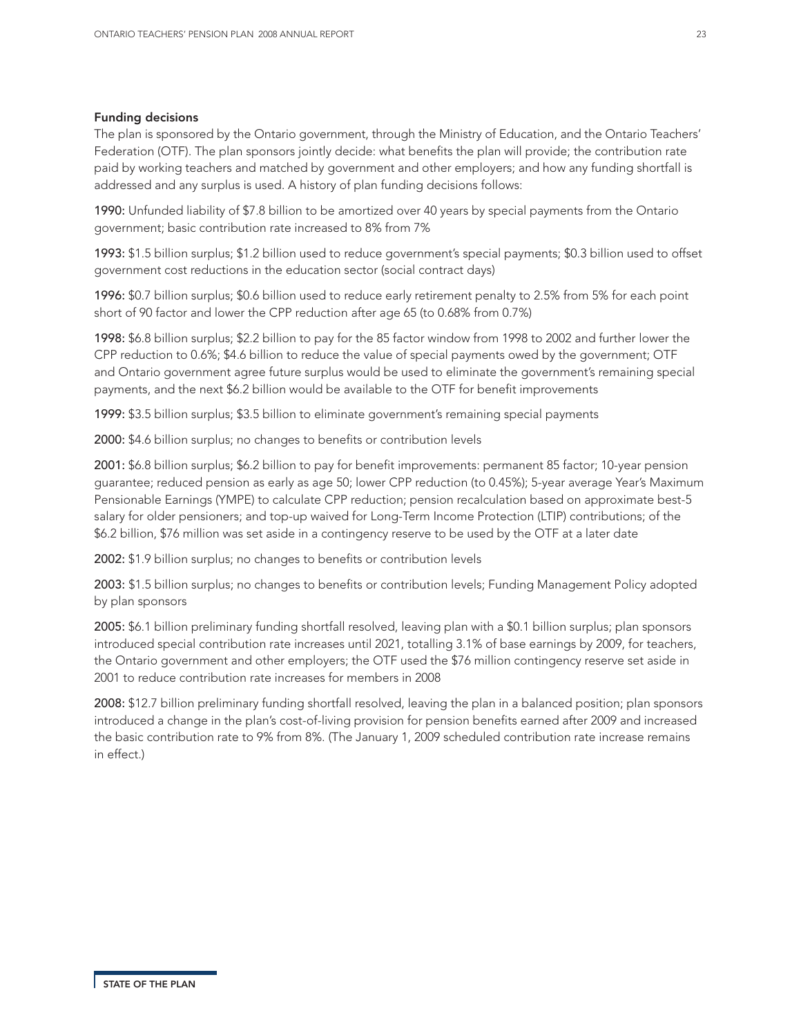### Funding decisions

The plan is sponsored by the Ontario government, through the Ministry of Education, and the Ontario Teachers' Federation (OTF). The plan sponsors jointly decide: what benefits the plan will provide; the contribution rate paid by working teachers and matched by government and other employers; and how any funding shortfall is addressed and any surplus is used. A history of plan funding decisions follows:

**1990:** Unfunded liability of $7.8 billion to be amortized over 40 years by special payments from the Ontario government; basic contribution rate increased to 8% from 7%

**1993:** $1.5 billion surplus; $1.2 billion used to reduce government's special payments; $0.3 billion used to offset government cost reductions in the education sector (social contract days)

**1996:** $0.7 billion surplus; $0.6 billion used to reduce early retirement penalty to 2.5% from 5% for each point short of 90 factor and lower the CPP reduction after age 65 (to 0.68% from 0.7%)

**1998:** $6.8 billion surplus; $2.2 billion to pay for the 85 factor window from 1998 to 2002 and further lower the CPP reduction to 0.6%; $4.6 billion to reduce the value of special payments owed by the government; OTF and Ontario government agree future surplus would be used to eliminate the government's remaining special payments, and the next $6.2 billion would be available to the OTF for benefit improvements

**1999:** $3.5 billion surplus; $3.5 billion to eliminate government's remaining special payments

**2000:** $4.6 billion surplus; no changes to benefits or contribution levels

**2001:** $6.8 billion surplus; $6.2 billion to pay for benefit improvements: permanent 85 factor; 10-year pension guarantee; reduced pension as early as age 50; lower CPP reduction (to 0.45%); 5-year average Year's Maximum Pensionable Earnings (YMPE) to calculate CPP reduction; pension recalculation based on approximate best-5 salary for older pensioners; and top-up waived for Long-Term Income Protection (LTIP) contributions; of the $6.2 billion, $76 million was set aside in a contingency reserve to be used by the OTF at a later date

**2002:** $1.9 billion surplus; no changes to benefits or contribution levels

**2003:** $1.5 billion surplus; no changes to benefits or contribution levels; Funding Management Policy adopted by plan sponsors

**2005:** $6.1 billion preliminary funding shortfall resolved, leaving plan with a $0.1 billion surplus; plan sponsors introduced special contribution rate increases until 2021, totalling 3.1% of base earnings by 2009, for teachers, the Ontario government and other employers; the OTF used the $76 million contingency reserve set aside in 2001 to reduce contribution rate increases for members in 2008

**2008:** $12.7 billion preliminary funding shortfall resolved, leaving the plan in a balanced position; plan sponsors introduced a change in the plan's cost-of-living provision for pension benefits earned after 2009 and increased the basic contribution rate to 9% from 8%. (The January 1, 2009 scheduled contribution rate increase remains in effect.)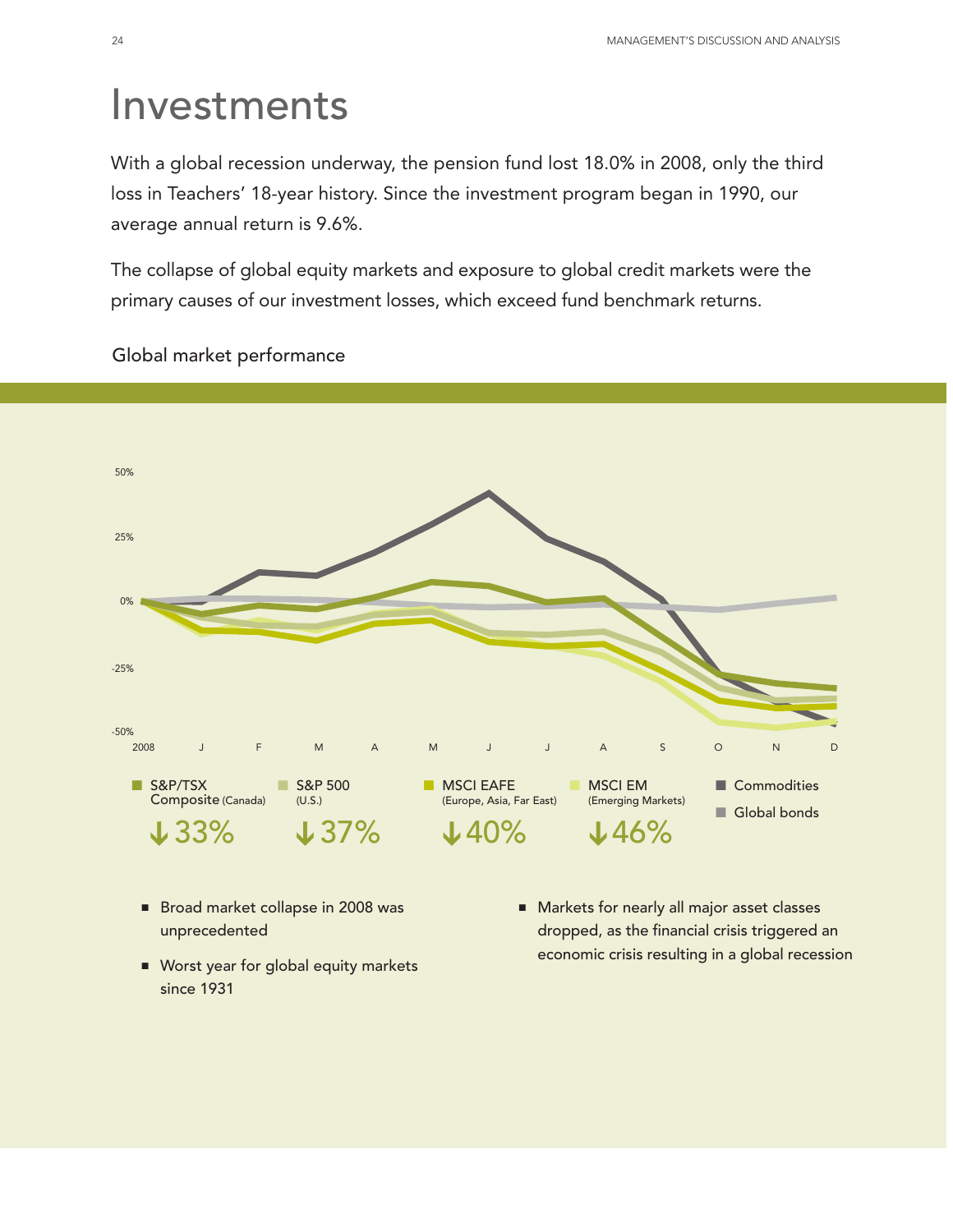# Investments

With a global recession underway, the pension fund lost 18.0% in 2008, only the third loss in Teachers' 18-year history. Since the investment program began in 1990, our average annual return is 9.6%.

The collapse of global equity markets and exposure to global credit markets were the primary causes of our investment losses, which exceed fund benchmark returns.

Global market performance

| S&P/TSX Composite (Canada) | S&P 500 (U.S.) | MSCI EAFE (Europe, Asia, Far East) | MSCI EM (Emerging Markets) |
|---|---|---|---|
| ↓33% | ↓37% | ↓40% | ↓46% |

- Broad market collapse in 2008 was unprecedented
- Worst year for global equity markets since 1931
- Markets for nearly all major asset classes dropped, as the financial crisis triggered an economic crisis resulting in a global recession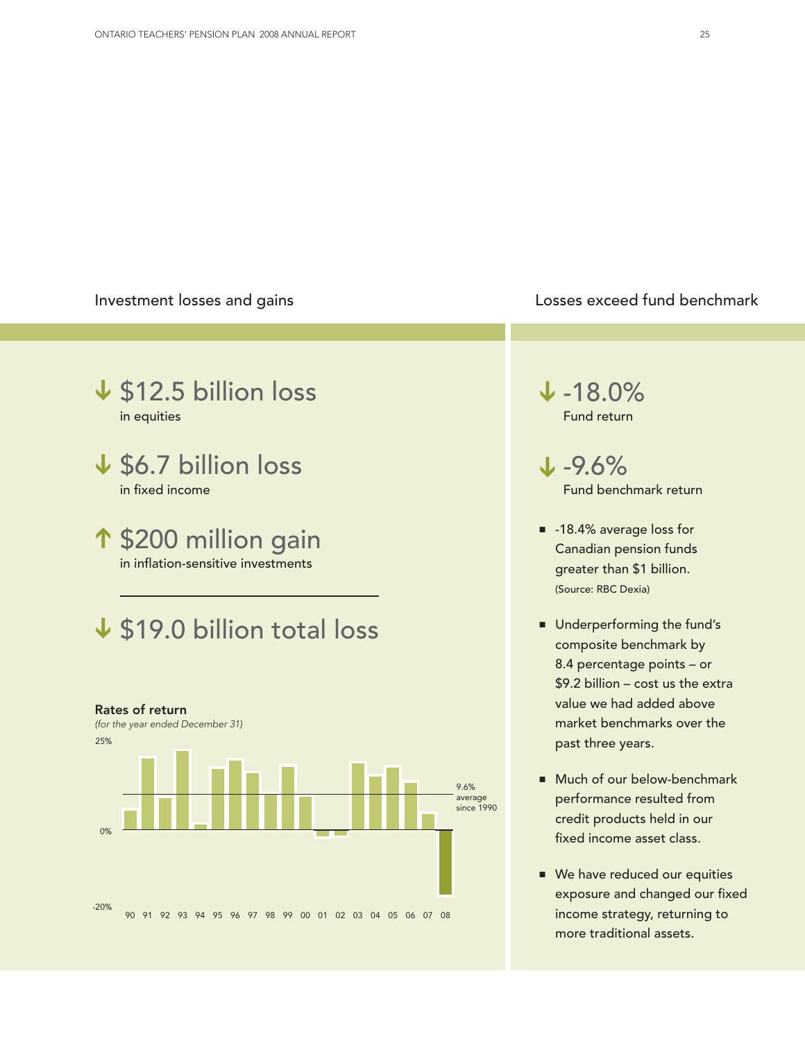## Investment losses and gains

↓ **$12.5 billion loss**
in equities

↓ **$6.7 billion loss**
in fixed income

↑ **$200 million gain**
in inflation-sensitive investments

↓ **$19.0 billion total loss**

**Rates of return**
*(for the year ended December 31)*

25%

9.6% average since 1990

0%

-20%

90 91 92 93 94 95 96 97 98 99 00 01 02 03 04 05 06 07 08

## Losses exceed fund benchmark

↓ **-18.0%**
Fund return

↓ **-9.6%**
Fund benchmark return

- -18.4% average loss for Canadian pension funds greater than $1 billion. (Source: RBC Dexia)
- Underperforming the fund's composite benchmark by 8.4 percentage points – or $9.2 billion – cost us the extra value we had added above market benchmarks over the past three years.
- Much of our below-benchmark performance resulted from credit products held in our fixed income asset class.
- We have reduced our equities exposure and changed our fixed income strategy, returning to more traditional assets.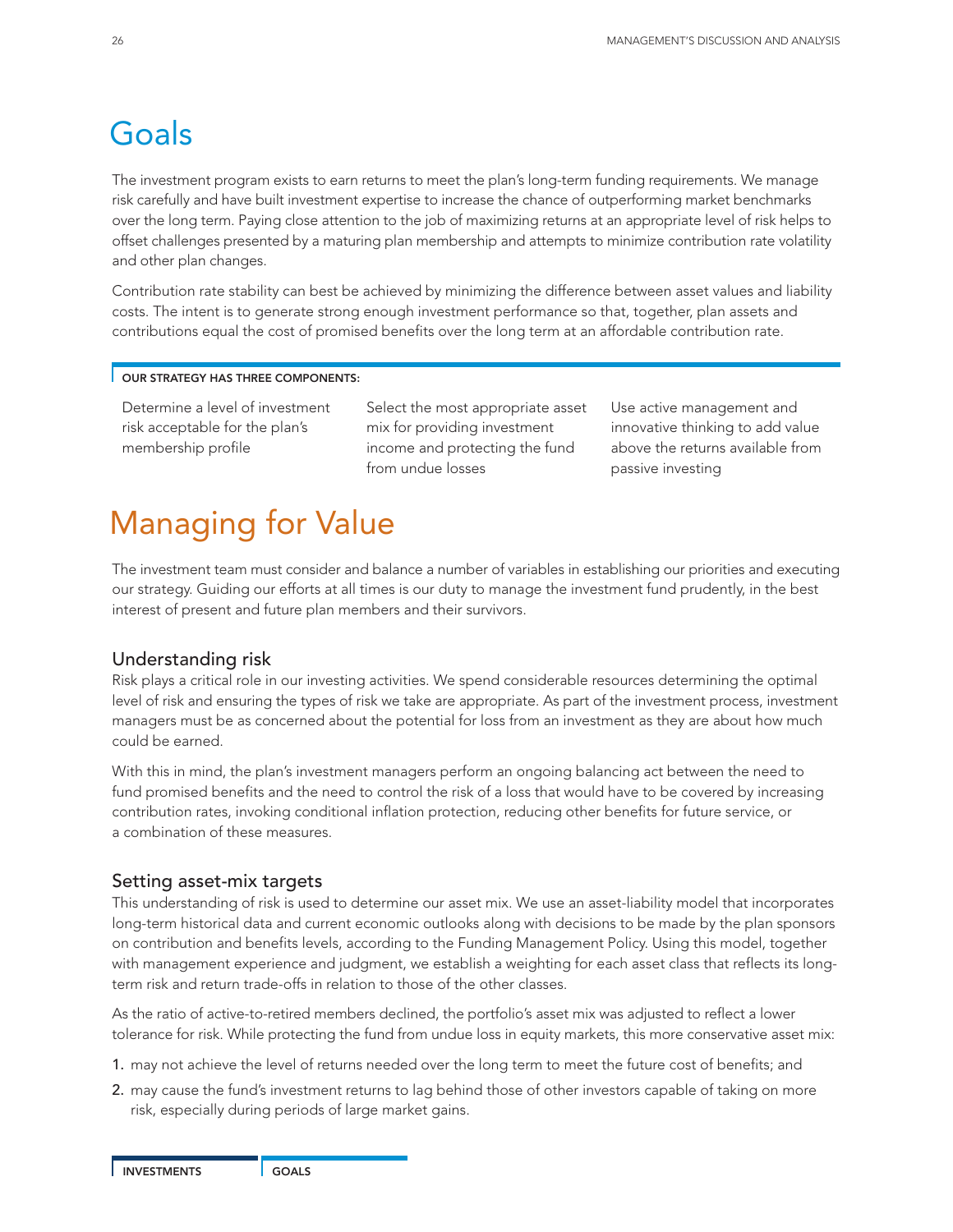# Goals

The investment program exists to earn returns to meet the plan's long-term funding requirements. We manage risk carefully and have built investment expertise to increase the chance of outperforming market benchmarks over the long term. Paying close attention to the job of maximizing returns at an appropriate level of risk helps to offset challenges presented by a maturing plan membership and attempts to minimize contribution rate volatility and other plan changes.

Contribution rate stability can best be achieved by minimizing the difference between asset values and liability costs. The intent is to generate strong enough investment performance so that, together, plan assets and contributions equal the cost of promised benefits over the long term at an affordable contribution rate.

**OUR STRATEGY HAS THREE COMPONENTS:**

- Determine a level of investment risk acceptable for the plan's membership profile
- Select the most appropriate asset mix for providing investment income and protecting the fund from undue losses
- Use active management and innovative thinking to add value above the returns available from passive investing

# Managing for Value

The investment team must consider and balance a number of variables in establishing our priorities and executing our strategy. Guiding our efforts at all times is our duty to manage the investment fund prudently, in the best interest of present and future plan members and their survivors.

## Understanding risk

Risk plays a critical role in our investing activities. We spend considerable resources determining the optimal level of risk and ensuring the types of risk we take are appropriate. As part of the investment process, investment managers must be as concerned about the potential for loss from an investment as they are about how much could be earned.

With this in mind, the plan's investment managers perform an ongoing balancing act between the need to fund promised benefits and the need to control the risk of a loss that would have to be covered by increasing contribution rates, invoking conditional inflation protection, reducing other benefits for future service, or a combination of these measures.

## Setting asset-mix targets

This understanding of risk is used to determine our asset mix. We use an asset-liability model that incorporates long-term historical data and current economic outlooks along with decisions to be made by the plan sponsors on contribution and benefits levels, according to the Funding Management Policy. Using this model, together with management experience and judgment, we establish a weighting for each asset class that reflects its long-term risk and return trade-offs in relation to those of the other classes.

As the ratio of active-to-retired members declined, the portfolio's asset mix was adjusted to reflect a lower tolerance for risk. While protecting the fund from undue loss in equity markets, this more conservative asset mix:

1. may not achieve the level of returns needed over the long term to meet the future cost of benefits; and
2. may cause the fund's investment returns to lag behind those of other investors capable of taking on more risk, especially during periods of large market gains.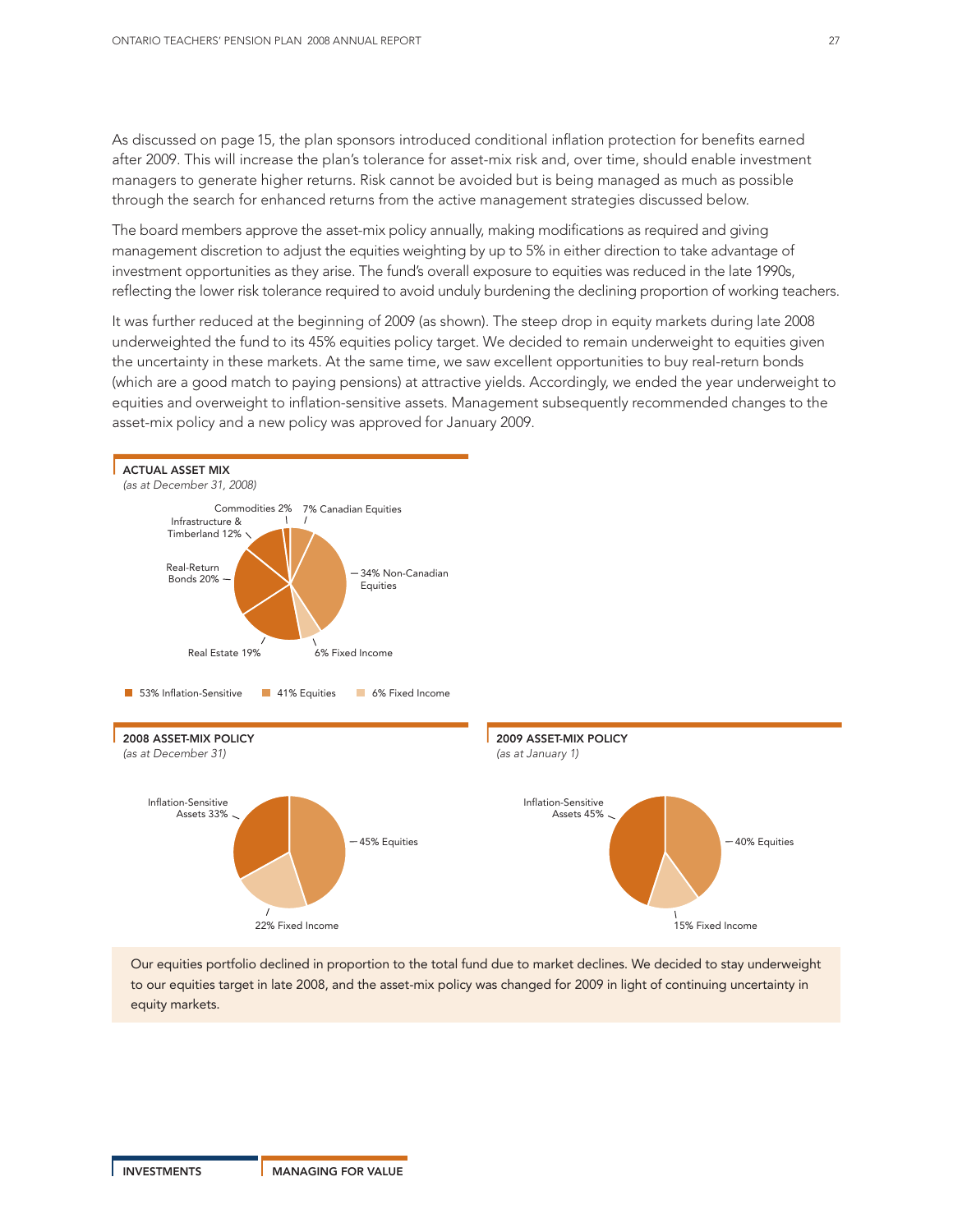As discussed on page 15, the plan sponsors introduced conditional inflation protection for benefits earned after 2009. This will increase the plan's tolerance for asset-mix risk and, over time, should enable investment managers to generate higher returns. Risk cannot be avoided but is being managed as much as possible through the search for enhanced returns from the active management strategies discussed below.

The board members approve the asset-mix policy annually, making modifications as required and giving management discretion to adjust the equities weighting by up to 5% in either direction to take advantage of investment opportunities as they arise. The fund's overall exposure to equities was reduced in the late 1990s, reflecting the lower risk tolerance required to avoid unduly burdening the declining proportion of working teachers.

It was further reduced at the beginning of 2009 (as shown). The steep drop in equity markets during late 2008 underweighted the fund to its 45% equities policy target. We decided to remain underweight to equities given the uncertainty in these markets. At the same time, we saw excellent opportunities to buy real-return bonds (which are a good match to paying pensions) at attractive yields. Accordingly, we ended the year underweight to equities and overweight to inflation-sensitive assets. Management subsequently recommended changes to the asset-mix policy and a new policy was approved for January 2009.

**ACTUAL ASSET MIX**
*(as at December 31, 2008)*

- Commodities 2%
- 7% Canadian Equities
- Infrastructure & Timberland 12%
- 34% Non-Canadian Equities
- Real-Return Bonds 20%
- Real Estate 19%
- 6% Fixed Income

53% Inflation-Sensitive | 41% Equities | 6% Fixed Income

**2008 ASSET-MIX POLICY**
*(as at December 31)*

- Inflation-Sensitive Assets 33%
- 45% Equities
- 22% Fixed Income

**2009 ASSET-MIX POLICY**
*(as at January 1)*

- Inflation-Sensitive Assets 45%
- 40% Equities
- 15% Fixed Income

Our equities portfolio declined in proportion to the total fund due to market declines. We decided to stay underweight to our equities target in late 2008, and the asset-mix policy was changed for 2009 in light of continuing uncertainty in equity markets.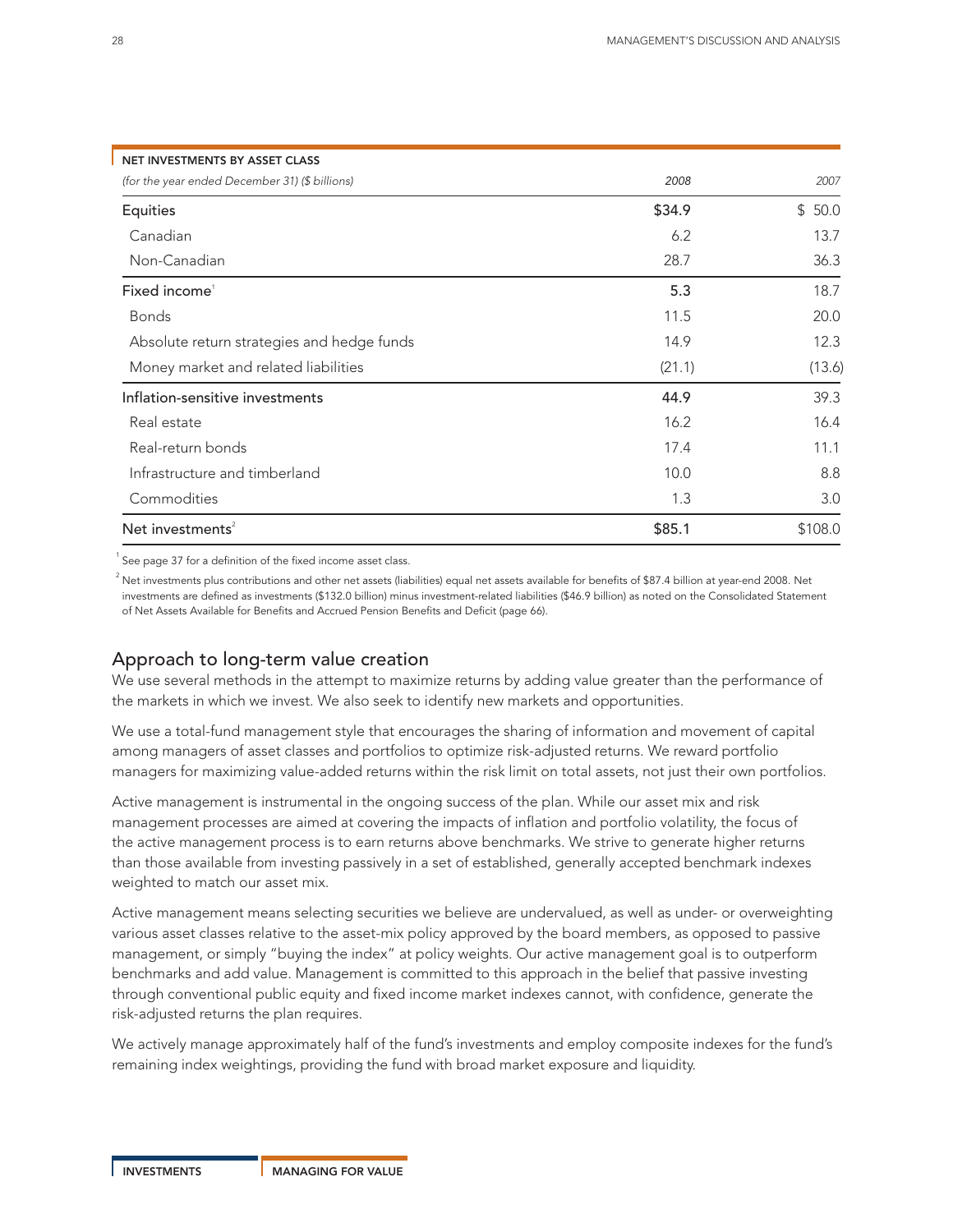**NET INVESTMENTS BY ASSET CLASS**

| *(for the year ended December 31) ($ billions)* | *2008* | *2007* |
|---|---|---|
| Equities | $34.9 | $ 50.0 |
| Canadian | 6.2 | 13.7 |
| Non-Canadian | 28.7 | 36.3 |
| Fixed income[1] | 5.3 | 18.7 |
| Bonds | 11.5 | 20.0 |
| Absolute return strategies and hedge funds | 14.9 | 12.3 |
| Money market and related liabilities | (21.1) | (13.6) |
| Inflation-sensitive investments | 44.9 | 39.3 |
| Real estate | 16.2 | 16.4 |
| Real-return bonds | 17.4 | 11.1 |
| Infrastructure and timberland | 10.0 | 8.8 |
| Commodities | 1.3 | 3.0 |
| Net investments[2] | $85.1 | $108.0 |

[1] See page 37 for a definition of the fixed income asset class.

[2] Net investments plus contributions and other net assets (liabilities) equal net assets available for benefits of $87.4 billion at year-end 2008. Net investments are defined as investments ($132.0 billion) minus investment-related liabilities ($46.9 billion) as noted on the Consolidated Statement of Net Assets Available for Benefits and Accrued Pension Benefits and Deficit (page 66).

## Approach to long-term value creation

We use several methods in the attempt to maximize returns by adding value greater than the performance of the markets in which we invest. We also seek to identify new markets and opportunities.

We use a total-fund management style that encourages the sharing of information and movement of capital among managers of asset classes and portfolios to optimize risk-adjusted returns. We reward portfolio managers for maximizing value-added returns within the risk limit on total assets, not just their own portfolios.

Active management is instrumental in the ongoing success of the plan. While our asset mix and risk management processes are aimed at covering the impacts of inflation and portfolio volatility, the focus of the active management process is to earn returns above benchmarks. We strive to generate higher returns than those available from investing passively in a set of established, generally accepted benchmark indexes weighted to match our asset mix.

Active management means selecting securities we believe are undervalued, as well as under- or overweighting various asset classes relative to the asset-mix policy approved by the board members, as opposed to passive management, or simply "buying the index" at policy weights. Our active management goal is to outperform benchmarks and add value. Management is committed to this approach in the belief that passive investing through conventional public equity and fixed income market indexes cannot, with confidence, generate the risk-adjusted returns the plan requires.

We actively manage approximately half of the fund's investments and employ composite indexes for the fund's remaining index weightings, providing the fund with broad market exposure and liquidity.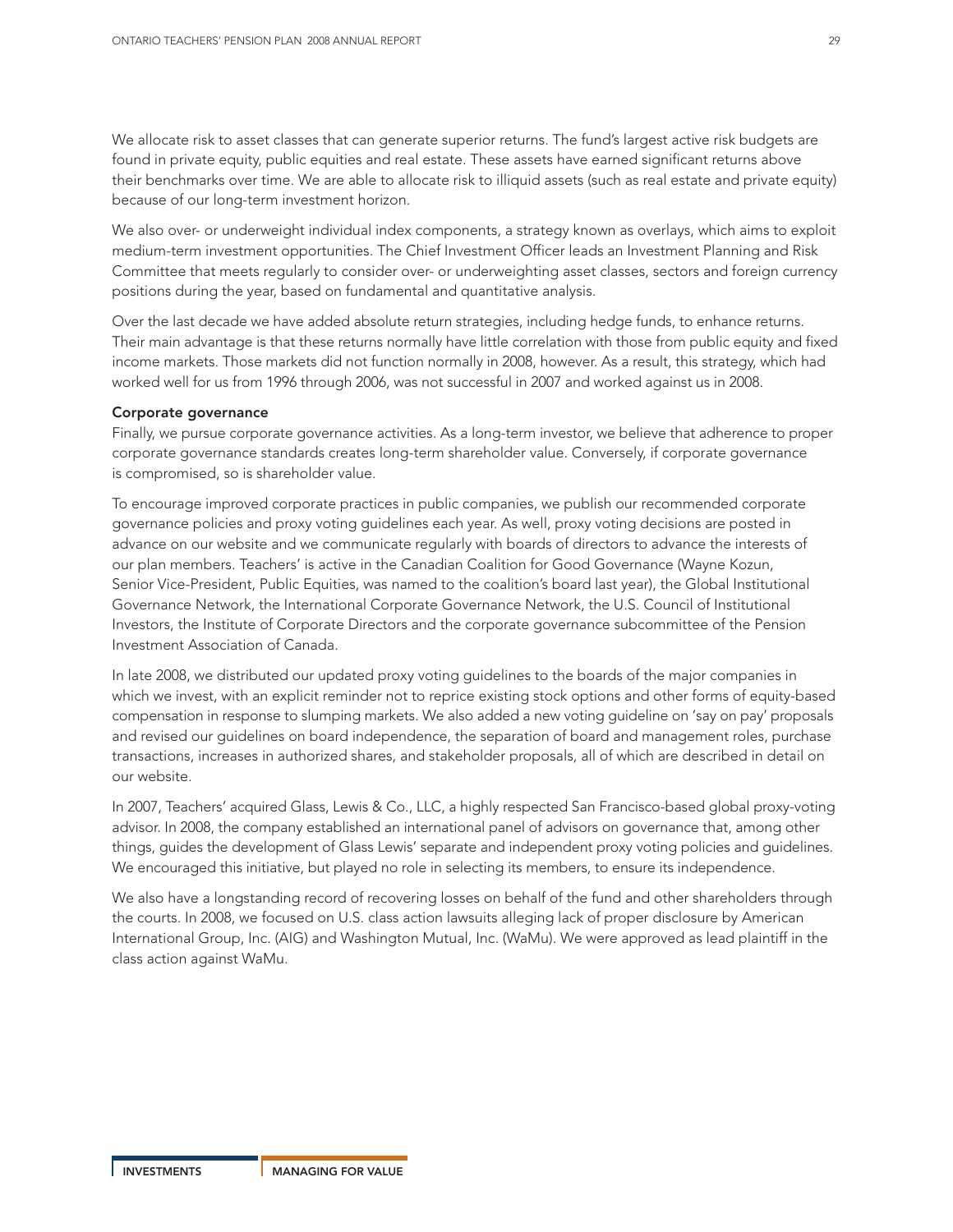We allocate risk to asset classes that can generate superior returns. The fund's largest active risk budgets are found in private equity, public equities and real estate. These assets have earned significant returns above their benchmarks over time. We are able to allocate risk to illiquid assets (such as real estate and private equity) because of our long-term investment horizon.

We also over- or underweight individual index components, a strategy known as overlays, which aims to exploit medium-term investment opportunities. The Chief Investment Officer leads an Investment Planning and Risk Committee that meets regularly to consider over- or underweighting asset classes, sectors and foreign currency positions during the year, based on fundamental and quantitative analysis.

Over the last decade we have added absolute return strategies, including hedge funds, to enhance returns. Their main advantage is that these returns normally have little correlation with those from public equity and fixed income markets. Those markets did not function normally in 2008, however. As a result, this strategy, which had worked well for us from 1996 through 2006, was not successful in 2007 and worked against us in 2008.

**Corporate governance**

Finally, we pursue corporate governance activities. As a long-term investor, we believe that adherence to proper corporate governance standards creates long-term shareholder value. Conversely, if corporate governance is compromised, so is shareholder value.

To encourage improved corporate practices in public companies, we publish our recommended corporate governance policies and proxy voting guidelines each year. As well, proxy voting decisions are posted in advance on our website and we communicate regularly with boards of directors to advance the interests of our plan members. Teachers' is active in the Canadian Coalition for Good Governance (Wayne Kozun, Senior Vice-President, Public Equities, was named to the coalition's board last year), the Global Institutional Governance Network, the International Corporate Governance Network, the U.S. Council of Institutional Investors, the Institute of Corporate Directors and the corporate governance subcommittee of the Pension Investment Association of Canada.

In late 2008, we distributed our updated proxy voting guidelines to the boards of the major companies in which we invest, with an explicit reminder not to reprice existing stock options and other forms of equity-based compensation in response to slumping markets. We also added a new voting guideline on 'say on pay' proposals and revised our guidelines on board independence, the separation of board and management roles, purchase transactions, increases in authorized shares, and stakeholder proposals, all of which are described in detail on our website.

In 2007, Teachers' acquired Glass, Lewis & Co., LLC, a highly respected San Francisco-based global proxy-voting advisor. In 2008, the company established an international panel of advisors on governance that, among other things, guides the development of Glass Lewis' separate and independent proxy voting policies and guidelines. We encouraged this initiative, but played no role in selecting its members, to ensure its independence.

We also have a longstanding record of recovering losses on behalf of the fund and other shareholders through the courts. In 2008, we focused on U.S. class action lawsuits alleging lack of proper disclosure by American International Group, Inc. (AIG) and Washington Mutual, Inc. (WaMu). We were approved as lead plaintiff in the class action against WaMu.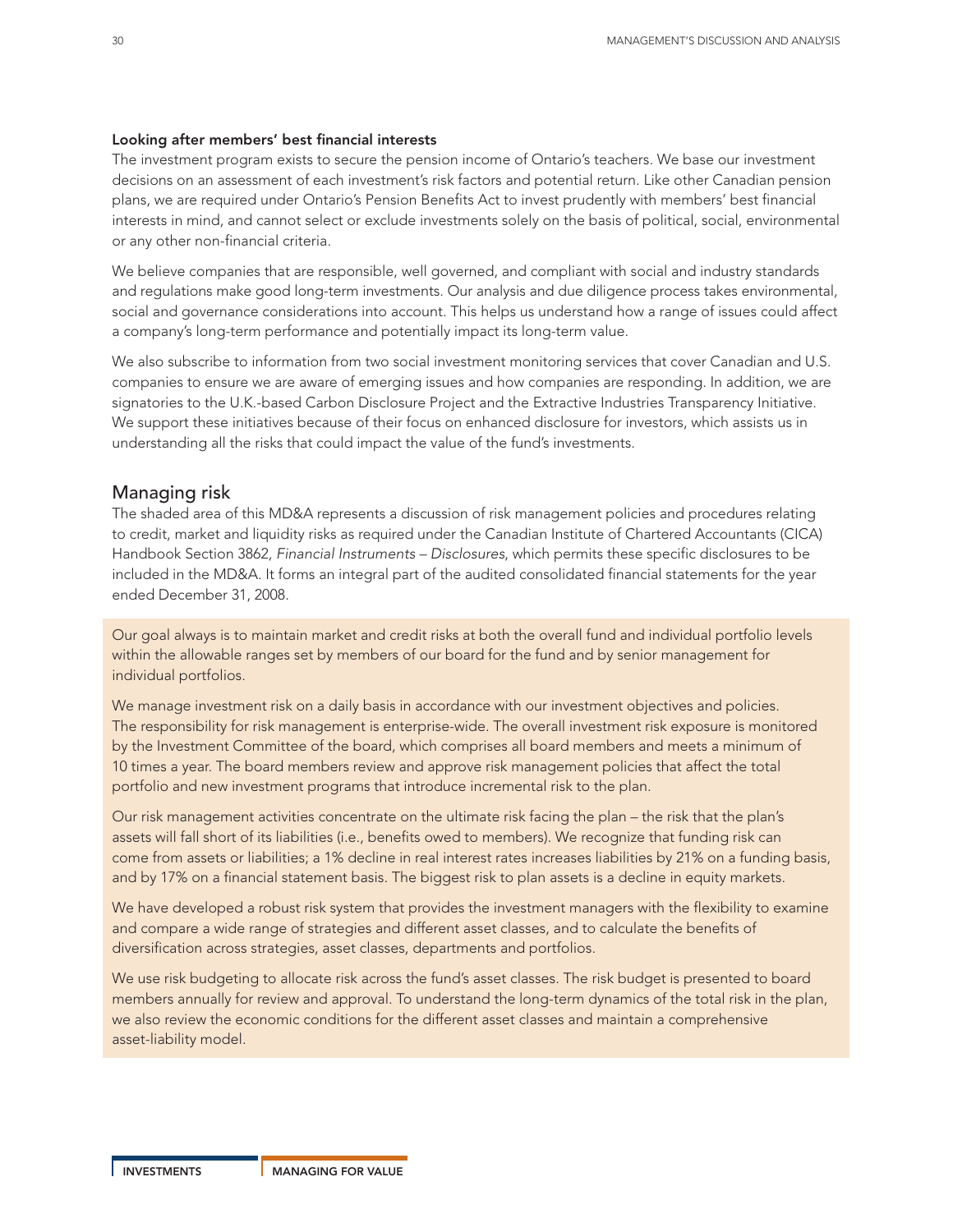### Looking after members' best financial interests

The investment program exists to secure the pension income of Ontario's teachers. We base our investment decisions on an assessment of each investment's risk factors and potential return. Like other Canadian pension plans, we are required under Ontario's Pension Benefits Act to invest prudently with members' best financial interests in mind, and cannot select or exclude investments solely on the basis of political, social, environmental or any other non-financial criteria.

We believe companies that are responsible, well governed, and compliant with social and industry standards and regulations make good long-term investments. Our analysis and due diligence process takes environmental, social and governance considerations into account. This helps us understand how a range of issues could affect a company's long-term performance and potentially impact its long-term value.

We also subscribe to information from two social investment monitoring services that cover Canadian and U.S. companies to ensure we are aware of emerging issues and how companies are responding. In addition, we are signatories to the U.K.-based Carbon Disclosure Project and the Extractive Industries Transparency Initiative. We support these initiatives because of their focus on enhanced disclosure for investors, which assists us in understanding all the risks that could impact the value of the fund's investments.

## Managing risk

The shaded area of this MD&A represents a discussion of risk management policies and procedures relating to credit, market and liquidity risks as required under the Canadian Institute of Chartered Accountants (CICA) Handbook Section 3862, *Financial Instruments – Disclosures*, which permits these specific disclosures to be included in the MD&A. It forms an integral part of the audited consolidated financial statements for the year ended December 31, 2008.

Our goal always is to maintain market and credit risks at both the overall fund and individual portfolio levels within the allowable ranges set by members of our board for the fund and by senior management for individual portfolios.

We manage investment risk on a daily basis in accordance with our investment objectives and policies. The responsibility for risk management is enterprise-wide. The overall investment risk exposure is monitored by the Investment Committee of the board, which comprises all board members and meets a minimum of 10 times a year. The board members review and approve risk management policies that affect the total portfolio and new investment programs that introduce incremental risk to the plan.

Our risk management activities concentrate on the ultimate risk facing the plan – the risk that the plan's assets will fall short of its liabilities (i.e., benefits owed to members). We recognize that funding risk can come from assets or liabilities; a 1% decline in real interest rates increases liabilities by 21% on a funding basis, and by 17% on a financial statement basis. The biggest risk to plan assets is a decline in equity markets.

We have developed a robust risk system that provides the investment managers with the flexibility to examine and compare a wide range of strategies and different asset classes, and to calculate the benefits of diversification across strategies, asset classes, departments and portfolios.

We use risk budgeting to allocate risk across the fund's asset classes. The risk budget is presented to board members annually for review and approval. To understand the long-term dynamics of the total risk in the plan, we also review the economic conditions for the different asset classes and maintain a comprehensive asset-liability model.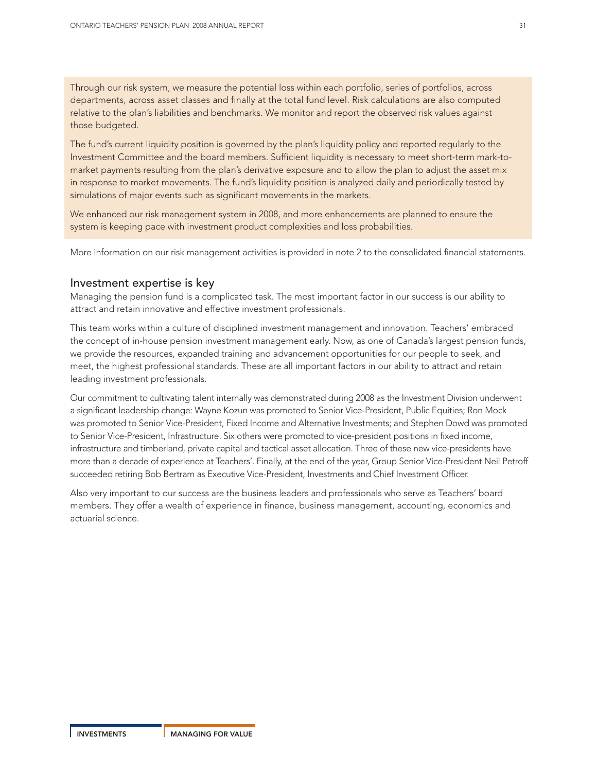Through our risk system, we measure the potential loss within each portfolio, series of portfolios, across departments, across asset classes and finally at the total fund level. Risk calculations are also computed relative to the plan's liabilities and benchmarks. We monitor and report the observed risk values against those budgeted.

The fund's current liquidity position is governed by the plan's liquidity policy and reported regularly to the Investment Committee and the board members. Sufficient liquidity is necessary to meet short-term mark-to-market payments resulting from the plan's derivative exposure and to allow the plan to adjust the asset mix in response to market movements. The fund's liquidity position is analyzed daily and periodically tested by simulations of major events such as significant movements in the markets.

We enhanced our risk management system in 2008, and more enhancements are planned to ensure the system is keeping pace with investment product complexities and loss probabilities.

More information on our risk management activities is provided in note 2 to the consolidated financial statements.

## Investment expertise is key

Managing the pension fund is a complicated task. The most important factor in our success is our ability to attract and retain innovative and effective investment professionals.

This team works within a culture of disciplined investment management and innovation. Teachers' embraced the concept of in-house pension investment management early. Now, as one of Canada's largest pension funds, we provide the resources, expanded training and advancement opportunities for our people to seek, and meet, the highest professional standards. These are all important factors in our ability to attract and retain leading investment professionals.

Our commitment to cultivating talent internally was demonstrated during 2008 as the Investment Division underwent a significant leadership change: Wayne Kozun was promoted to Senior Vice-President, Public Equities; Ron Mock was promoted to Senior Vice-President, Fixed Income and Alternative Investments; and Stephen Dowd was promoted to Senior Vice-President, Infrastructure. Six others were promoted to vice-president positions in fixed income, infrastructure and timberland, private capital and tactical asset allocation. Three of these new vice-presidents have more than a decade of experience at Teachers'. Finally, at the end of the year, Group Senior Vice-President Neil Petroff succeeded retiring Bob Bertram as Executive Vice-President, Investments and Chief Investment Officer.

Also very important to our success are the business leaders and professionals who serve as Teachers' board members. They offer a wealth of experience in finance, business management, accounting, economics and actuarial science.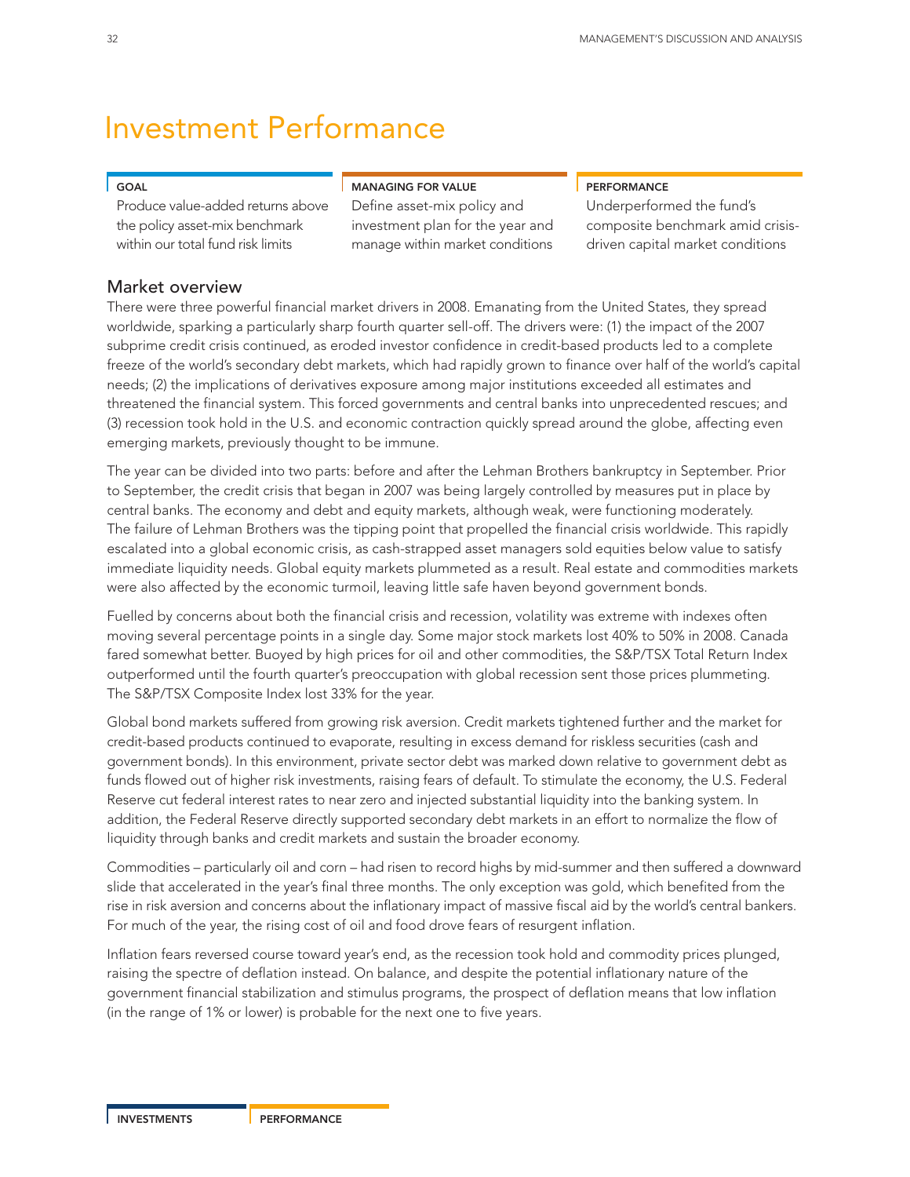# Investment Performance

**GOAL**

Produce value-added returns above the policy asset-mix benchmark within our total fund risk limits

**MANAGING FOR VALUE**

Define asset-mix policy and investment plan for the year and manage within market conditions

**PERFORMANCE**

Underperformed the fund's composite benchmark amid crisis-driven capital market conditions

## Market overview

There were three powerful financial market drivers in 2008. Emanating from the United States, they spread worldwide, sparking a particularly sharp fourth quarter sell-off. The drivers were: (1) the impact of the 2007 subprime credit crisis continued, as eroded investor confidence in credit-based products led to a complete freeze of the world's secondary debt markets, which had rapidly grown to finance over half of the world's capital needs; (2) the implications of derivatives exposure among major institutions exceeded all estimates and threatened the financial system. This forced governments and central banks into unprecedented rescues; and (3) recession took hold in the U.S. and economic contraction quickly spread around the globe, affecting even emerging markets, previously thought to be immune.

The year can be divided into two parts: before and after the Lehman Brothers bankruptcy in September. Prior to September, the credit crisis that began in 2007 was being largely controlled by measures put in place by central banks. The economy and debt and equity markets, although weak, were functioning moderately. The failure of Lehman Brothers was the tipping point that propelled the financial crisis worldwide. This rapidly escalated into a global economic crisis, as cash-strapped asset managers sold equities below value to satisfy immediate liquidity needs. Global equity markets plummeted as a result. Real estate and commodities markets were also affected by the economic turmoil, leaving little safe haven beyond government bonds.

Fuelled by concerns about both the financial crisis and recession, volatility was extreme with indexes often moving several percentage points in a single day. Some major stock markets lost 40% to 50% in 2008. Canada fared somewhat better. Buoyed by high prices for oil and other commodities, the S&P/TSX Total Return Index outperformed until the fourth quarter's preoccupation with global recession sent those prices plummeting. The S&P/TSX Composite Index lost 33% for the year.

Global bond markets suffered from growing risk aversion. Credit markets tightened further and the market for credit-based products continued to evaporate, resulting in excess demand for riskless securities (cash and government bonds). In this environment, private sector debt was marked down relative to government debt as funds flowed out of higher risk investments, raising fears of default. To stimulate the economy, the U.S. Federal Reserve cut federal interest rates to near zero and injected substantial liquidity into the banking system. In addition, the Federal Reserve directly supported secondary debt markets in an effort to normalize the flow of liquidity through banks and credit markets and sustain the broader economy.

Commodities – particularly oil and corn – had risen to record highs by mid-summer and then suffered a downward slide that accelerated in the year's final three months. The only exception was gold, which benefited from the rise in risk aversion and concerns about the inflationary impact of massive fiscal aid by the world's central bankers. For much of the year, the rising cost of oil and food drove fears of resurgent inflation.

Inflation fears reversed course toward year's end, as the recession took hold and commodity prices plunged, raising the spectre of deflation instead. On balance, and despite the potential inflationary nature of the government financial stabilization and stimulus programs, the prospect of deflation means that low inflation (in the range of 1% or lower) is probable for the next one to five years.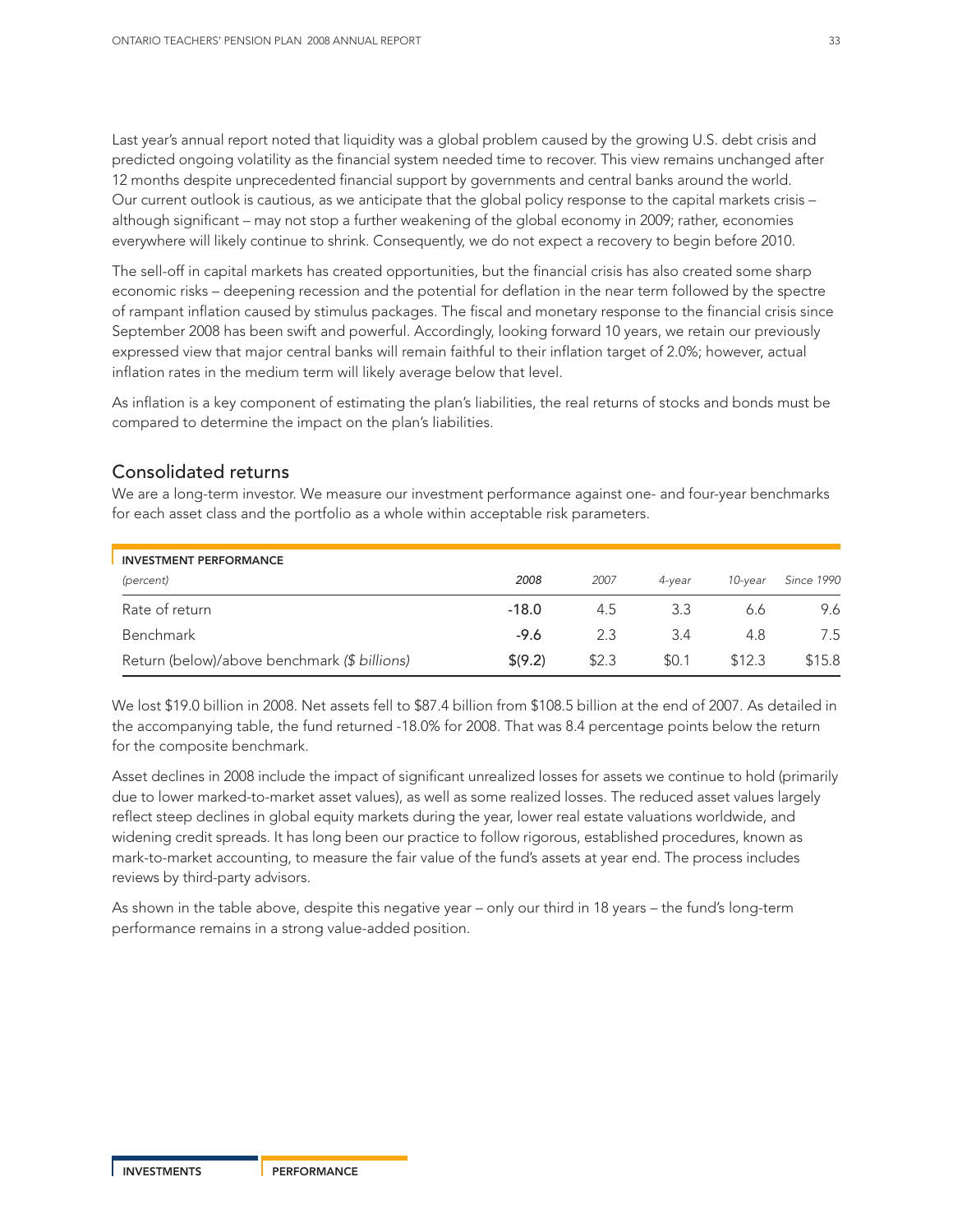Last year's annual report noted that liquidity was a global problem caused by the growing U.S. debt crisis and predicted ongoing volatility as the financial system needed time to recover. This view remains unchanged after 12 months despite unprecedented financial support by governments and central banks around the world. Our current outlook is cautious, as we anticipate that the global policy response to the capital markets crisis – although significant – may not stop a further weakening of the global economy in 2009; rather, economies everywhere will likely continue to shrink. Consequently, we do not expect a recovery to begin before 2010.

The sell-off in capital markets has created opportunities, but the financial crisis has also created some sharp economic risks – deepening recession and the potential for deflation in the near term followed by the spectre of rampant inflation caused by stimulus packages. The fiscal and monetary response to the financial crisis since September 2008 has been swift and powerful. Accordingly, looking forward 10 years, we retain our previously expressed view that major central banks will remain faithful to their inflation target of 2.0%; however, actual inflation rates in the medium term will likely average below that level.

As inflation is a key component of estimating the plan's liabilities, the real returns of stocks and bonds must be compared to determine the impact on the plan's liabilities.

## Consolidated returns

We are a long-term investor. We measure our investment performance against one- and four-year benchmarks for each asset class and the portfolio as a whole within acceptable risk parameters.

| **INVESTMENT PERFORMANCE** *(percent)* | *2008* | *2007* | *4-year* | *10-year* | *Since 1990* |
|---|---|---|---|---|---|
| Rate of return | **-18.0** | 4.5 | 3.3 | 6.6 | 9.6 |
| Benchmark | **-9.6** | 2.3 | 3.4 | 4.8 | 7.5 |
| Return (below)/above benchmark *($ billions)* | **$(9.2)** | $2.3 | $0.1 | $12.3 | $15.8 |

We lost $19.0 billion in 2008. Net assets fell to $87.4 billion from $108.5 billion at the end of 2007. As detailed in the accompanying table, the fund returned -18.0% for 2008. That was 8.4 percentage points below the return for the composite benchmark.

Asset declines in 2008 include the impact of significant unrealized losses for assets we continue to hold (primarily due to lower marked-to-market asset values), as well as some realized losses. The reduced asset values largely reflect steep declines in global equity markets during the year, lower real estate valuations worldwide, and widening credit spreads. It has long been our practice to follow rigorous, established procedures, known as mark-to-market accounting, to measure the fair value of the fund's assets at year end. The process includes reviews by third-party advisors.

As shown in the table above, despite this negative year – only our third in 18 years – the fund's long-term performance remains in a strong value-added position.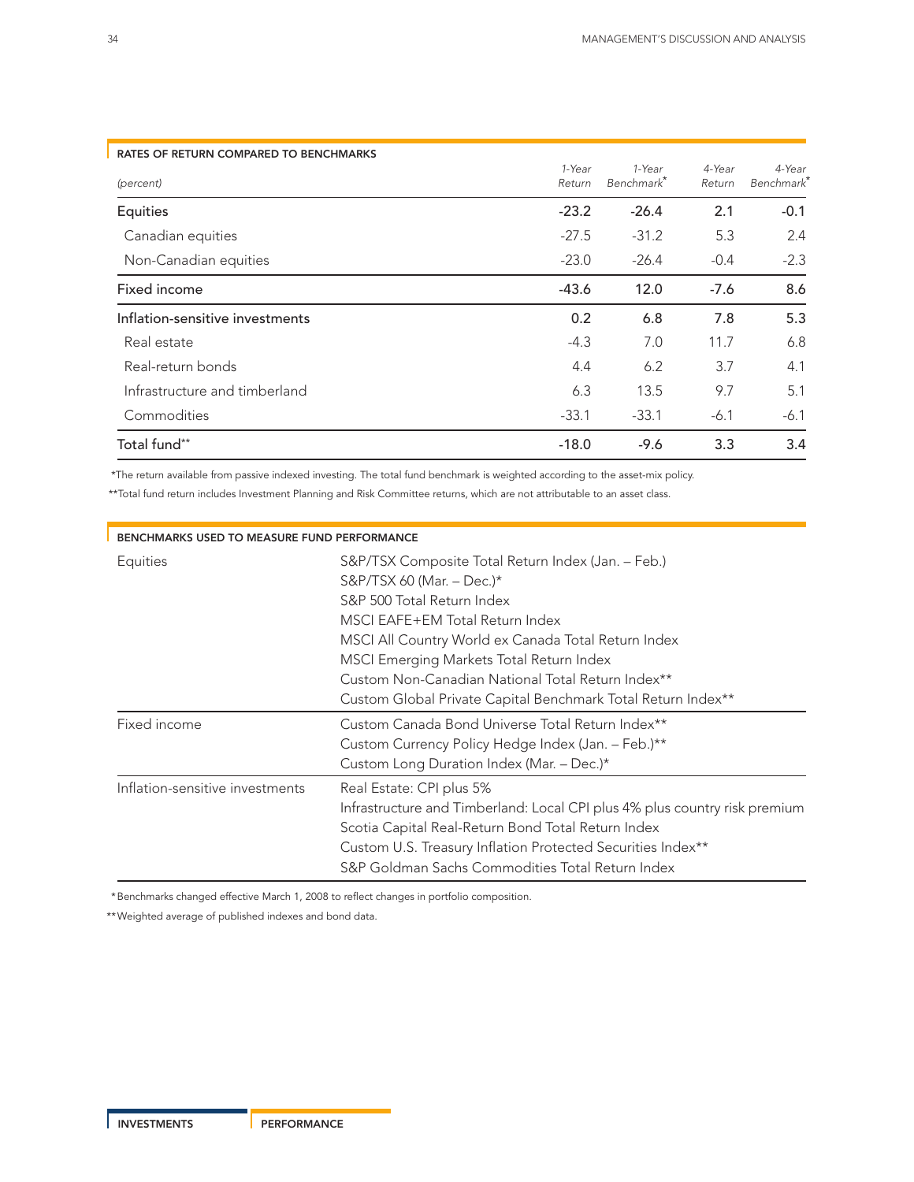## RATES OF RETURN COMPARED TO BENCHMARKS

| *(percent)* | *1-Year Return* | *1-Year Benchmark\** | *4-Year Return* | *4-Year Benchmark\** |
|---|---|---|---|---|
| Equities | -23.2 | -26.4 | 2.1 | -0.1 |
| Canadian equities | -27.5 | -31.2 | 5.3 | 2.4 |
| Non-Canadian equities | -23.0 | -26.4 | -0.4 | -2.3 |
| Fixed income | -43.6 | 12.0 | -7.6 | 8.6 |
| Inflation-sensitive investments | 0.2 | 6.8 | 7.8 | 5.3 |
| Real estate | -4.3 | 7.0 | 11.7 | 6.8 |
| Real-return bonds | 4.4 | 6.2 | 3.7 | 4.1 |
| Infrastructure and timberland | 6.3 | 13.5 | 9.7 | 5.1 |
| Commodities | -33.1 | -33.1 | -6.1 | -6.1 |
| Total fund** | -18.0 | -9.6 | 3.3 | 3.4 |

*The return available from passive indexed investing. The total fund benchmark is weighted according to the asset-mix policy.

**Total fund return includes Investment Planning and Risk Committee returns, which are not attributable to an asset class.

## BENCHMARKS USED TO MEASURE FUND PERFORMANCE

| | |
|---|---|
| Equities | S&P/TSX Composite Total Return Index (Jan. – Feb.)<br>S&P/TSX 60 (Mar. – Dec.)*<br>S&P 500 Total Return Index<br>MSCI EAFE+EM Total Return Index<br>MSCI All Country World ex Canada Total Return Index<br>MSCI Emerging Markets Total Return Index<br>Custom Non-Canadian National Total Return Index**<br>Custom Global Private Capital Benchmark Total Return Index** |
| Fixed income | Custom Canada Bond Universe Total Return Index**<br>Custom Currency Policy Hedge Index (Jan. – Feb.)**<br>Custom Long Duration Index (Mar. – Dec.)* |
| Inflation-sensitive investments | Real Estate: CPI plus 5%<br>Infrastructure and Timberland: Local CPI plus 4% plus country risk premium<br>Scotia Capital Real-Return Bond Total Return Index<br>Custom U.S. Treasury Inflation Protected Securities Index**<br>S&P Goldman Sachs Commodities Total Return Index |

*Benchmarks changed effective March 1, 2008 to reflect changes in portfolio composition.

**Weighted average of published indexes and bond data.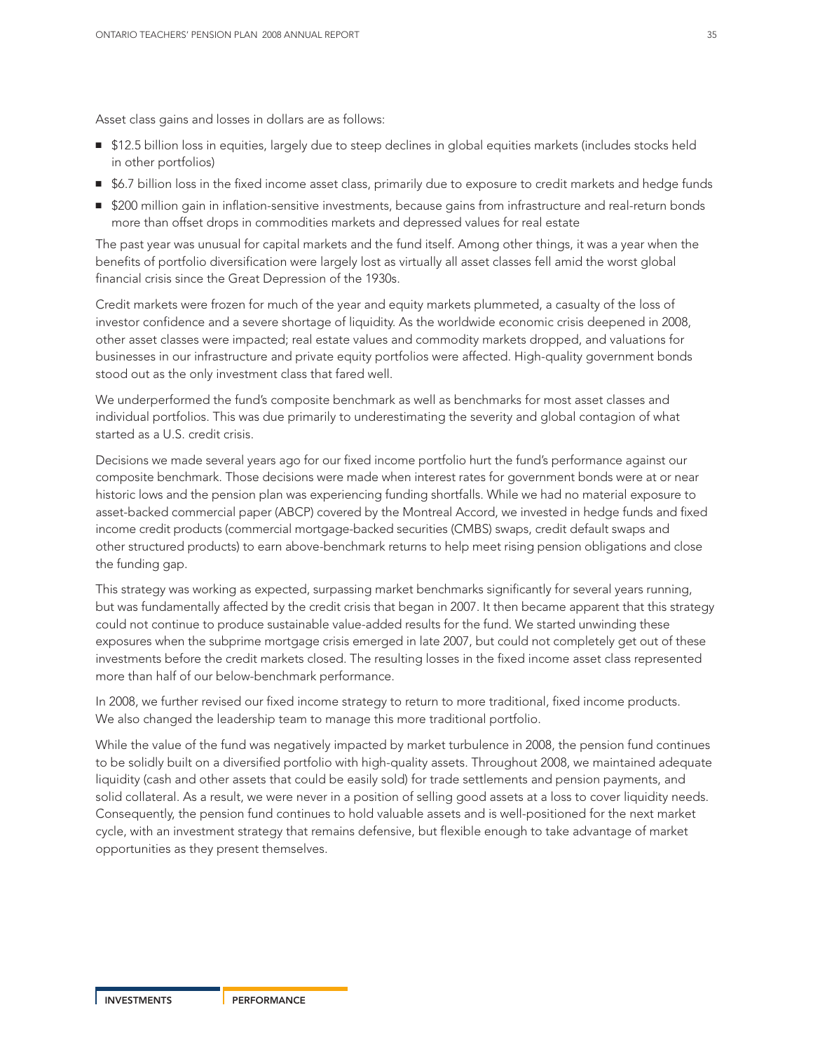Asset class gains and losses in dollars are as follows:

- $12.5 billion loss in equities, largely due to steep declines in global equities markets (includes stocks held in other portfolios)
- $6.7 billion loss in the fixed income asset class, primarily due to exposure to credit markets and hedge funds
- $200 million gain in inflation-sensitive investments, because gains from infrastructure and real-return bonds more than offset drops in commodities markets and depressed values for real estate

The past year was unusual for capital markets and the fund itself. Among other things, it was a year when the benefits of portfolio diversification were largely lost as virtually all asset classes fell amid the worst global financial crisis since the Great Depression of the 1930s.

Credit markets were frozen for much of the year and equity markets plummeted, a casualty of the loss of investor confidence and a severe shortage of liquidity. As the worldwide economic crisis deepened in 2008, other asset classes were impacted; real estate values and commodity markets dropped, and valuations for businesses in our infrastructure and private equity portfolios were affected. High-quality government bonds stood out as the only investment class that fared well.

We underperformed the fund's composite benchmark as well as benchmarks for most asset classes and individual portfolios. This was due primarily to underestimating the severity and global contagion of what started as a U.S. credit crisis.

Decisions we made several years ago for our fixed income portfolio hurt the fund's performance against our composite benchmark. Those decisions were made when interest rates for government bonds were at or near historic lows and the pension plan was experiencing funding shortfalls. While we had no material exposure to asset-backed commercial paper (ABCP) covered by the Montreal Accord, we invested in hedge funds and fixed income credit products (commercial mortgage-backed securities (CMBS) swaps, credit default swaps and other structured products) to earn above-benchmark returns to help meet rising pension obligations and close the funding gap.

This strategy was working as expected, surpassing market benchmarks significantly for several years running, but was fundamentally affected by the credit crisis that began in 2007. It then became apparent that this strategy could not continue to produce sustainable value-added results for the fund. We started unwinding these exposures when the subprime mortgage crisis emerged in late 2007, but could not completely get out of these investments before the credit markets closed. The resulting losses in the fixed income asset class represented more than half of our below-benchmark performance.

In 2008, we further revised our fixed income strategy to return to more traditional, fixed income products. We also changed the leadership team to manage this more traditional portfolio.

While the value of the fund was negatively impacted by market turbulence in 2008, the pension fund continues to be solidly built on a diversified portfolio with high-quality assets. Throughout 2008, we maintained adequate liquidity (cash and other assets that could be easily sold) for trade settlements and pension payments, and solid collateral. As a result, we were never in a position of selling good assets at a loss to cover liquidity needs. Consequently, the pension fund continues to hold valuable assets and is well-positioned for the next market cycle, with an investment strategy that remains defensive, but flexible enough to take advantage of market opportunities as they present themselves.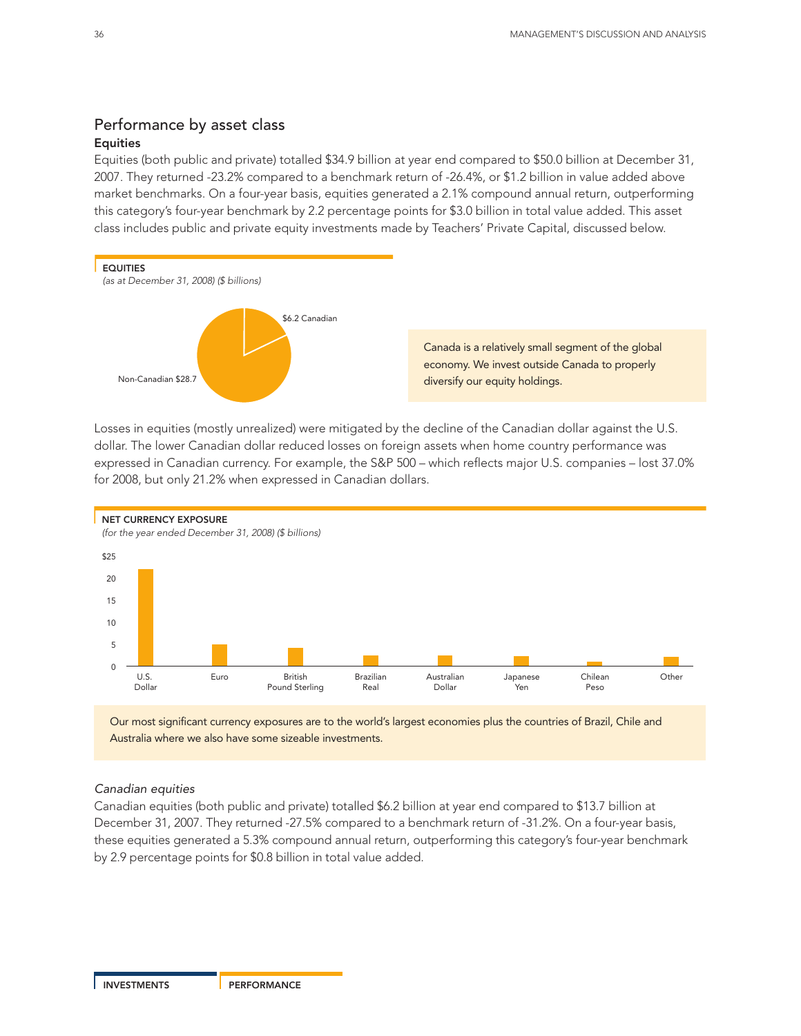## Performance by asset class

### Equities

Equities (both public and private) totalled $34.9 billion at year end compared to $50.0 billion at December 31, 2007. They returned -23.2% compared to a benchmark return of -26.4%, or $1.2 billion in value added above market benchmarks. On a four-year basis, equities generated a 2.1% compound annual return, outperforming this category's four-year benchmark by 2.2 percentage points for $3.0 billion in total value added. This asset class includes public and private equity investments made by Teachers' Private Capital, discussed below.

**EQUITIES**
*(as at December 31, 2008) ($ billions)*

$6.2 Canadian

Non-Canadian $28.7

Canada is a relatively small segment of the global economy. We invest outside Canada to properly diversify our equity holdings.

Losses in equities (mostly unrealized) were mitigated by the decline of the Canadian dollar against the U.S. dollar. The lower Canadian dollar reduced losses on foreign assets when home country performance was expressed in Canadian currency. For example, the S&P 500 – which reflects major U.S. companies – lost 37.0% for 2008, but only 21.2% when expressed in Canadian dollars.

**NET CURRENCY EXPOSURE**
*(for the year ended December 31, 2008) ($ billions)*

U.S. Dollar, Euro, British Pound Sterling, Brazilian Real, Australian Dollar, Japanese Yen, Chilean Peso, Other

Our most significant currency exposures are to the world's largest economies plus the countries of Brazil, Chile and Australia where we also have some sizeable investments.

*Canadian equities*

Canadian equities (both public and private) totalled $6.2 billion at year end compared to $13.7 billion at December 31, 2007. They returned -27.5% compared to a benchmark return of -31.2%. On a four-year basis, these equities generated a 5.3% compound annual return, outperforming this category's four-year benchmark by 2.9 percentage points for $0.8 billion in total value added.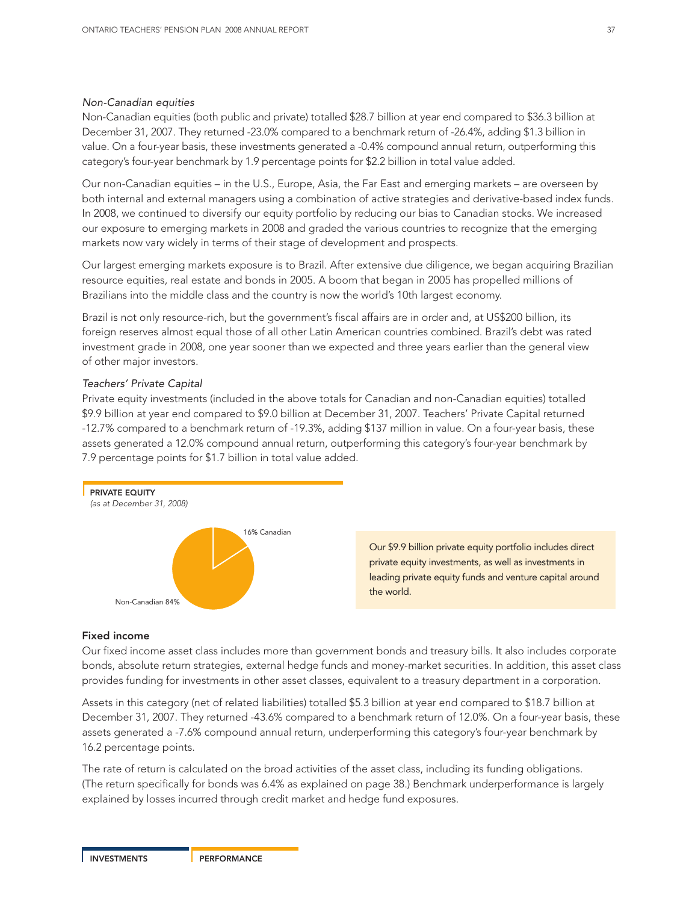*Non-Canadian equities*

Non-Canadian equities (both public and private) totalled $28.7 billion at year end compared to $36.3 billion at December 31, 2007. They returned -23.0% compared to a benchmark return of -26.4%, adding $1.3 billion in value. On a four-year basis, these investments generated a -0.4% compound annual return, outperforming this category's four-year benchmark by 1.9 percentage points for $2.2 billion in total value added.

Our non-Canadian equities – in the U.S., Europe, Asia, the Far East and emerging markets – are overseen by both internal and external managers using a combination of active strategies and derivative-based index funds. In 2008, we continued to diversify our equity portfolio by reducing our bias to Canadian stocks. We increased our exposure to emerging markets in 2008 and graded the various countries to recognize that the emerging markets now vary widely in terms of their stage of development and prospects.

Our largest emerging markets exposure is to Brazil. After extensive due diligence, we began acquiring Brazilian resource equities, real estate and bonds in 2005. A boom that began in 2005 has propelled millions of Brazilians into the middle class and the country is now the world's 10th largest economy.

Brazil is not only resource-rich, but the government's fiscal affairs are in order and, at US$200 billion, its foreign reserves almost equal those of all other Latin American countries combined. Brazil's debt was rated investment grade in 2008, one year sooner than we expected and three years earlier than the general view of other major investors.

*Teachers' Private Capital*

Private equity investments (included in the above totals for Canadian and non-Canadian equities) totalled $9.9 billion at year end compared to $9.0 billion at December 31, 2007. Teachers' Private Capital returned -12.7% compared to a benchmark return of -19.3%, adding $137 million in value. On a four-year basis, these assets generated a 12.0% compound annual return, outperforming this category's four-year benchmark by 7.9 percentage points for $1.7 billion in total value added.

**PRIVATE EQUITY**
*(as at December 31, 2008)*

16% Canadian

Non-Canadian 84%

Our $9.9 billion private equity portfolio includes direct private equity investments, as well as investments in leading private equity funds and venture capital around the world.

## Fixed income

Our fixed income asset class includes more than government bonds and treasury bills. It also includes corporate bonds, absolute return strategies, external hedge funds and money-market securities. In addition, this asset class provides funding for investments in other asset classes, equivalent to a treasury department in a corporation.

Assets in this category (net of related liabilities) totalled $5.3 billion at year end compared to $18.7 billion at December 31, 2007. They returned -43.6% compared to a benchmark return of 12.0%. On a four-year basis, these assets generated a -7.6% compound annual return, underperforming this category's four-year benchmark by 16.2 percentage points.

The rate of return is calculated on the broad activities of the asset class, including its funding obligations. (The return specifically for bonds was 6.4% as explained on page 38.) Benchmark underperformance is largely explained by losses incurred through credit market and hedge fund exposures.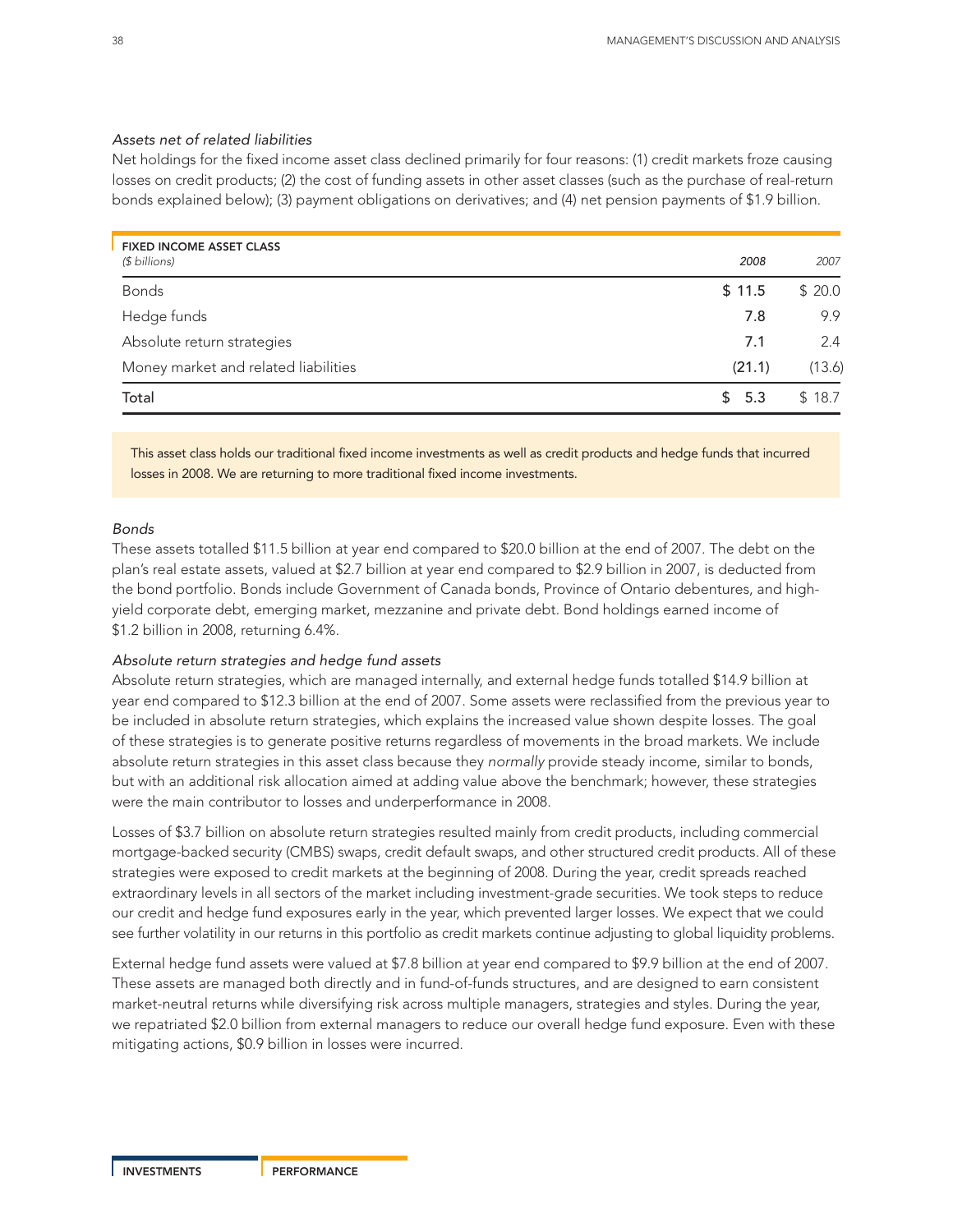*Assets net of related liabilities*

Net holdings for the fixed income asset class declined primarily for four reasons: (1) credit markets froze causing losses on credit products; (2) the cost of funding assets in other asset classes (such as the purchase of real-return bonds explained below); (3) payment obligations on derivatives; and (4) net pension payments of $1.9 billion.

| FIXED INCOME ASSET CLASS *($ billions)* | *2008* | *2007* |
|---|---|---|
| Bonds | $ 11.5 | $ 20.0 |
| Hedge funds | 7.8 | 9.9 |
| Absolute return strategies | 7.1 | 2.4 |
| Money market and related liabilities | (21.1) | (13.6) |
| Total | $ 5.3 | $ 18.7 |

This asset class holds our traditional fixed income investments as well as credit products and hedge funds that incurred losses in 2008. We are returning to more traditional fixed income investments.

*Bonds*

These assets totalled $11.5 billion at year end compared to $20.0 billion at the end of 2007. The debt on the plan's real estate assets, valued at $2.7 billion at year end compared to $2.9 billion in 2007, is deducted from the bond portfolio. Bonds include Government of Canada bonds, Province of Ontario debentures, and high-yield corporate debt, emerging market, mezzanine and private debt. Bond holdings earned income of $1.2 billion in 2008, returning 6.4%.

*Absolute return strategies and hedge fund assets*

Absolute return strategies, which are managed internally, and external hedge funds totalled $14.9 billion at year end compared to $12.3 billion at the end of 2007. Some assets were reclassified from the previous year to be included in absolute return strategies, which explains the increased value shown despite losses. The goal of these strategies is to generate positive returns regardless of movements in the broad markets. We include absolute return strategies in this asset class because they *normally* provide steady income, similar to bonds, but with an additional risk allocation aimed at adding value above the benchmark; however, these strategies were the main contributor to losses and underperformance in 2008.

Losses of $3.7 billion on absolute return strategies resulted mainly from credit products, including commercial mortgage-backed security (CMBS) swaps, credit default swaps, and other structured credit products. All of these strategies were exposed to credit markets at the beginning of 2008. During the year, credit spreads reached extraordinary levels in all sectors of the market including investment-grade securities. We took steps to reduce our credit and hedge fund exposures early in the year, which prevented larger losses. We expect that we could see further volatility in our returns in this portfolio as credit markets continue adjusting to global liquidity problems.

External hedge fund assets were valued at $7.8 billion at year end compared to $9.9 billion at the end of 2007. These assets are managed both directly and in fund-of-funds structures, and are designed to earn consistent market-neutral returns while diversifying risk across multiple managers, strategies and styles. During the year, we repatriated $2.0 billion from external managers to reduce our overall hedge fund exposure. Even with these mitigating actions, $0.9 billion in losses were incurred.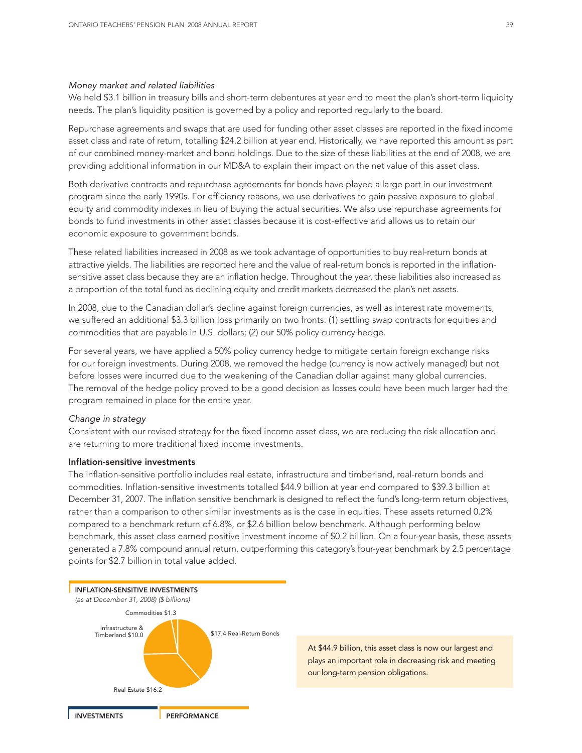*Money market and related liabilities*

We held $3.1 billion in treasury bills and short-term debentures at year end to meet the plan's short-term liquidity needs. The plan's liquidity position is governed by a policy and reported regularly to the board.

Repurchase agreements and swaps that are used for funding other asset classes are reported in the fixed income asset class and rate of return, totalling $24.2 billion at year end. Historically, we have reported this amount as part of our combined money-market and bond holdings. Due to the size of these liabilities at the end of 2008, we are providing additional information in our MD&A to explain their impact on the net value of this asset class.

Both derivative contracts and repurchase agreements for bonds have played a large part in our investment program since the early 1990s. For efficiency reasons, we use derivatives to gain passive exposure to global equity and commodity indexes in lieu of buying the actual securities. We also use repurchase agreements for bonds to fund investments in other asset classes because it is cost-effective and allows us to retain our economic exposure to government bonds.

These related liabilities increased in 2008 as we took advantage of opportunities to buy real-return bonds at attractive yields. The liabilities are reported here and the value of real-return bonds is reported in the inflation-sensitive asset class because they are an inflation hedge. Throughout the year, these liabilities also increased as a proportion of the total fund as declining equity and credit markets decreased the plan's net assets.

In 2008, due to the Canadian dollar's decline against foreign currencies, as well as interest rate movements, we suffered an additional $3.3 billion loss primarily on two fronts: (1) settling swap contracts for equities and commodities that are payable in U.S. dollars; (2) our 50% policy currency hedge.

For several years, we have applied a 50% policy currency hedge to mitigate certain foreign exchange risks for our foreign investments. During 2008, we removed the hedge (currency is now actively managed) but not before losses were incurred due to the weakening of the Canadian dollar against many global currencies. The removal of the hedge policy proved to be a good decision as losses could have been much larger had the program remained in place for the entire year.

*Change in strategy*

Consistent with our revised strategy for the fixed income asset class, we are reducing the risk allocation and are returning to more traditional fixed income investments.

**Inflation-sensitive investments**

The inflation-sensitive portfolio includes real estate, infrastructure and timberland, real-return bonds and commodities. Inflation-sensitive investments totalled $44.9 billion at year end compared to $39.3 billion at December 31, 2007. The inflation sensitive benchmark is designed to reflect the fund's long-term return objectives, rather than a comparison to other similar investments as is the case in equities. These assets returned 0.2% compared to a benchmark return of 6.8%, or $2.6 billion below benchmark. Although performing below benchmark, this asset class earned positive investment income of $0.2 billion. On a four-year basis, these assets generated a 7.8% compound annual return, outperforming this category's four-year benchmark by 2.5 percentage points for $2.7 billion in total value added.

**INFLATION-SENSITIVE INVESTMENTS**
*(as at December 31, 2008) ($ billions)*

| Category | $ billions |
|---|---|
| Real-Return Bonds | 17.4 |
| Real Estate | 16.2 |
| Infrastructure & Timberland | 10.0 |
| Commodities | 1.3 |

At $44.9 billion, this asset class is now our largest and plays an important role in decreasing risk and meeting our long-term pension obligations.

INVESTMENTS | PERFORMANCE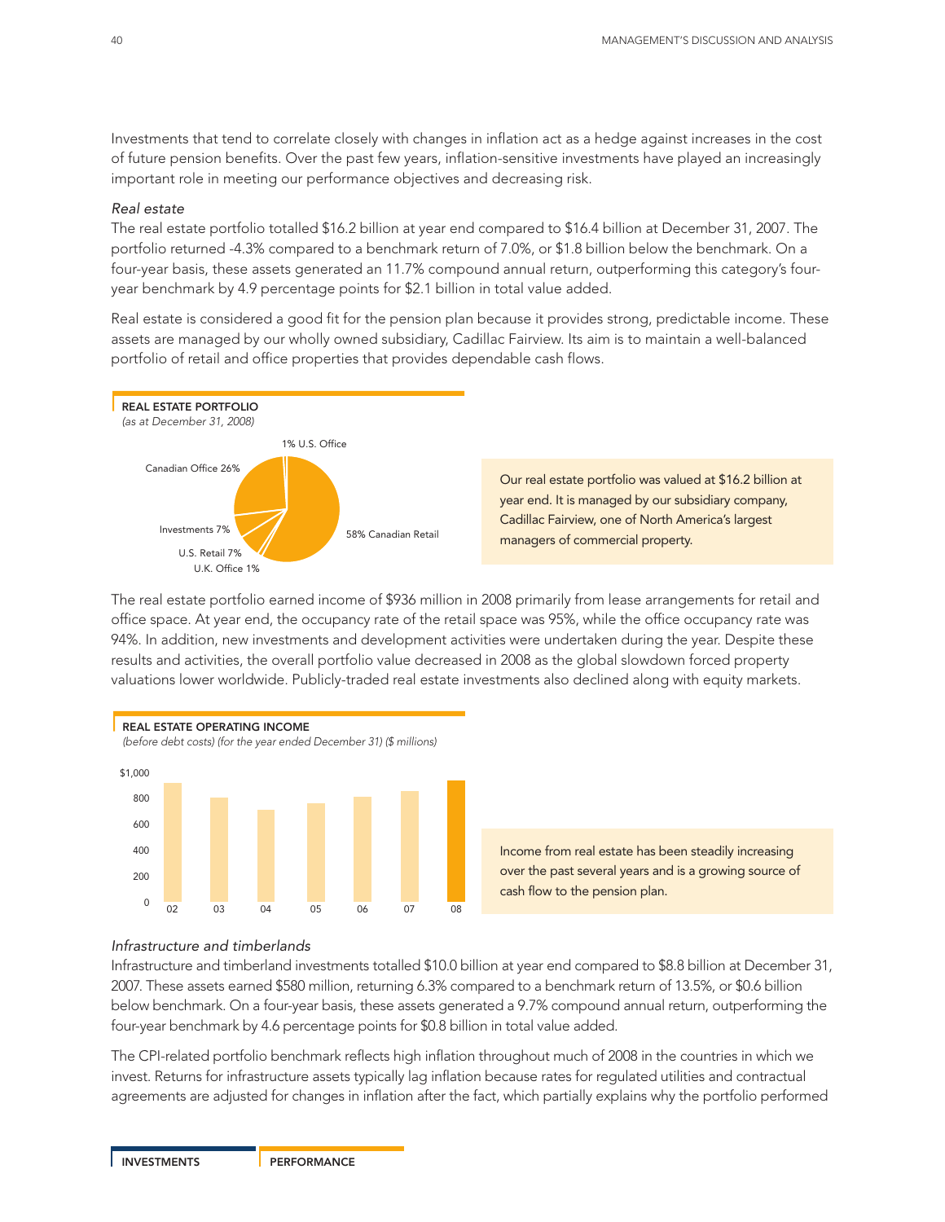Investments that tend to correlate closely with changes in inflation act as a hedge against increases in the cost of future pension benefits. Over the past few years, inflation-sensitive investments have played an increasingly important role in meeting our performance objectives and decreasing risk.

*Real estate*

The real estate portfolio totalled $16.2 billion at year end compared to $16.4 billion at December 31, 2007. The portfolio returned -4.3% compared to a benchmark return of 7.0%, or $1.8 billion below the benchmark. On a four-year basis, these assets generated an 11.7% compound annual return, outperforming this category's four-year benchmark by 4.9 percentage points for $2.1 billion in total value added.

Real estate is considered a good fit for the pension plan because it provides strong, predictable income. These assets are managed by our wholly owned subsidiary, Cadillac Fairview. Its aim is to maintain a well-balanced portfolio of retail and office properties that provides dependable cash flows.

**REAL ESTATE PORTFOLIO**
*(as at December 31, 2008)*

| Category | % |
|---|---|
| Canadian Retail | 58% |
| Canadian Office | 26% |
| Investments | 7% |
| U.S. Retail | 7% |
| U.S. Office | 1% |
| U.K. Office | 1% |

Our real estate portfolio was valued at $16.2 billion at year end. It is managed by our subsidiary company, Cadillac Fairview, one of North America's largest managers of commercial property.

The real estate portfolio earned income of $936 million in 2008 primarily from lease arrangements for retail and office space. At year end, the occupancy rate of the retail space was 95%, while the office occupancy rate was 94%. In addition, new investments and development activities were undertaken during the year. Despite these results and activities, the overall portfolio value decreased in 2008 as the global slowdown forced property valuations lower worldwide. Publicly-traded real estate investments also declined along with equity markets.

**REAL ESTATE OPERATING INCOME**
*(before debt costs) (for the year ended December 31) ($ millions)*

Income from real estate has been steadily increasing over the past several years and is a growing source of cash flow to the pension plan.

*Infrastructure and timberlands*

Infrastructure and timberland investments totalled $10.0 billion at year end compared to $8.8 billion at December 31, 2007. These assets earned $580 million, returning 6.3% compared to a benchmark return of 13.5%, or $0.6 billion below benchmark. On a four-year basis, these assets generated a 9.7% compound annual return, outperforming the four-year benchmark by 4.6 percentage points for $0.8 billion in total value added.

The CPI-related portfolio benchmark reflects high inflation throughout much of 2008 in the countries in which we invest. Returns for infrastructure assets typically lag inflation because rates for regulated utilities and contractual agreements are adjusted for changes in inflation after the fact, which partially explains why the portfolio performed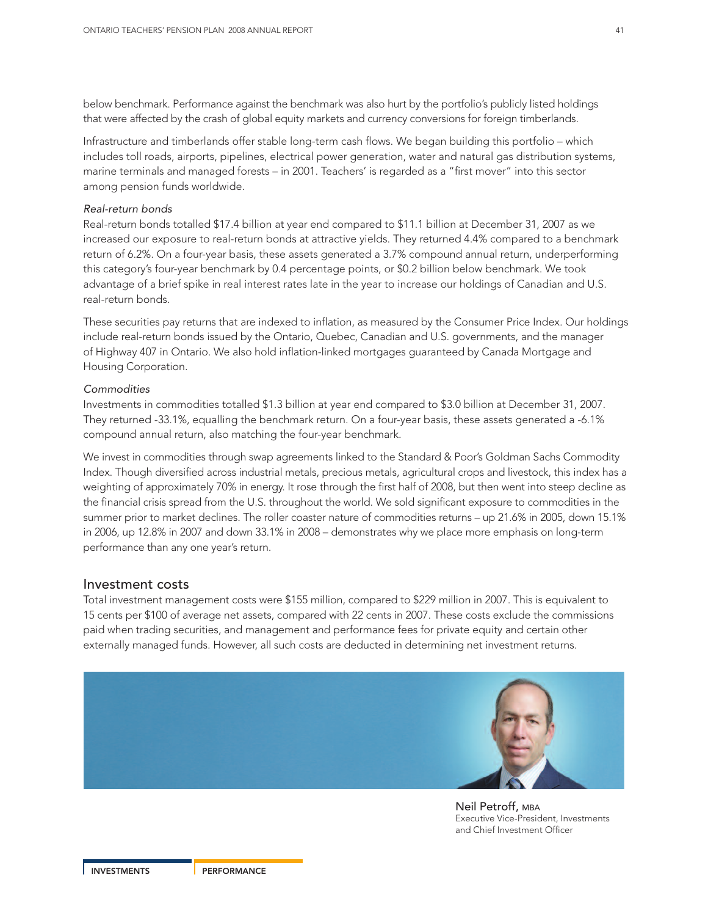below benchmark. Performance against the benchmark was also hurt by the portfolio's publicly listed holdings that were affected by the crash of global equity markets and currency conversions for foreign timberlands.

Infrastructure and timberlands offer stable long-term cash flows. We began building this portfolio – which includes toll roads, airports, pipelines, electrical power generation, water and natural gas distribution systems, marine terminals and managed forests – in 2001. Teachers' is regarded as a "first mover" into this sector among pension funds worldwide.

*Real-return bonds*

Real-return bonds totalled $17.4 billion at year end compared to $11.1 billion at December 31, 2007 as we increased our exposure to real-return bonds at attractive yields. They returned 4.4% compared to a benchmark return of 6.2%. On a four-year basis, these assets generated a 3.7% compound annual return, underperforming this category's four-year benchmark by 0.4 percentage points, or $0.2 billion below benchmark. We took advantage of a brief spike in real interest rates late in the year to increase our holdings of Canadian and U.S. real-return bonds.

These securities pay returns that are indexed to inflation, as measured by the Consumer Price Index. Our holdings include real-return bonds issued by the Ontario, Quebec, Canadian and U.S. governments, and the manager of Highway 407 in Ontario. We also hold inflation-linked mortgages guaranteed by Canada Mortgage and Housing Corporation.

*Commodities*

Investments in commodities totalled $1.3 billion at year end compared to $3.0 billion at December 31, 2007. They returned -33.1%, equalling the benchmark return. On a four-year basis, these assets generated a -6.1% compound annual return, also matching the four-year benchmark.

We invest in commodities through swap agreements linked to the Standard & Poor's Goldman Sachs Commodity Index. Though diversified across industrial metals, precious metals, agricultural crops and livestock, this index has a weighting of approximately 70% in energy. It rose through the first half of 2008, but then went into steep decline as the financial crisis spread from the U.S. throughout the world. We sold significant exposure to commodities in the summer prior to market declines. The roller coaster nature of commodities returns – up 21.6% in 2005, down 15.1% in 2006, up 12.8% in 2007 and down 33.1% in 2008 – demonstrates why we place more emphasis on long-term performance than any one year's return.

## Investment costs

Total investment management costs were $155 million, compared to $229 million in 2007. This is equivalent to 15 cents per $100 of average net assets, compared with 22 cents in 2007. These costs exclude the commissions paid when trading securities, and management and performance fees for private equity and certain other externally managed funds. However, all such costs are deducted in determining net investment returns.

Neil Petroff, MBA
Executive Vice-President, Investments and Chief Investment Officer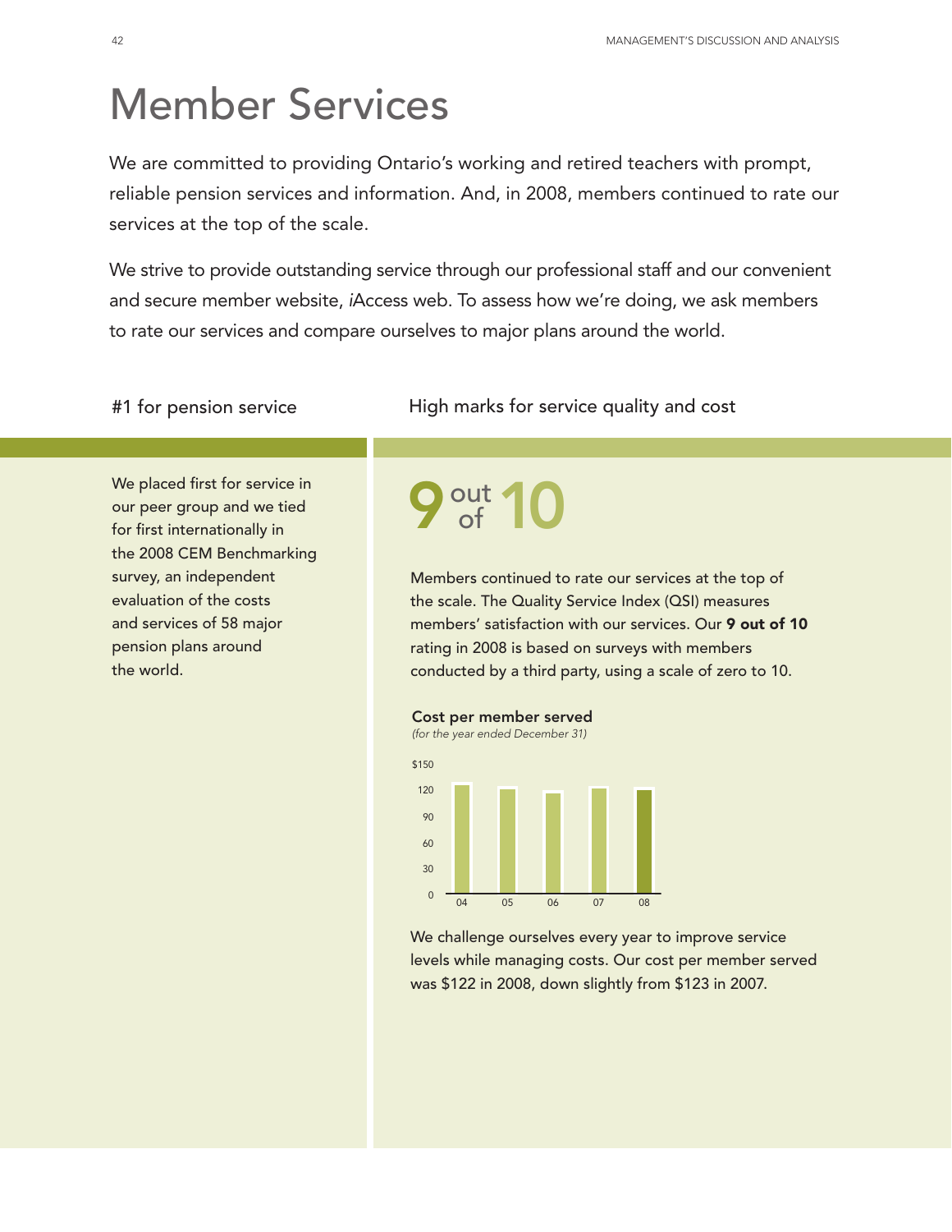# Member Services

We are committed to providing Ontario's working and retired teachers with prompt, reliable pension services and information. And, in 2008, members continued to rate our services at the top of the scale.

We strive to provide outstanding service through our professional staff and our convenient and secure member website, *i*Access web. To assess how we're doing, we ask members to rate our services and compare ourselves to major plans around the world.

## #1 for pension service

We placed first for service in our peer group and we tied for first internationally in the 2008 CEM Benchmarking survey, an independent evaluation of the costs and services of 58 major pension plans around the world.

## High marks for service quality and cost

**9 out of 10**

Members continued to rate our services at the top of the scale. The Quality Service Index (QSI) measures members' satisfaction with our services. Our **9 out of 10** rating in 2008 is based on surveys with members conducted by a third party, using a scale of zero to 10.

**Cost per member served**
*(for the year ended December 31)*

We challenge ourselves every year to improve service levels while managing costs. Our cost per member served was $122 in 2008, down slightly from $123 in 2007.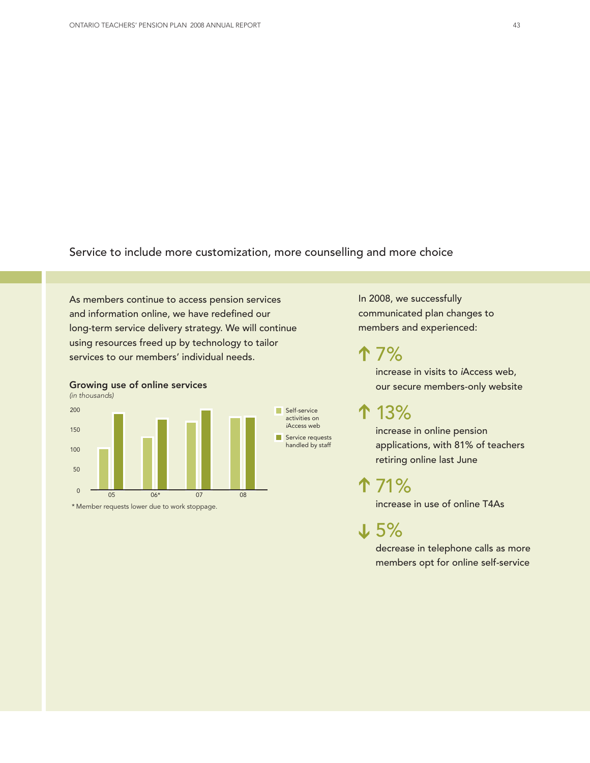## Service to include more customization, more counselling and more choice

As members continue to access pension services and information online, we have redefined our long-term service delivery strategy. We will continue using resources freed up by technology to tailor services to our members' individual needs.

**Growing use of online services**
*(in thousands)*

* Member requests lower due to work stoppage.

In 2008, we successfully communicated plan changes to members and experienced:

**↑ 7%**
increase in visits to *i*Access web, our secure members-only website

**↑ 13%**
increase in online pension applications, with 81% of teachers retiring online last June

**↑ 71%**
increase in use of online T4As

**↓ 5%**
decrease in telephone calls as more members opt for online self-service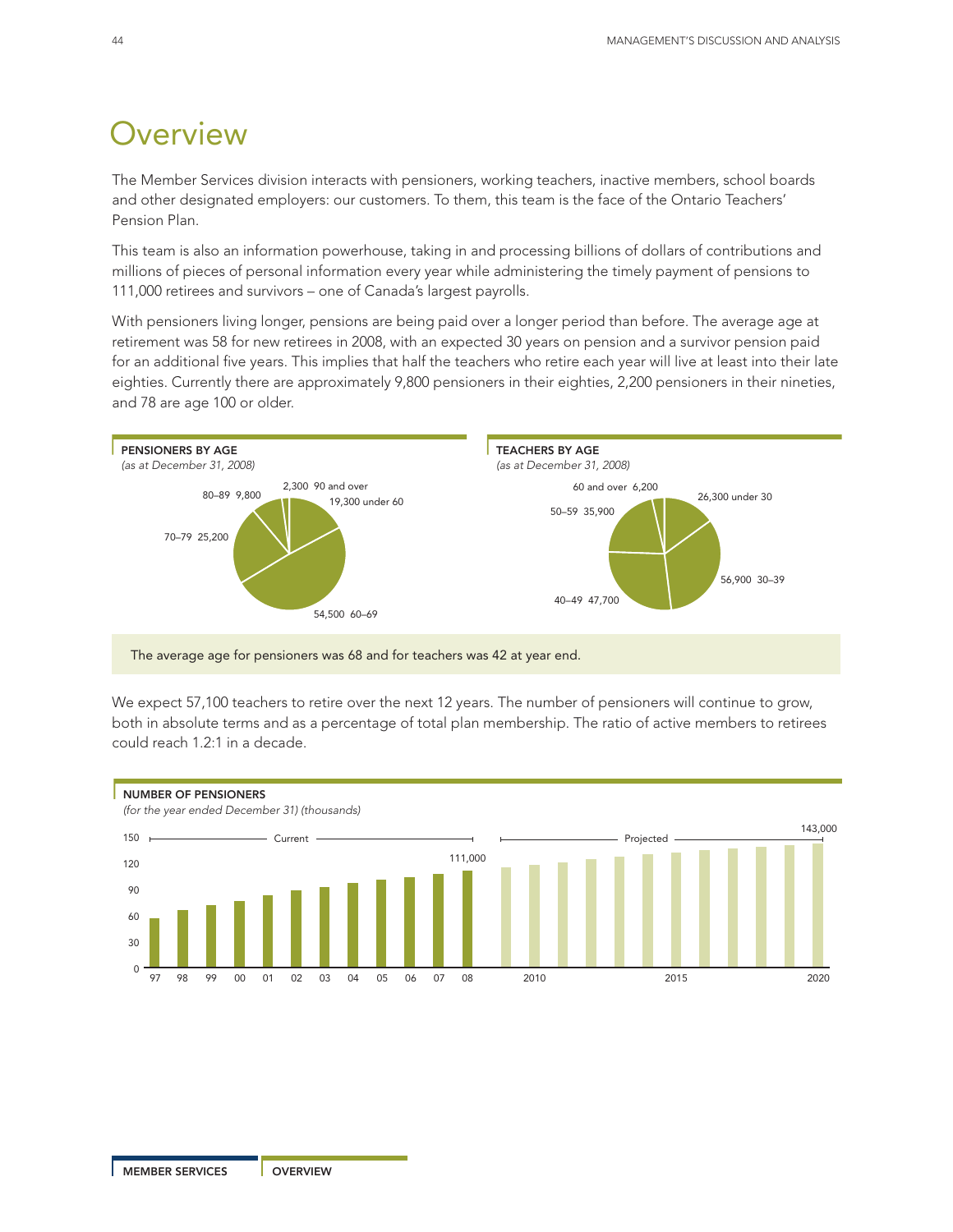# Overview

The Member Services division interacts with pensioners, working teachers, inactive members, school boards and other designated employers: our customers. To them, this team is the face of the Ontario Teachers' Pension Plan.

This team is also an information powerhouse, taking in and processing billions of dollars of contributions and millions of pieces of personal information every year while administering the timely payment of pensions to 111,000 retirees and survivors – one of Canada's largest payrolls.

With pensioners living longer, pensions are being paid over a longer period than before. The average age at retirement was 58 for new retirees in 2008, with an expected 30 years on pension and a survivor pension paid for an additional five years. This implies that half the teachers who retire each year will live at least into their late eighties. Currently there are approximately 9,800 pensioners in their eighties, 2,200 pensioners in their nineties, and 78 are age 100 or older.

**PENSIONERS BY AGE**
*(as at December 31, 2008)*

| Age | Pensioners |
|---|---|
| under 60 | 19,300 |
| 60–69 | 54,500 |
| 70–79 | 25,200 |
| 80–89 | 9,800 |
| 90 and over | 2,300 |

**TEACHERS BY AGE**
*(as at December 31, 2008)*

| Age | Teachers |
|---|---|
| under 30 | 26,300 |
| 30–39 | 56,900 |
| 40–49 | 47,700 |
| 50–59 | 35,900 |
| 60 and over | 6,200 |

The average age for pensioners was 68 and for teachers was 42 at year end.

We expect 57,100 teachers to retire over the next 12 years. The number of pensioners will continue to grow, both in absolute terms and as a percentage of total plan membership. The ratio of active members to retirees could reach 1.2:1 in a decade.

**NUMBER OF PENSIONERS**
*(for the year ended December 31) (thousands)*

Current: 97 – 08 (111,000 in 08)
Projected: 2009 – 2020 (143,000 in 2020)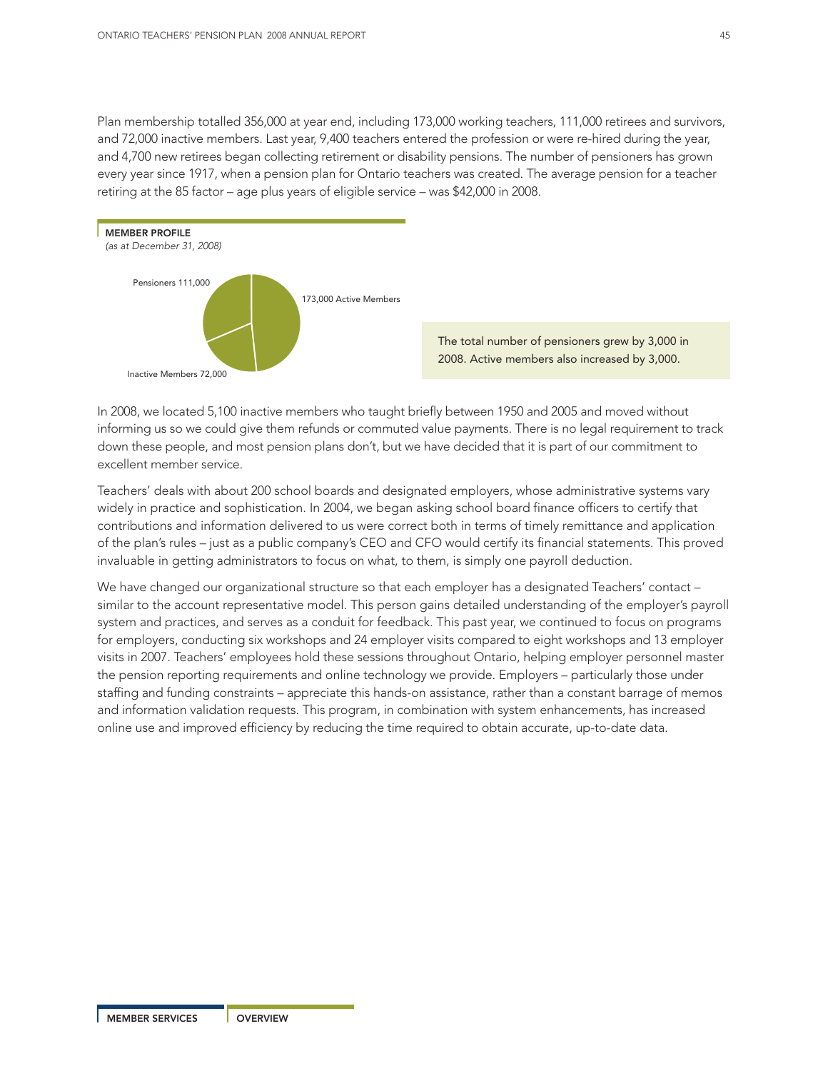Plan membership totalled 356,000 at year end, including 173,000 working teachers, 111,000 retirees and survivors, and 72,000 inactive members. Last year, 9,400 teachers entered the profession or were re-hired during the year, and 4,700 new retirees began collecting retirement or disability pensions. The number of pensioners has grown every year since 1917, when a pension plan for Ontario teachers was created. The average pension for a teacher retiring at the 85 factor – age plus years of eligible service – was $42,000 in 2008.

**MEMBER PROFILE**
*(as at December 31, 2008)*

Pensioners 111,000

173,000 Active Members

Inactive Members 72,000

The total number of pensioners grew by 3,000 in 2008. Active members also increased by 3,000.

In 2008, we located 5,100 inactive members who taught briefly between 1950 and 2005 and moved without informing us so we could give them refunds or commuted value payments. There is no legal requirement to track down these people, and most pension plans don't, but we have decided that it is part of our commitment to excellent member service.

Teachers' deals with about 200 school boards and designated employers, whose administrative systems vary widely in practice and sophistication. In 2004, we began asking school board finance officers to certify that contributions and information delivered to us were correct both in terms of timely remittance and application of the plan's rules – just as a public company's CEO and CFO would certify its financial statements. This proved invaluable in getting administrators to focus on what, to them, is simply one payroll deduction.

We have changed our organizational structure so that each employer has a designated Teachers' contact – similar to the account representative model. This person gains detailed understanding of the employer's payroll system and practices, and serves as a conduit for feedback. This past year, we continued to focus on programs for employers, conducting six workshops and 24 employer visits compared to eight workshops and 13 employer visits in 2007. Teachers' employees hold these sessions throughout Ontario, helping employer personnel master the pension reporting requirements and online technology we provide. Employers – particularly those under staffing and funding constraints – appreciate this hands-on assistance, rather than a constant barrage of memos and information validation requests. This program, in combination with system enhancements, has increased online use and improved efficiency by reducing the time required to obtain accurate, up-to-date data.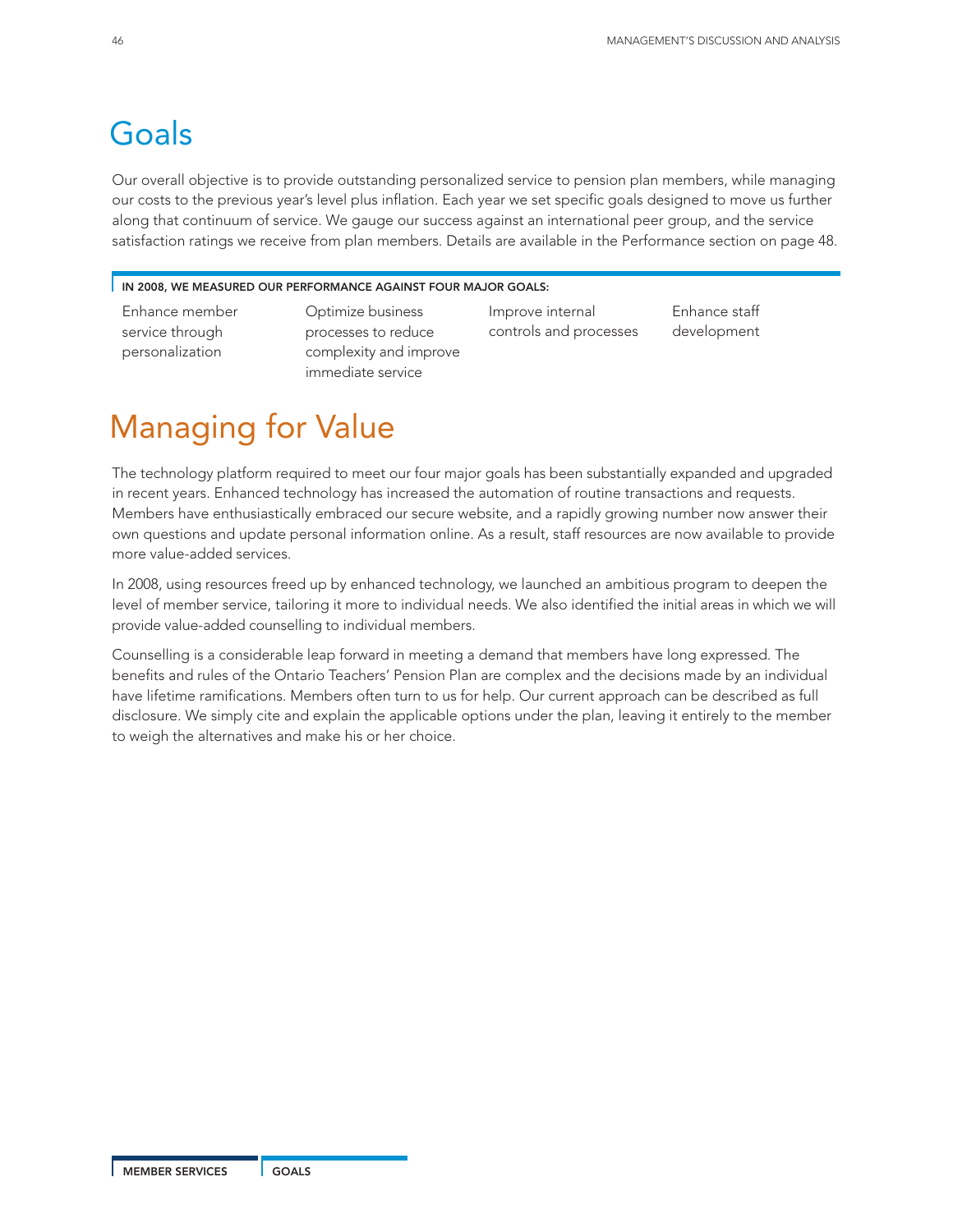# Goals

Our overall objective is to provide outstanding personalized service to pension plan members, while managing our costs to the previous year's level plus inflation. Each year we set specific goals designed to move us further along that continuum of service. We gauge our success against an international peer group, and the service satisfaction ratings we receive from plan members. Details are available in the Performance section on page 48.

**IN 2008, WE MEASURED OUR PERFORMANCE AGAINST FOUR MAJOR GOALS:**

- Enhance member service through personalization
- Optimize business processes to reduce complexity and improve immediate service
- Improve internal controls and processes
- Enhance staff development

# Managing for Value

The technology platform required to meet our four major goals has been substantially expanded and upgraded in recent years. Enhanced technology has increased the automation of routine transactions and requests. Members have enthusiastically embraced our secure website, and a rapidly growing number now answer their own questions and update personal information online. As a result, staff resources are now available to provide more value-added services.

In 2008, using resources freed up by enhanced technology, we launched an ambitious program to deepen the level of member service, tailoring it more to individual needs. We also identified the initial areas in which we will provide value-added counselling to individual members.

Counselling is a considerable leap forward in meeting a demand that members have long expressed. The benefits and rules of the Ontario Teachers' Pension Plan are complex and the decisions made by an individual have lifetime ramifications. Members often turn to us for help. Our current approach can be described as full disclosure. We simply cite and explain the applicable options under the plan, leaving it entirely to the member to weigh the alternatives and make his or her choice.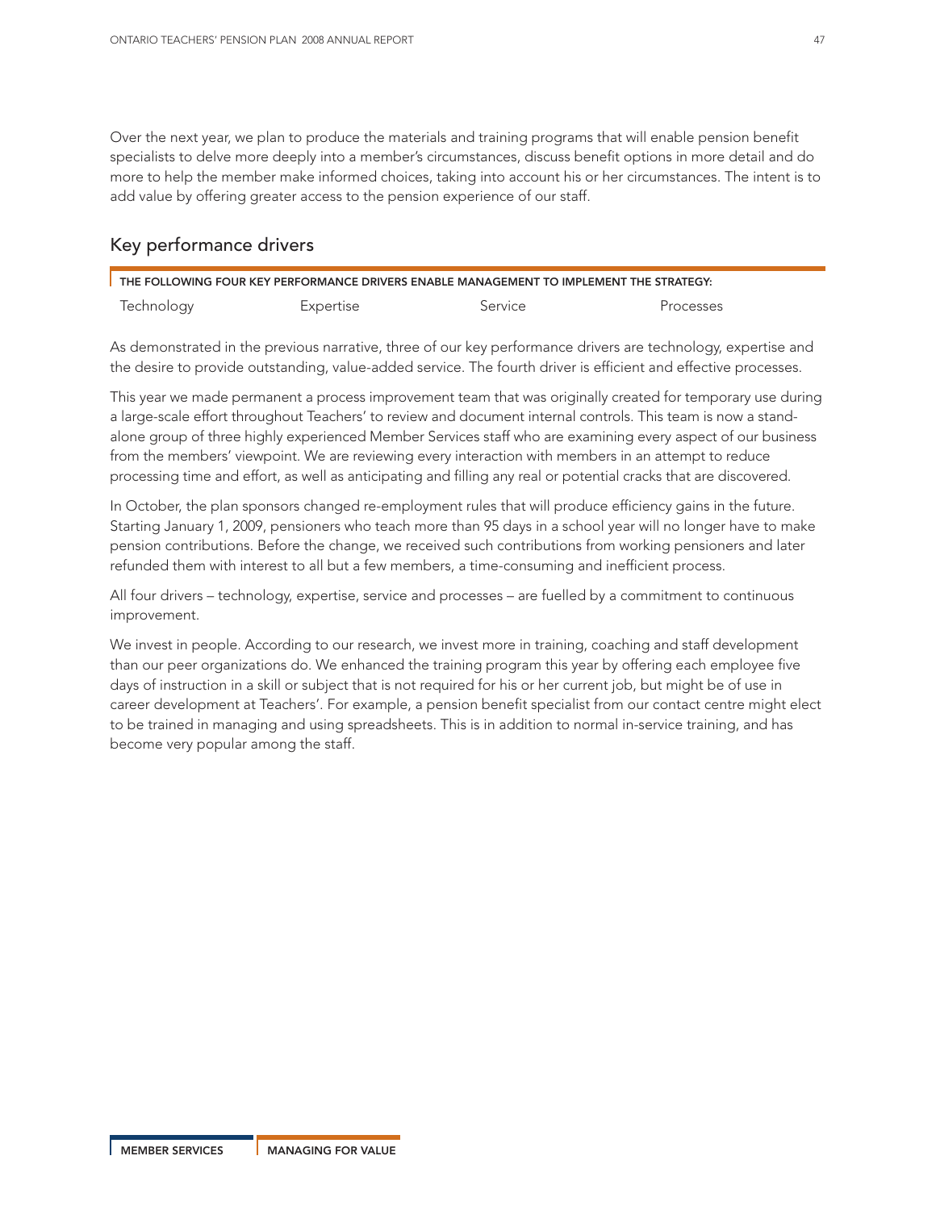Over the next year, we plan to produce the materials and training programs that will enable pension benefit specialists to delve more deeply into a member's circumstances, discuss benefit options in more detail and do more to help the member make informed choices, taking into account his or her circumstances. The intent is to add value by offering greater access to the pension experience of our staff.

## Key performance drivers

| THE FOLLOWING FOUR KEY PERFORMANCE DRIVERS ENABLE MANAGEMENT TO IMPLEMENT THE STRATEGY: | | | |
|---|---|---|---|
| Technology | Expertise | Service | Processes |

As demonstrated in the previous narrative, three of our key performance drivers are technology, expertise and the desire to provide outstanding, value-added service. The fourth driver is efficient and effective processes.

This year we made permanent a process improvement team that was originally created for temporary use during a large-scale effort throughout Teachers' to review and document internal controls. This team is now a stand-alone group of three highly experienced Member Services staff who are examining every aspect of our business from the members' viewpoint. We are reviewing every interaction with members in an attempt to reduce processing time and effort, as well as anticipating and filling any real or potential cracks that are discovered.

In October, the plan sponsors changed re-employment rules that will produce efficiency gains in the future. Starting January 1, 2009, pensioners who teach more than 95 days in a school year will no longer have to make pension contributions. Before the change, we received such contributions from working pensioners and later refunded them with interest to all but a few members, a time-consuming and inefficient process.

All four drivers – technology, expertise, service and processes – are fuelled by a commitment to continuous improvement.

We invest in people. According to our research, we invest more in training, coaching and staff development than our peer organizations do. We enhanced the training program this year by offering each employee five days of instruction in a skill or subject that is not required for his or her current job, but might be of use in career development at Teachers'. For example, a pension benefit specialist from our contact centre might elect to be trained in managing and using spreadsheets. This is in addition to normal in-service training, and has become very popular among the staff.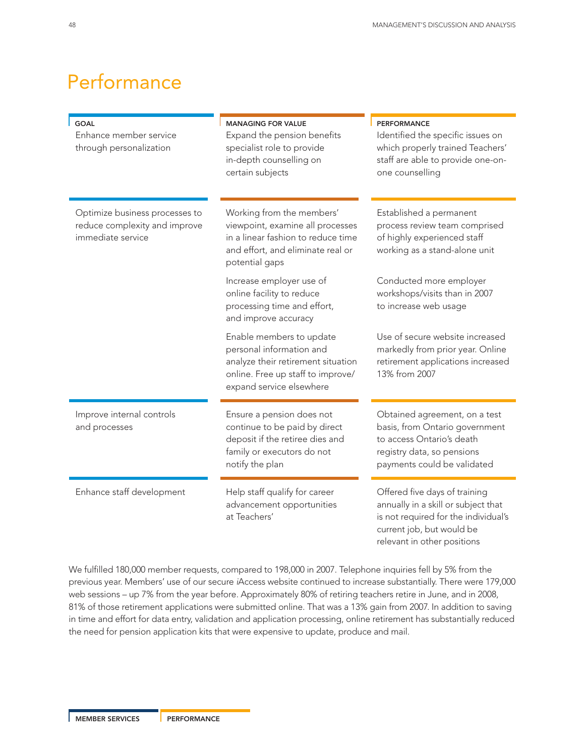# Performance

| GOAL | MANAGING FOR VALUE | PERFORMANCE |
|---|---|---|
| Enhance member service through personalization | Expand the pension benefits specialist role to provide in-depth counselling on certain subjects | Identified the specific issues on which properly trained Teachers' staff are able to provide one-on-one counselling |
| Optimize business processes to reduce complexity and improve immediate service | Working from the members' viewpoint, examine all processes in a linear fashion to reduce time and effort, and eliminate real or potential gaps | Established a permanent process review team comprised of highly experienced staff working as a stand-alone unit |
| | Increase employer use of online facility to reduce processing time and effort, and improve accuracy | Conducted more employer workshops/visits than in 2007 to increase web usage |
| | Enable members to update personal information and analyze their retirement situation online. Free up staff to improve/expand service elsewhere | Use of secure website increased markedly from prior year. Online retirement applications increased 13% from 2007 |
| Improve internal controls and processes | Ensure a pension does not continue to be paid by direct deposit if the retiree dies and family or executors do not notify the plan | Obtained agreement, on a test basis, from Ontario government to access Ontario's death registry data, so pensions payments could be validated |
| Enhance staff development | Help staff qualify for career advancement opportunities at Teachers' | Offered five days of training annually in a skill or subject that is not required for the individual's current job, but would be relevant in other positions |

We fulfilled 180,000 member requests, compared to 198,000 in 2007. Telephone inquiries fell by 5% from the previous year. Members' use of our secure *i*Access website continued to increase substantially. There were 179,000 web sessions – up 7% from the year before. Approximately 80% of retiring teachers retire in June, and in 2008, 81% of those retirement applications were submitted online. That was a 13% gain from 2007. In addition to saving in time and effort for data entry, validation and application processing, online retirement has substantially reduced the need for pension application kits that were expensive to update, produce and mail.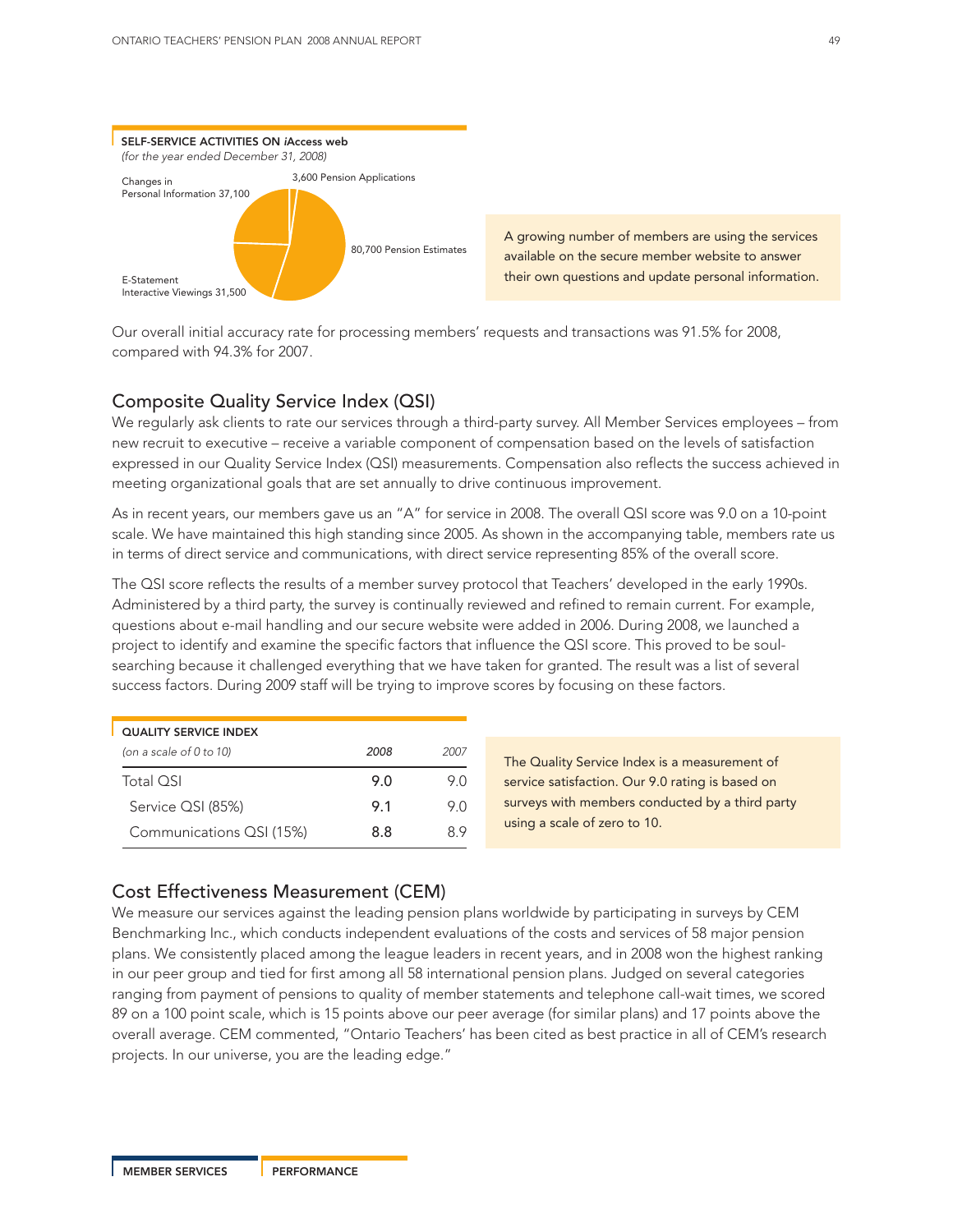**SELF-SERVICE ACTIVITIES ON *iAccess web***
*(for the year ended December 31, 2008)*

- 3,600 Pension Applications
- 80,700 Pension Estimates
- E-Statement Interactive Viewings 31,500
- Changes in Personal Information 37,100

A growing number of members are using the services available on the secure member website to answer their own questions and update personal information.

Our overall initial accuracy rate for processing members' requests and transactions was 91.5% for 2008, compared with 94.3% for 2007.

## Composite Quality Service Index (QSI)

We regularly ask clients to rate our services through a third-party survey. All Member Services employees – from new recruit to executive – receive a variable component of compensation based on the levels of satisfaction expressed in our Quality Service Index (QSI) measurements. Compensation also reflects the success achieved in meeting organizational goals that are set annually to drive continuous improvement.

As in recent years, our members gave us an "A" for service in 2008. The overall QSI score was 9.0 on a 10-point scale. We have maintained this high standing since 2005. As shown in the accompanying table, members rate us in terms of direct service and communications, with direct service representing 85% of the overall score.

The QSI score reflects the results of a member survey protocol that Teachers' developed in the early 1990s. Administered by a third party, the survey is continually reviewed and refined to remain current. For example, questions about e-mail handling and our secure website were added in 2006. During 2008, we launched a project to identify and examine the specific factors that influence the QSI score. This proved to be soul-searching because it challenged everything that we have taken for granted. The result was a list of several success factors. During 2009 staff will be trying to improve scores by focusing on these factors.

**QUALITY SERVICE INDEX**

| *(on a scale of 0 to 10)* | *2008* | *2007* |
|---|---|---|
| Total QSI | **9.0** | 9.0 |
| Service QSI (85%) | **9.1** | 9.0 |
| Communications QSI (15%) | **8.8** | 8.9 |

The Quality Service Index is a measurement of service satisfaction. Our 9.0 rating is based on surveys with members conducted by a third party using a scale of zero to 10.

## Cost Effectiveness Measurement (CEM)

We measure our services against the leading pension plans worldwide by participating in surveys by CEM Benchmarking Inc., which conducts independent evaluations of the costs and services of 58 major pension plans. We consistently placed among the league leaders in recent years, and in 2008 won the highest ranking in our peer group and tied for first among all 58 international pension plans. Judged on several categories ranging from payment of pensions to quality of member statements and telephone call-wait times, we scored 89 on a 100 point scale, which is 15 points above our peer average (for similar plans) and 17 points above the overall average. CEM commented, "Ontario Teachers' has been cited as best practice in all of CEM's research projects. In our universe, you are the leading edge."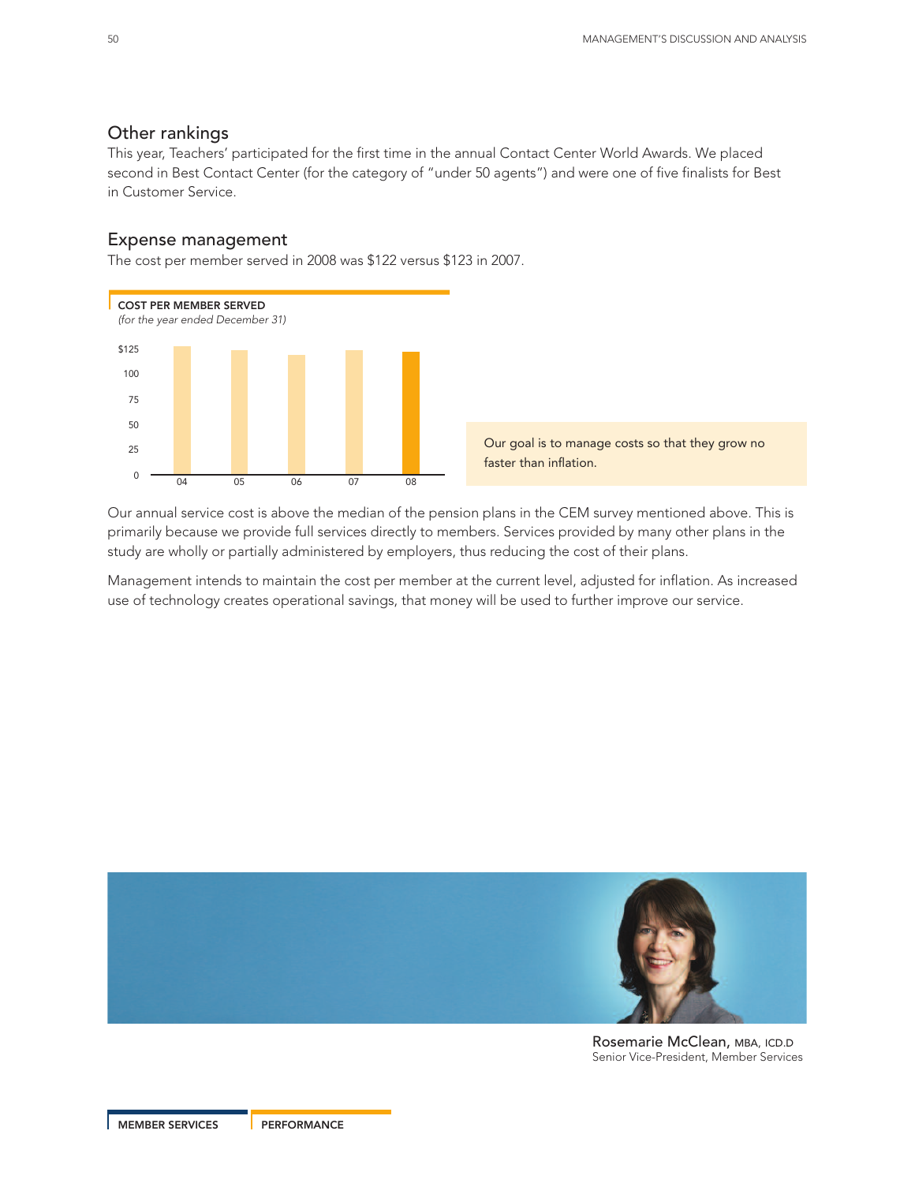## Other rankings

This year, Teachers' participated for the first time in the annual Contact Center World Awards. We placed second in Best Contact Center (for the category of "under 50 agents") and were one of five finalists for Best in Customer Service.

## Expense management

The cost per member served in 2008 was $122 versus $123 in 2007.

**COST PER MEMBER SERVED**
*(for the year ended December 31)*

Our goal is to manage costs so that they grow no faster than inflation.

Our annual service cost is above the median of the pension plans in the CEM survey mentioned above. This is primarily because we provide full services directly to members. Services provided by many other plans in the study are wholly or partially administered by employers, thus reducing the cost of their plans.

Management intends to maintain the cost per member at the current level, adjusted for inflation. As increased use of technology creates operational savings, that money will be used to further improve our service.

Rosemarie McClean, MBA, ICD.D
Senior Vice-President, Member Services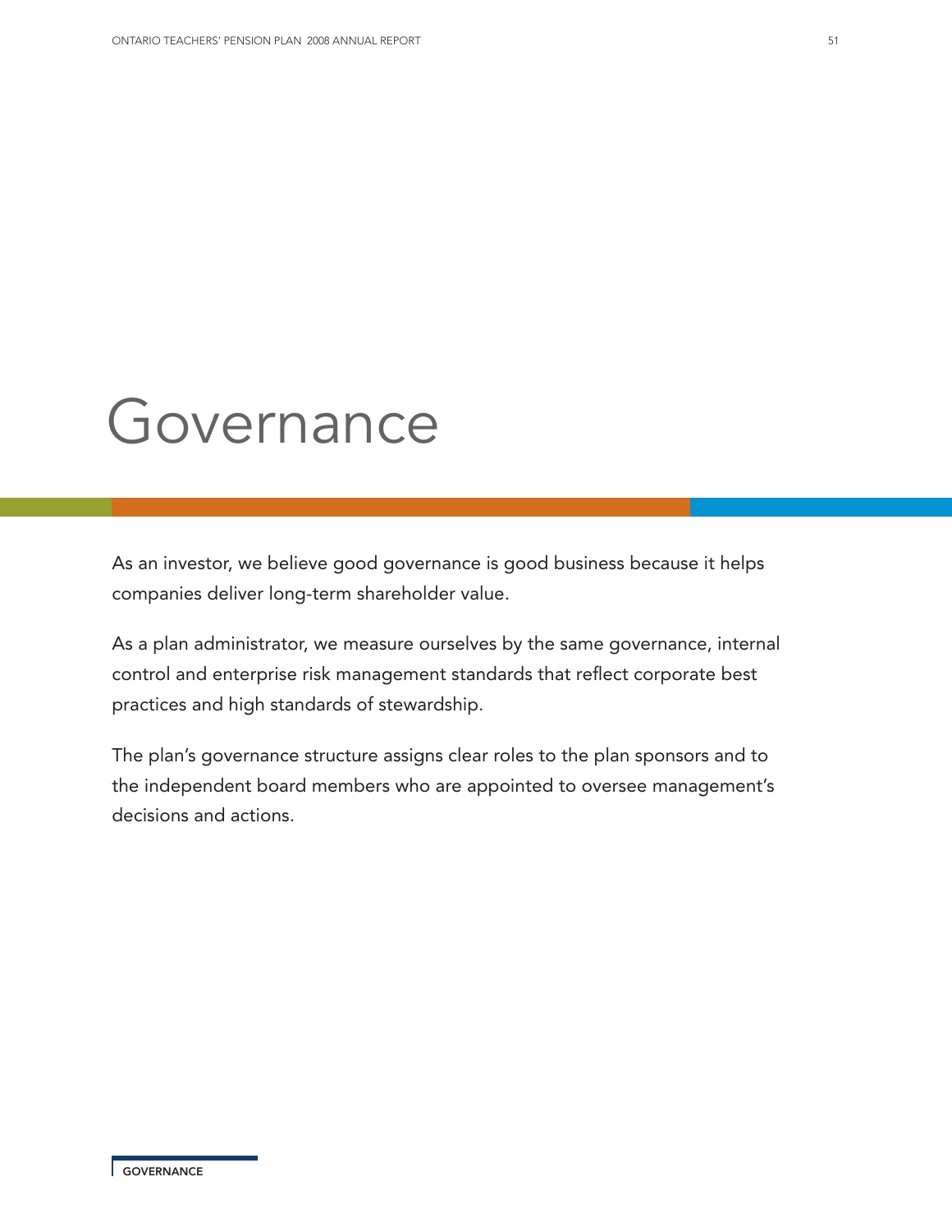# Governance

As an investor, we believe good governance is good business because it helps companies deliver long-term shareholder value.

As a plan administrator, we measure ourselves by the same governance, internal control and enterprise risk management standards that reflect corporate best practices and high standards of stewardship.

The plan's governance structure assigns clear roles to the plan sponsors and to the independent board members who are appointed to oversee management's decisions and actions.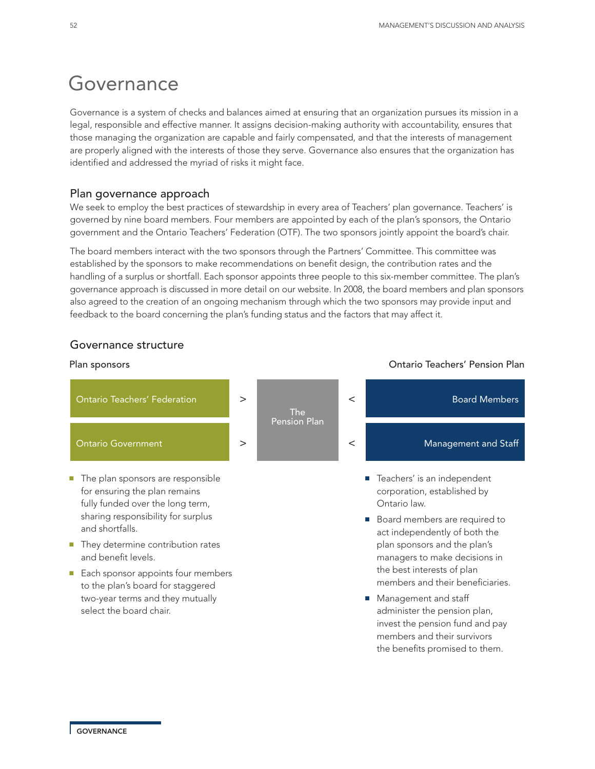# Governance

Governance is a system of checks and balances aimed at ensuring that an organization pursues its mission in a legal, responsible and effective manner. It assigns decision-making authority with accountability, ensures that those managing the organization are capable and fairly compensated, and that the interests of management are properly aligned with the interests of those they serve. Governance also ensures that the organization has identified and addressed the myriad of risks it might face.

## Plan governance approach

We seek to employ the best practices of stewardship in every area of Teachers' plan governance. Teachers' is governed by nine board members. Four members are appointed by each of the plan's sponsors, the Ontario government and the Ontario Teachers' Federation (OTF). The two sponsors jointly appoint the board's chair.

The board members interact with the two sponsors through the Partners' Committee. This committee was established by the sponsors to make recommendations on benefit design, the contribution rates and the handling of a surplus or shortfall. Each sponsor appoints three people to this six-member committee. The plan's governance approach is discussed in more detail on our website. In 2008, the board members and plan sponsors also agreed to the creation of an ongoing mechanism through which the two sponsors may provide input and feedback to the board concerning the plan's funding status and the factors that may affect it.

## Governance structure

| Plan sponsors | | | | Ontario Teachers' Pension Plan |
|---|---|---|---|---|
| Ontario Teachers' Federation | > | The Pension Plan | < | Board Members |
| Ontario Government | > | | < | Management and Staff |

**Plan sponsors**

- The plan sponsors are responsible for ensuring the plan remains fully funded over the long term, sharing responsibility for surplus and shortfalls.
- They determine contribution rates and benefit levels.
- Each sponsor appoints four members to the plan's board for staggered two-year terms and they mutually select the board chair.

**Ontario Teachers' Pension Plan**

- Teachers' is an independent corporation, established by Ontario law.
- Board members are required to act independently of both the plan sponsors and the plan's managers to make decisions in the best interests of plan members and their beneficiaries.
- Management and staff administer the pension plan, invest the pension fund and pay members and their survivors the benefits promised to them.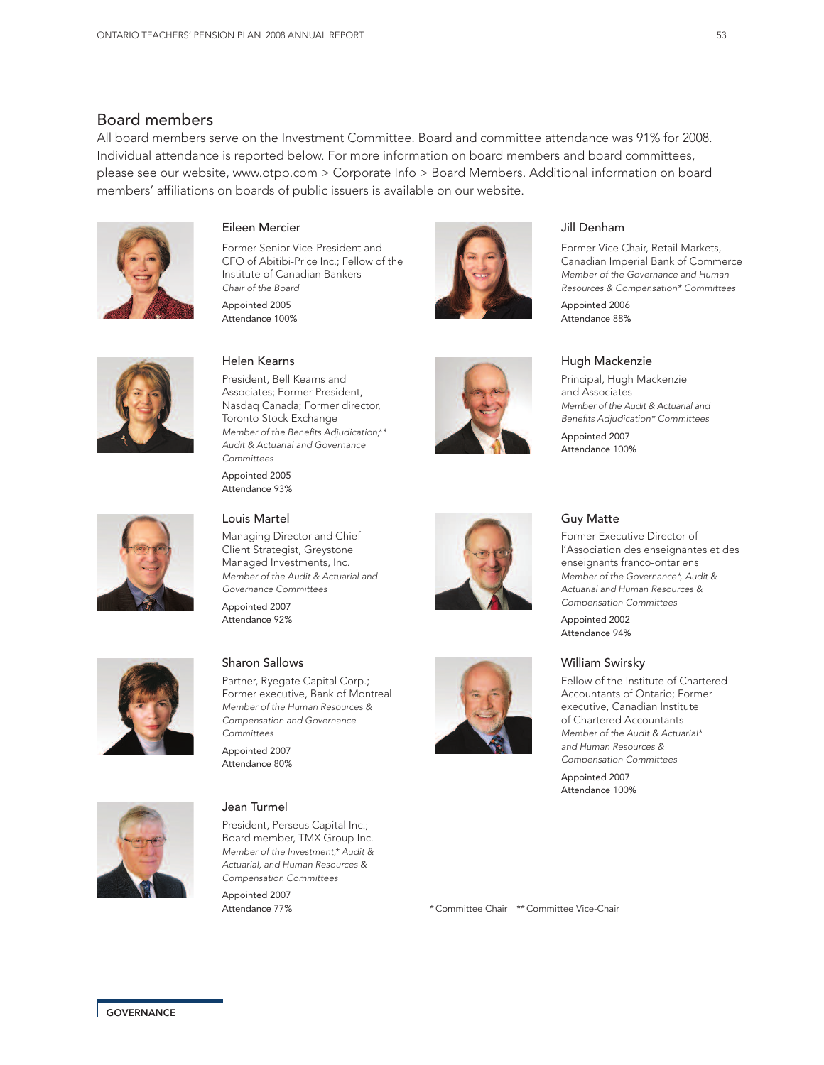## Board members

All board members serve on the Investment Committee. Board and committee attendance was 91% for 2008. Individual attendance is reported below. For more information on board members and board committees, please see our website, www.otpp.com > Corporate Info > Board Members. Additional information on board members' affiliations on boards of public issuers is available on our website.

### Eileen Mercier

Former Senior Vice-President and CFO of Abitibi-Price Inc.; Fellow of the Institute of Canadian Bankers

*Chair of the Board*

Appointed 2005
Attendance 100%

### Jill Denham

Former Vice Chair, Retail Markets, Canadian Imperial Bank of Commerce

*Member of the Governance and Human Resources & Compensation* Committees*

Appointed 2006
Attendance 88%

### Helen Kearns

President, Bell Kearns and Associates; Former President, Nasdaq Canada; Former director, Toronto Stock Exchange

*Member of the Benefits Adjudication,** Audit & Actuarial and Governance Committees*

Appointed 2005
Attendance 93%

### Hugh Mackenzie

Principal, Hugh Mackenzie and Associates

*Member of the Audit & Actuarial and Benefits Adjudication* Committees*

Appointed 2007
Attendance 100%

### Louis Martel

Managing Director and Chief Client Strategist, Greystone Managed Investments, Inc.

*Member of the Audit & Actuarial and Governance Committees*

Appointed 2007
Attendance 92%

### Guy Matte

Former Executive Director of l'Association des enseignantes et des enseignants franco-ontariens

*Member of the Governance*, Audit & Actuarial and Human Resources & Compensation Committees*

Appointed 2002
Attendance 94%

### Sharon Sallows

Partner, Ryegate Capital Corp.; Former executive, Bank of Montreal

*Member of the Human Resources & Compensation and Governance Committees*

Appointed 2007
Attendance 80%

### William Swirsky

Fellow of the Institute of Chartered Accountants of Ontario; Former executive, Canadian Institute of Chartered Accountants

*Member of the Audit & Actuarial* and Human Resources & Compensation Committees*

Appointed 2007
Attendance 100%

### Jean Turmel

President, Perseus Capital Inc.; Board member, TMX Group Inc.

*Member of the Investment,* Audit & Actuarial, and Human Resources & Compensation Committees*

Appointed 2007
Attendance 77%

\* Committee Chair ** Committee Vice-Chair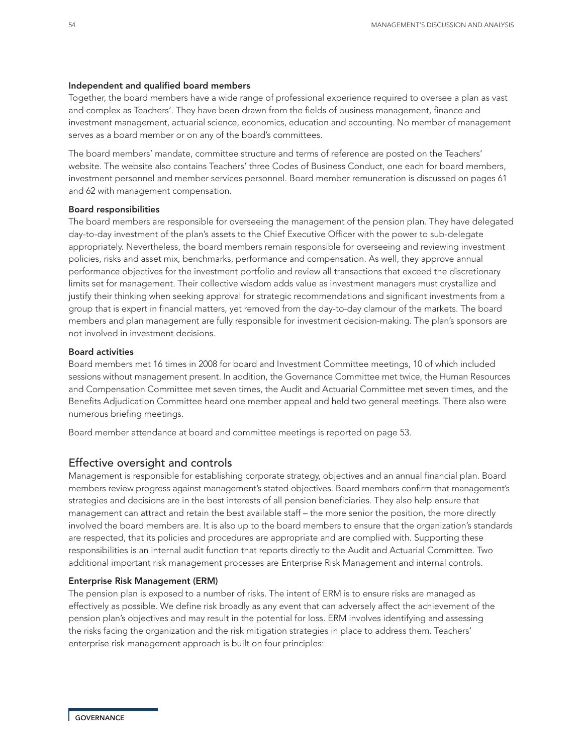#### Independent and qualified board members

Together, the board members have a wide range of professional experience required to oversee a plan as vast and complex as Teachers'. They have been drawn from the fields of business management, finance and investment management, actuarial science, economics, education and accounting. No member of management serves as a board member or on any of the board's committees.

The board members' mandate, committee structure and terms of reference are posted on the Teachers' website. The website also contains Teachers' three Codes of Business Conduct, one each for board members, investment personnel and member services personnel. Board member remuneration is discussed on pages 61 and 62 with management compensation.

#### Board responsibilities

The board members are responsible for overseeing the management of the pension plan. They have delegated day-to-day investment of the plan's assets to the Chief Executive Officer with the power to sub-delegate appropriately. Nevertheless, the board members remain responsible for overseeing and reviewing investment policies, risks and asset mix, benchmarks, performance and compensation. As well, they approve annual performance objectives for the investment portfolio and review all transactions that exceed the discretionary limits set for management. Their collective wisdom adds value as investment managers must crystallize and justify their thinking when seeking approval for strategic recommendations and significant investments from a group that is expert in financial matters, yet removed from the day-to-day clamour of the markets. The board members and plan management are fully responsible for investment decision-making. The plan's sponsors are not involved in investment decisions.

#### Board activities

Board members met 16 times in 2008 for board and Investment Committee meetings, 10 of which included sessions without management present. In addition, the Governance Committee met twice, the Human Resources and Compensation Committee met seven times, the Audit and Actuarial Committee met seven times, and the Benefits Adjudication Committee heard one member appeal and held two general meetings. There also were numerous briefing meetings.

Board member attendance at board and committee meetings is reported on page 53.

## Effective oversight and controls

Management is responsible for establishing corporate strategy, objectives and an annual financial plan. Board members review progress against management's stated objectives. Board members confirm that management's strategies and decisions are in the best interests of all pension beneficiaries. They also help ensure that management can attract and retain the best available staff – the more senior the position, the more directly involved the board members are. It is also up to the board members to ensure that the organization's standards are respected, that its policies and procedures are appropriate and are complied with. Supporting these responsibilities is an internal audit function that reports directly to the Audit and Actuarial Committee. Two additional important risk management processes are Enterprise Risk Management and internal controls.

#### Enterprise Risk Management (ERM)

The pension plan is exposed to a number of risks. The intent of ERM is to ensure risks are managed as effectively as possible. We define risk broadly as any event that can adversely affect the achievement of the pension plan's objectives and may result in the potential for loss. ERM involves identifying and assessing the risks facing the organization and the risk mitigation strategies in place to address them. Teachers' enterprise risk management approach is built on four principles: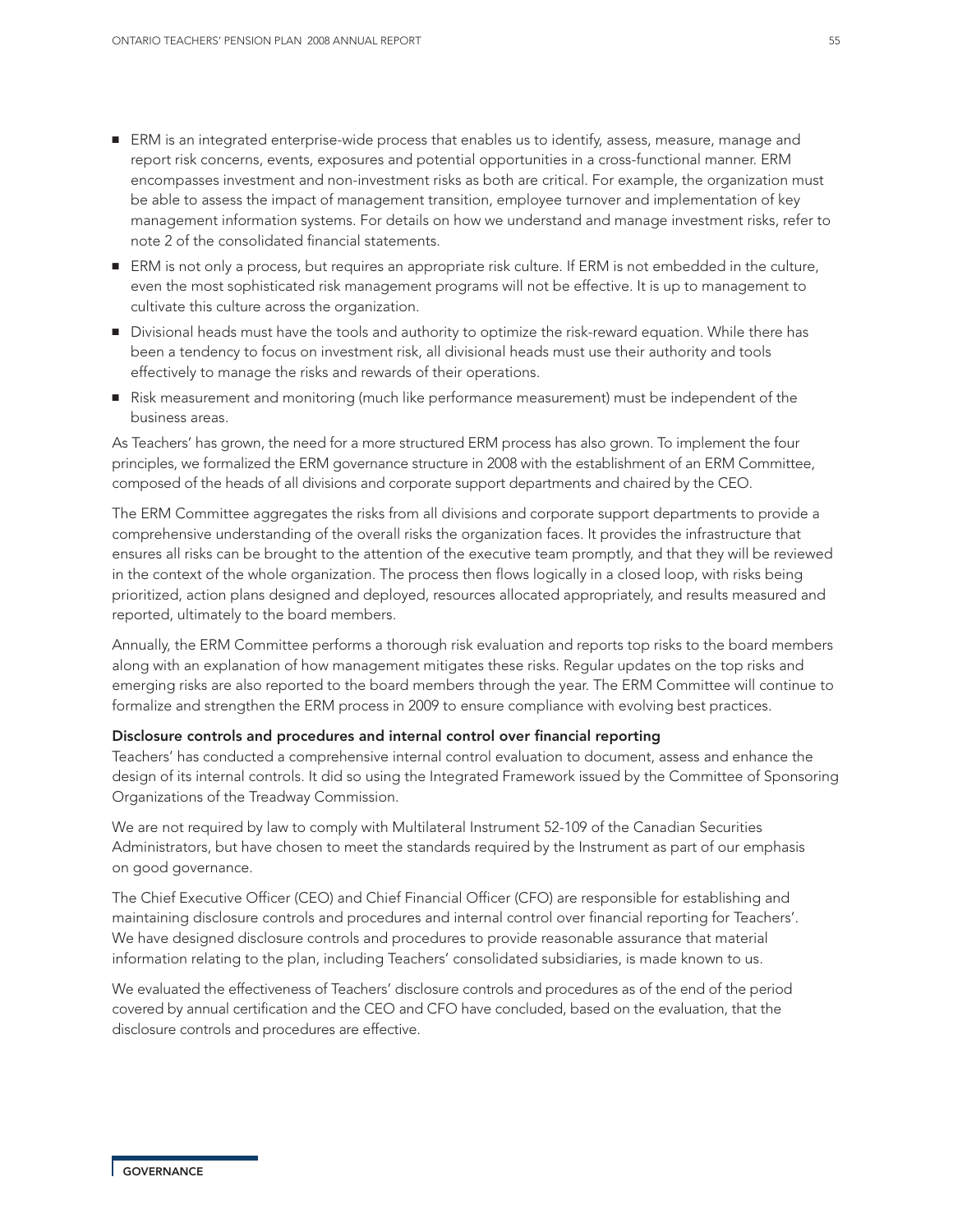- ERM is an integrated enterprise-wide process that enables us to identify, assess, measure, manage and report risk concerns, events, exposures and potential opportunities in a cross-functional manner. ERM encompasses investment and non-investment risks as both are critical. For example, the organization must be able to assess the impact of management transition, employee turnover and implementation of key management information systems. For details on how we understand and manage investment risks, refer to note 2 of the consolidated financial statements.
- ERM is not only a process, but requires an appropriate risk culture. If ERM is not embedded in the culture, even the most sophisticated risk management programs will not be effective. It is up to management to cultivate this culture across the organization.
- Divisional heads must have the tools and authority to optimize the risk-reward equation. While there has been a tendency to focus on investment risk, all divisional heads must use their authority and tools effectively to manage the risks and rewards of their operations.
- Risk measurement and monitoring (much like performance measurement) must be independent of the business areas.

As Teachers' has grown, the need for a more structured ERM process has also grown. To implement the four principles, we formalized the ERM governance structure in 2008 with the establishment of an ERM Committee, composed of the heads of all divisions and corporate support departments and chaired by the CEO.

The ERM Committee aggregates the risks from all divisions and corporate support departments to provide a comprehensive understanding of the overall risks the organization faces. It provides the infrastructure that ensures all risks can be brought to the attention of the executive team promptly, and that they will be reviewed in the context of the whole organization. The process then flows logically in a closed loop, with risks being prioritized, action plans designed and deployed, resources allocated appropriately, and results measured and reported, ultimately to the board members.

Annually, the ERM Committee performs a thorough risk evaluation and reports top risks to the board members along with an explanation of how management mitigates these risks. Regular updates on the top risks and emerging risks are also reported to the board members through the year. The ERM Committee will continue to formalize and strengthen the ERM process in 2009 to ensure compliance with evolving best practices.

**Disclosure controls and procedures and internal control over financial reporting**

Teachers' has conducted a comprehensive internal control evaluation to document, assess and enhance the design of its internal controls. It did so using the Integrated Framework issued by the Committee of Sponsoring Organizations of the Treadway Commission.

We are not required by law to comply with Multilateral Instrument 52-109 of the Canadian Securities Administrators, but have chosen to meet the standards required by the Instrument as part of our emphasis on good governance.

The Chief Executive Officer (CEO) and Chief Financial Officer (CFO) are responsible for establishing and maintaining disclosure controls and procedures and internal control over financial reporting for Teachers'. We have designed disclosure controls and procedures to provide reasonable assurance that material information relating to the plan, including Teachers' consolidated subsidiaries, is made known to us.

We evaluated the effectiveness of Teachers' disclosure controls and procedures as of the end of the period covered by annual certification and the CEO and CFO have concluded, based on the evaluation, that the disclosure controls and procedures are effective.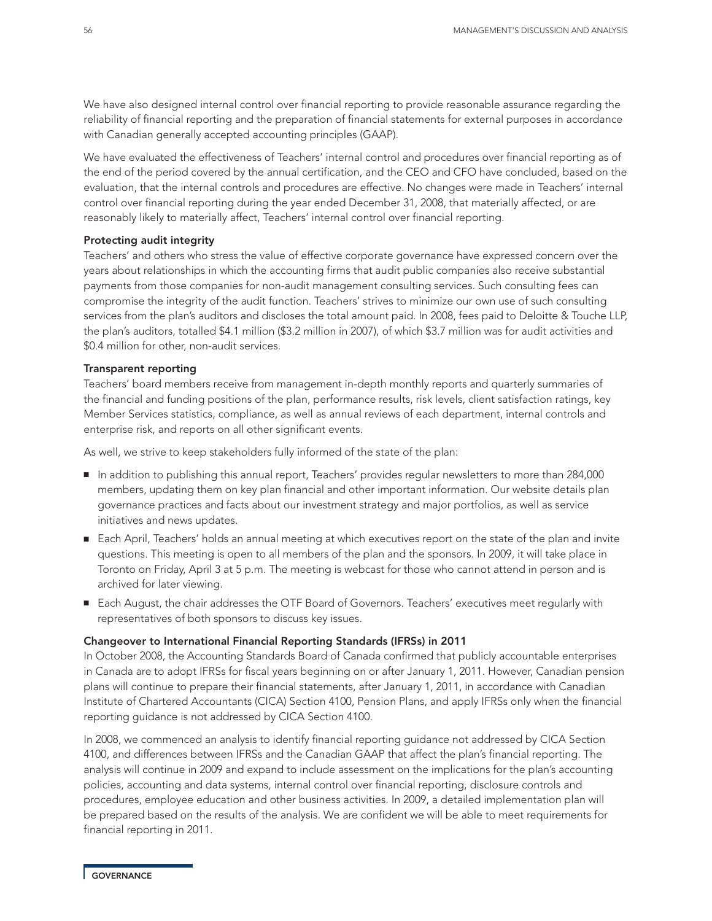We have also designed internal control over financial reporting to provide reasonable assurance regarding the reliability of financial reporting and the preparation of financial statements for external purposes in accordance with Canadian generally accepted accounting principles (GAAP).

We have evaluated the effectiveness of Teachers' internal control and procedures over financial reporting as of the end of the period covered by the annual certification, and the CEO and CFO have concluded, based on the evaluation, that the internal controls and procedures are effective. No changes were made in Teachers' internal control over financial reporting during the year ended December 31, 2008, that materially affected, or are reasonably likely to materially affect, Teachers' internal control over financial reporting.

**Protecting audit integrity**

Teachers' and others who stress the value of effective corporate governance have expressed concern over the years about relationships in which the accounting firms that audit public companies also receive substantial payments from those companies for non-audit management consulting services. Such consulting fees can compromise the integrity of the audit function. Teachers' strives to minimize our own use of such consulting services from the plan's auditors and discloses the total amount paid. In 2008, fees paid to Deloitte & Touche LLP, the plan's auditors, totalled $4.1 million ($3.2 million in 2007), of which $3.7 million was for audit activities and $0.4 million for other, non-audit services.

**Transparent reporting**

Teachers' board members receive from management in-depth monthly reports and quarterly summaries of the financial and funding positions of the plan, performance results, risk levels, client satisfaction ratings, key Member Services statistics, compliance, as well as annual reviews of each department, internal controls and enterprise risk, and reports on all other significant events.

As well, we strive to keep stakeholders fully informed of the state of the plan:

- In addition to publishing this annual report, Teachers' provides regular newsletters to more than 284,000 members, updating them on key plan financial and other important information. Our website details plan governance practices and facts about our investment strategy and major portfolios, as well as service initiatives and news updates.
- Each April, Teachers' holds an annual meeting at which executives report on the state of the plan and invite questions. This meeting is open to all members of the plan and the sponsors. In 2009, it will take place in Toronto on Friday, April 3 at 5 p.m. The meeting is webcast for those who cannot attend in person and is archived for later viewing.
- Each August, the chair addresses the OTF Board of Governors. Teachers' executives meet regularly with representatives of both sponsors to discuss key issues.

**Changeover to International Financial Reporting Standards (IFRSs) in 2011**

In October 2008, the Accounting Standards Board of Canada confirmed that publicly accountable enterprises in Canada are to adopt IFRSs for fiscal years beginning on or after January 1, 2011. However, Canadian pension plans will continue to prepare their financial statements, after January 1, 2011, in accordance with Canadian Institute of Chartered Accountants (CICA) Section 4100, Pension Plans, and apply IFRSs only when the financial reporting guidance is not addressed by CICA Section 4100.

In 2008, we commenced an analysis to identify financial reporting guidance not addressed by CICA Section 4100, and differences between IFRSs and the Canadian GAAP that affect the plan's financial reporting. The analysis will continue in 2009 and expand to include assessment on the implications for the plan's accounting policies, accounting and data systems, internal control over financial reporting, disclosure controls and procedures, employee education and other business activities. In 2009, a detailed implementation plan will be prepared based on the results of the analysis. We are confident we will be able to meet requirements for financial reporting in 2011.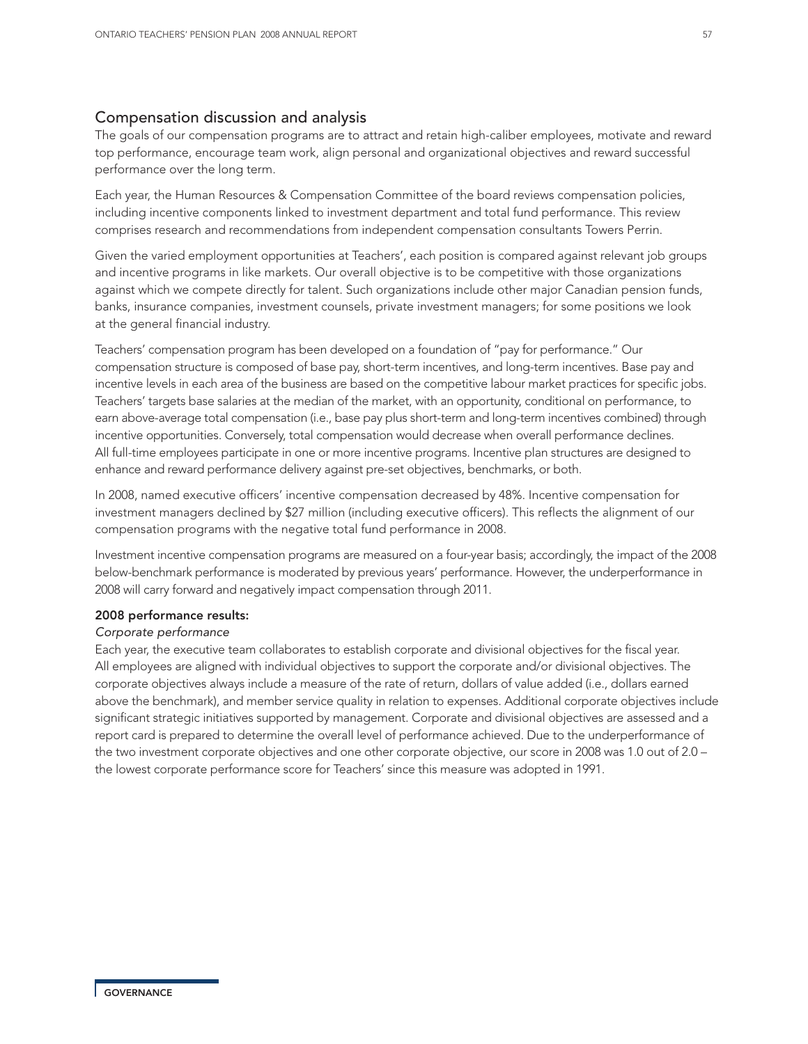## Compensation discussion and analysis

The goals of our compensation programs are to attract and retain high-caliber employees, motivate and reward top performance, encourage team work, align personal and organizational objectives and reward successful performance over the long term.

Each year, the Human Resources & Compensation Committee of the board reviews compensation policies, including incentive components linked to investment department and total fund performance. This review comprises research and recommendations from independent compensation consultants Towers Perrin.

Given the varied employment opportunities at Teachers', each position is compared against relevant job groups and incentive programs in like markets. Our overall objective is to be competitive with those organizations against which we compete directly for talent. Such organizations include other major Canadian pension funds, banks, insurance companies, investment counsels, private investment managers; for some positions we look at the general financial industry.

Teachers' compensation program has been developed on a foundation of "pay for performance." Our compensation structure is composed of base pay, short-term incentives, and long-term incentives. Base pay and incentive levels in each area of the business are based on the competitive labour market practices for specific jobs. Teachers' targets base salaries at the median of the market, with an opportunity, conditional on performance, to earn above-average total compensation (i.e., base pay plus short-term and long-term incentives combined) through incentive opportunities. Conversely, total compensation would decrease when overall performance declines. All full-time employees participate in one or more incentive programs. Incentive plan structures are designed to enhance and reward performance delivery against pre-set objectives, benchmarks, or both.

In 2008, named executive officers' incentive compensation decreased by 48%. Incentive compensation for investment managers declined by $27 million (including executive officers). This reflects the alignment of our compensation programs with the negative total fund performance in 2008.

Investment incentive compensation programs are measured on a four-year basis; accordingly, the impact of the 2008 below-benchmark performance is moderated by previous years' performance. However, the underperformance in 2008 will carry forward and negatively impact compensation through 2011.

**2008 performance results:**

*Corporate performance*

Each year, the executive team collaborates to establish corporate and divisional objectives for the fiscal year. All employees are aligned with individual objectives to support the corporate and/or divisional objectives. The corporate objectives always include a measure of the rate of return, dollars of value added (i.e., dollars earned above the benchmark), and member service quality in relation to expenses. Additional corporate objectives include significant strategic initiatives supported by management. Corporate and divisional objectives are assessed and a report card is prepared to determine the overall level of performance achieved. Due to the underperformance of the two investment corporate objectives and one other corporate objective, our score in 2008 was 1.0 out of 2.0 – the lowest corporate performance score for Teachers' since this measure was adopted in 1991.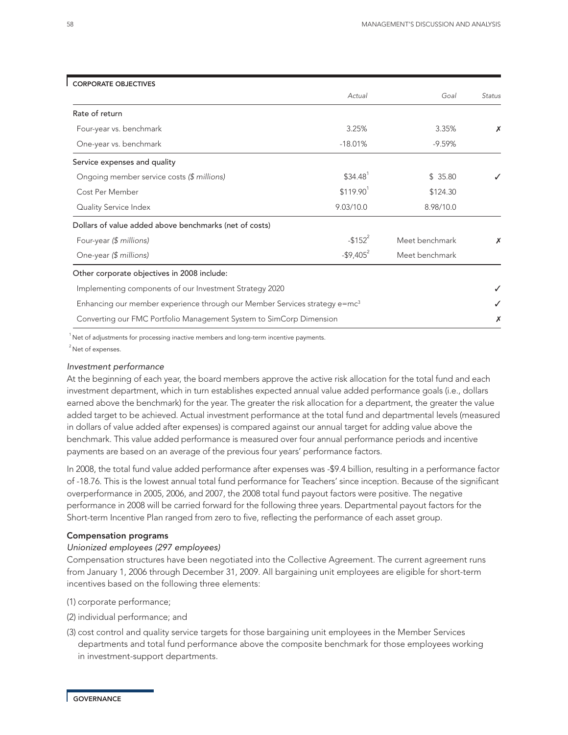## CORPORATE OBJECTIVES

| | *Actual* | *Goal* | *Status* |
|---|---|---|---|
| **Rate of return** | | | |
| Four-year vs. benchmark | 3.25% | 3.35% | ✗ |
| One-year vs. benchmark | -18.01% | -9.59% | |
| **Service expenses and quality** | | | |
| Ongoing member service costs *($ millions)* | $34.48[1] | $ 35.80 | ✓ |
| Cost Per Member | $119.90[1] | $124.30 | |
| Quality Service Index | 9.03/10.0 | 8.98/10.0 | |
| **Dollars of value added above benchmarks (net of costs)** | | | |
| Four-year *($ millions)* | -$152[2] | Meet benchmark | ✗ |
| One-year *($ millions)* | -$9,405[2] | Meet benchmark | |
| **Other corporate objectives in 2008 include:** | | | |
| Implementing components of our Investment Strategy 2020 | | | ✓ |
| Enhancing our member experience through our Member Services strategy e=mc³ | | | ✓ |
| Converting our FMC Portfolio Management System to SimCorp Dimension | | | ✗ |

[1] Net of adjustments for processing inactive members and long-term incentive payments.

[2] Net of expenses.

*Investment performance*

At the beginning of each year, the board members approve the active risk allocation for the total fund and each investment department, which in turn establishes expected annual value added performance goals (i.e., dollars earned above the benchmark) for the year. The greater the risk allocation for a department, the greater the value added target to be achieved. Actual investment performance at the total fund and departmental levels (measured in dollars of value added after expenses) is compared against our annual target for adding value above the benchmark. This value added performance is measured over four annual performance periods and incentive payments are based on an average of the previous four years' performance factors.

In 2008, the total fund value added performance after expenses was -$9.4 billion, resulting in a performance factor of -18.76. This is the lowest annual total fund performance for Teachers' since inception. Because of the significant overperformance in 2005, 2006, and 2007, the 2008 total fund payout factors were positive. The negative performance in 2008 will be carried forward for the following three years. Departmental payout factors for the Short-term Incentive Plan ranged from zero to five, reflecting the performance of each asset group.

### Compensation programs

*Unionized employees (297 employees)*

Compensation structures have been negotiated into the Collective Agreement. The current agreement runs from January 1, 2006 through December 31, 2009. All bargaining unit employees are eligible for short-term incentives based on the following three elements:

(1) corporate performance;

(2) individual performance; and

(3) cost control and quality service targets for those bargaining unit employees in the Member Services departments and total fund performance above the composite benchmark for those employees working in investment-support departments.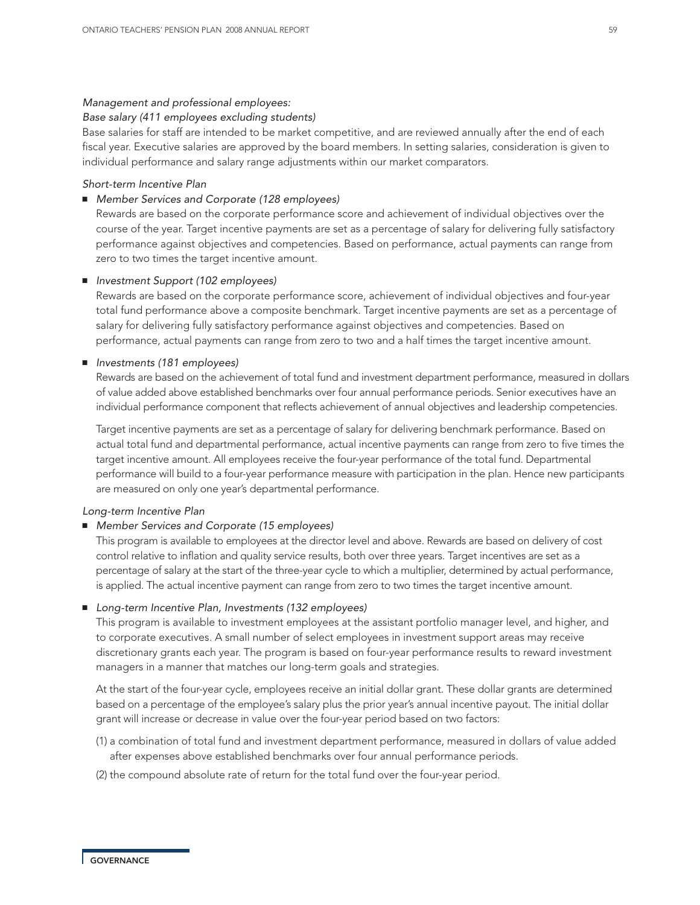*Management and professional employees:*

*Base salary (411 employees excluding students)*

Base salaries for staff are intended to be market competitive, and are reviewed annually after the end of each fiscal year. Executive salaries are approved by the board members. In setting salaries, consideration is given to individual performance and salary range adjustments within our market comparators.

*Short-term Incentive Plan*

- *Member Services and Corporate (128 employees)*

  Rewards are based on the corporate performance score and achievement of individual objectives over the course of the year. Target incentive payments are set as a percentage of salary for delivering fully satisfactory performance against objectives and competencies. Based on performance, actual payments can range from zero to two times the target incentive amount.

- *Investment Support (102 employees)*

  Rewards are based on the corporate performance score, achievement of individual objectives and four-year total fund performance above a composite benchmark. Target incentive payments are set as a percentage of salary for delivering fully satisfactory performance against objectives and competencies. Based on performance, actual payments can range from zero to two and a half times the target incentive amount.

- *Investments (181 employees)*

  Rewards are based on the achievement of total fund and investment department performance, measured in dollars of value added above established benchmarks over four annual performance periods. Senior executives have an individual performance component that reflects achievement of annual objectives and leadership competencies.

  Target incentive payments are set as a percentage of salary for delivering benchmark performance. Based on actual total fund and departmental performance, actual incentive payments can range from zero to five times the target incentive amount. All employees receive the four-year performance of the total fund. Departmental performance will build to a four-year performance measure with participation in the plan. Hence new participants are measured on only one year's departmental performance.

*Long-term Incentive Plan*

- *Member Services and Corporate (15 employees)*

  This program is available to employees at the director level and above. Rewards are based on delivery of cost control relative to inflation and quality service results, both over three years. Target incentives are set as a percentage of salary at the start of the three-year cycle to which a multiplier, determined by actual performance, is applied. The actual incentive payment can range from zero to two times the target incentive amount.

- *Long-term Incentive Plan, Investments (132 employees)*

  This program is available to investment employees at the assistant portfolio manager level, and higher, and to corporate executives. A small number of select employees in investment support areas may receive discretionary grants each year. The program is based on four-year performance results to reward investment managers in a manner that matches our long-term goals and strategies.

  At the start of the four-year cycle, employees receive an initial dollar grant. These dollar grants are determined based on a percentage of the employee's salary plus the prior year's annual incentive payout. The initial dollar grant will increase or decrease in value over the four-year period based on two factors:

  (1) a combination of total fund and investment department performance, measured in dollars of value added after expenses above established benchmarks over four annual performance periods.

  (2) the compound absolute rate of return for the total fund over the four-year period.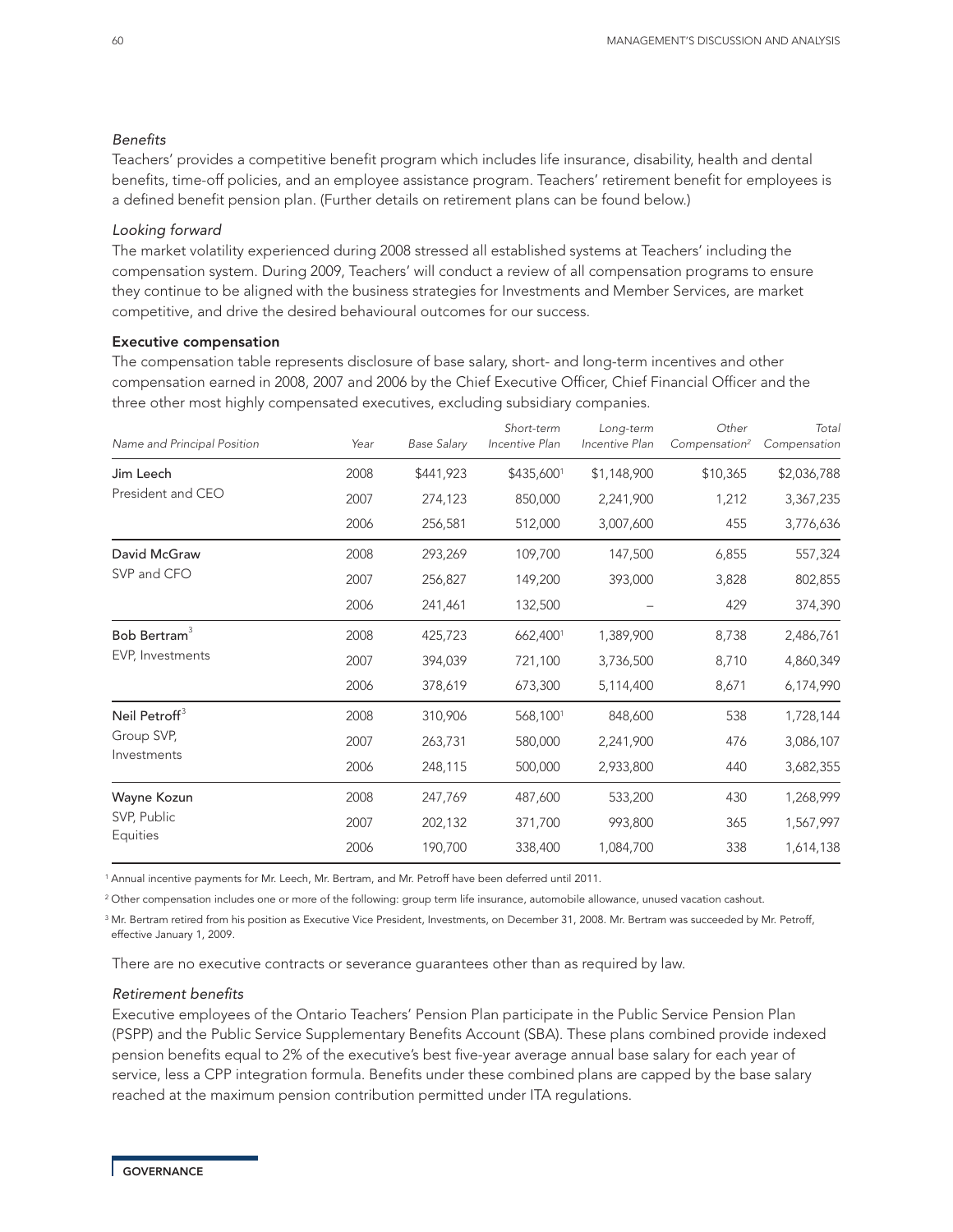*Benefits*

Teachers' provides a competitive benefit program which includes life insurance, disability, health and dental benefits, time-off policies, and an employee assistance program. Teachers' retirement benefit for employees is a defined benefit pension plan. (Further details on retirement plans can be found below.)

*Looking forward*

The market volatility experienced during 2008 stressed all established systems at Teachers' including the compensation system. During 2009, Teachers' will conduct a review of all compensation programs to ensure they continue to be aligned with the business strategies for Investments and Member Services, are market competitive, and drive the desired behavioural outcomes for our success.

**Executive compensation**

The compensation table represents disclosure of base salary, short- and long-term incentives and other compensation earned in 2008, 2007 and 2006 by the Chief Executive Officer, Chief Financial Officer and the three other most highly compensated executives, excluding subsidiary companies.

| *Name and Principal Position* | *Year* | *Base Salary* | *Short-term Incentive Plan* | *Long-term Incentive Plan* | *Other Compensation*[2] | *Total Compensation* |
|---|---|---|---|---|---|---|
| **Jim Leech** | 2008 | $441,923 | $435,600[1] | $1,148,900 | $10,365 | $2,036,788 |
| President and CEO | 2007 | 274,123 | 850,000 | 2,241,900 | 1,212 | 3,367,235 |
| | 2006 | 256,581 | 512,000 | 3,007,600 | 455 | 3,776,636 |
| **David McGraw** | 2008 | 293,269 | 109,700 | 147,500 | 6,855 | 557,324 |
| SVP and CFO | 2007 | 256,827 | 149,200 | 393,000 | 3,828 | 802,855 |
| | 2006 | 241,461 | 132,500 | – | 429 | 374,390 |
| **Bob Bertram**[3] | 2008 | 425,723 | 662,400[1] | 1,389,900 | 8,738 | 2,486,761 |
| EVP, Investments | 2007 | 394,039 | 721,100 | 3,736,500 | 8,710 | 4,860,349 |
| | 2006 | 378,619 | 673,300 | 5,114,400 | 8,671 | 6,174,990 |
| **Neil Petroff**[3] | 2008 | 310,906 | 568,100[1] | 848,600 | 538 | 1,728,144 |
| Group SVP, Investments | 2007 | 263,731 | 580,000 | 2,241,900 | 476 | 3,086,107 |
| | 2006 | 248,115 | 500,000 | 2,933,800 | 440 | 3,682,355 |
| **Wayne Kozun** | 2008 | 247,769 | 487,600 | 533,200 | 430 | 1,268,999 |
| SVP, Public Equities | 2007 | 202,132 | 371,700 | 993,800 | 365 | 1,567,997 |
| | 2006 | 190,700 | 338,400 | 1,084,700 | 338 | 1,614,138 |

[1] Annual incentive payments for Mr. Leech, Mr. Bertram, and Mr. Petroff have been deferred until 2011.

[2] Other compensation includes one or more of the following: group term life insurance, automobile allowance, unused vacation cashout.

[3] Mr. Bertram retired from his position as Executive Vice President, Investments, on December 31, 2008. Mr. Bertram was succeeded by Mr. Petroff, effective January 1, 2009.

There are no executive contracts or severance guarantees other than as required by law.

*Retirement benefits*

Executive employees of the Ontario Teachers' Pension Plan participate in the Public Service Pension Plan (PSPP) and the Public Service Supplementary Benefits Account (SBA). These plans combined provide indexed pension benefits equal to 2% of the executive's best five-year average annual base salary for each year of service, less a CPP integration formula. Benefits under these combined plans are capped by the base salary reached at the maximum pension contribution permitted under ITA regulations.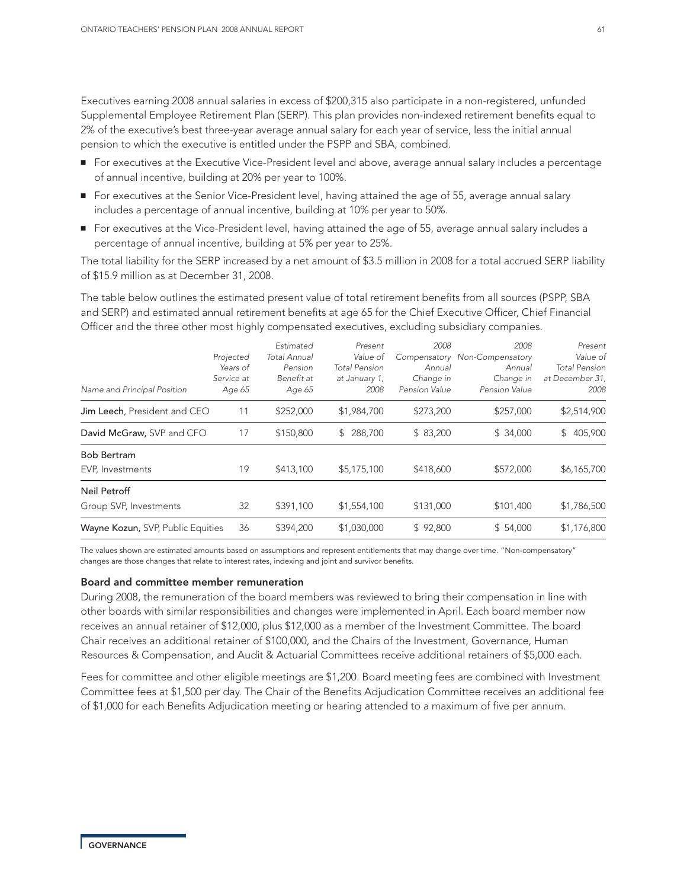Executives earning 2008 annual salaries in excess of $200,315 also participate in a non-registered, unfunded Supplemental Employee Retirement Plan (SERP). This plan provides non-indexed retirement benefits equal to 2% of the executive's best three-year average annual salary for each year of service, less the initial annual pension to which the executive is entitled under the PSPP and SBA, combined.

- For executives at the Executive Vice-President level and above, average annual salary includes a percentage of annual incentive, building at 20% per year to 100%.
- For executives at the Senior Vice-President level, having attained the age of 55, average annual salary includes a percentage of annual incentive, building at 10% per year to 50%.
- For executives at the Vice-President level, having attained the age of 55, average annual salary includes a percentage of annual incentive, building at 5% per year to 25%.

The total liability for the SERP increased by a net amount of $3.5 million in 2008 for a total accrued SERP liability of $15.9 million as at December 31, 2008.

The table below outlines the estimated present value of total retirement benefits from all sources (PSPP, SBA and SERP) and estimated annual retirement benefits at age 65 for the Chief Executive Officer, Chief Financial Officer and the three other most highly compensated executives, excluding subsidiary companies.

| *Name and Principal Position* | *Projected Years of Service at Age 65* | *Estimated Total Annual Pension Benefit at Age 65* | *Present Value of Total Pension at January 1, 2008* | *2008 Compensatory Annual Change in Pension Value* | *2008 Non-Compensatory Annual Change in Pension Value* | *Present Value of Total Pension at December 31, 2008* |
|---|---|---|---|---|---|---|
| **Jim Leech**, President and CEO | 11 | $252,000 | $1,984,700 | $273,200 | $257,000 | $2,514,900 |
| **David McGraw,** SVP and CFO | 17 | $150,800 | $ 288,700 | $ 83,200 | $ 34,000 | $ 405,900 |
| **Bob Bertram** EVP, Investments | 19 | $413,100 | $5,175,100 | $418,600 | $572,000 | $6,165,700 |
| **Neil Petroff** Group SVP, Investments | 32 | $391,100 | $1,554,100 | $131,000 | $101,400 | $1,786,500 |
| **Wayne Kozun,** SVP, Public Equities | 36 | $394,200 | $1,030,000 | $ 92,800 | $ 54,000 | $1,176,800 |

The values shown are estimated amounts based on assumptions and represent entitlements that may change over time. "Non-compensatory" changes are those changes that relate to interest rates, indexing and joint and survivor benefits.

### Board and committee member remuneration

During 2008, the remuneration of the board members was reviewed to bring their compensation in line with other boards with similar responsibilities and changes were implemented in April. Each board member now receives an annual retainer of $12,000, plus $12,000 as a member of the Investment Committee. The board Chair receives an additional retainer of $100,000, and the Chairs of the Investment, Governance, Human Resources & Compensation, and Audit & Actuarial Committees receive additional retainers of $5,000 each.

Fees for committee and other eligible meetings are $1,200. Board meeting fees are combined with Investment Committee fees at $1,500 per day. The Chair of the Benefits Adjudication Committee receives an additional fee of $1,000 for each Benefits Adjudication meeting or hearing attended to a maximum of five per annum.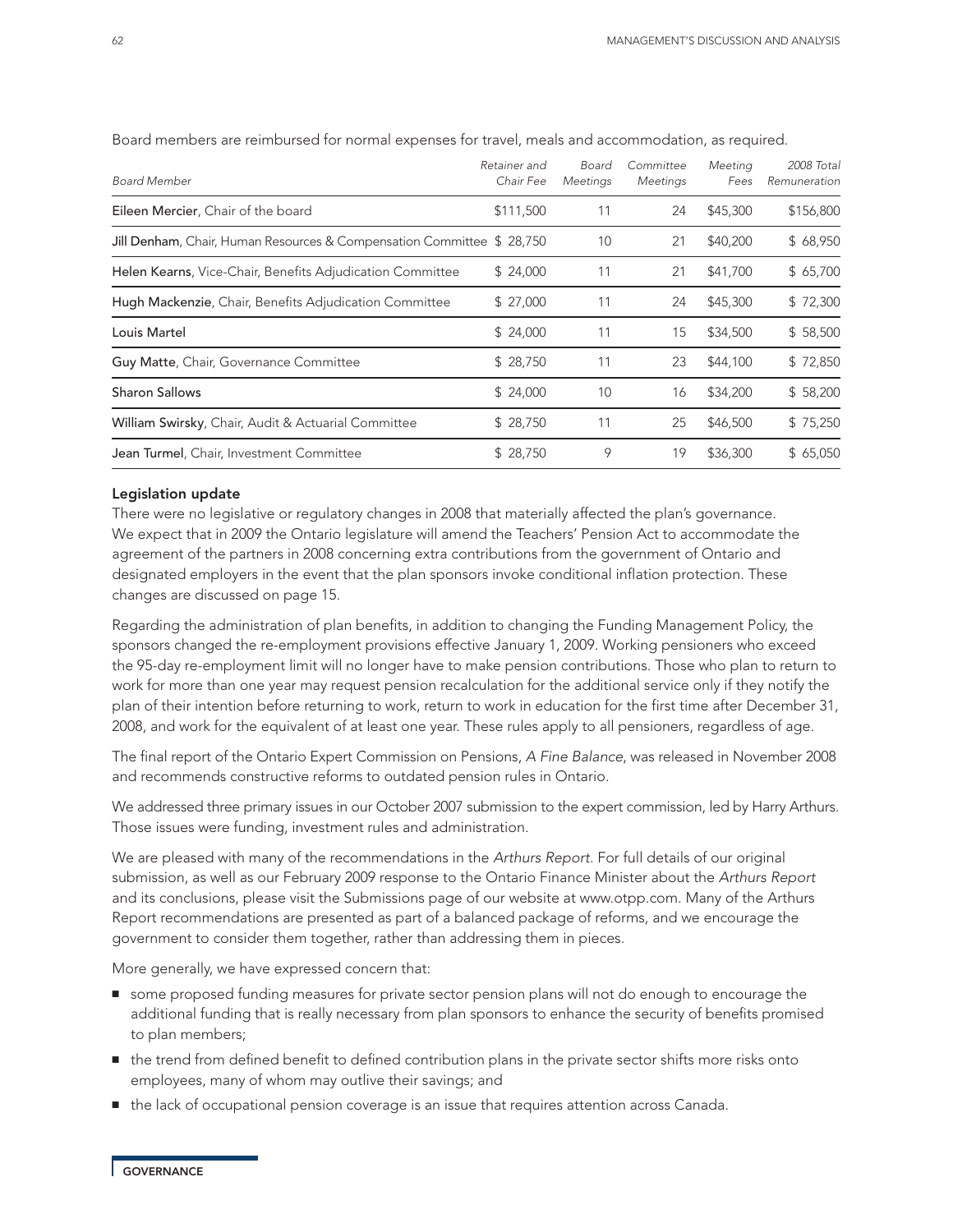Board members are reimbursed for normal expenses for travel, meals and accommodation, as required.

| *Board Member* | *Retainer and Chair Fee* | *Board Meetings* | *Committee Meetings* | *Meeting Fees* | *2008 Total Remuneration* |
|---|---|---|---|---|---|
| **Eileen Mercier**, Chair of the board | $111,500 | 11 | 24 | $45,300 | $156,800 |
| **Jill Denham**, Chair, Human Resources & Compensation Committee | $ 28,750 | 10 | 21 | $40,200 | $ 68,950 |
| **Helen Kearns**, Vice-Chair, Benefits Adjudication Committee | $ 24,000 | 11 | 21 | $41,700 | $ 65,700 |
| **Hugh Mackenzie**, Chair, Benefits Adjudication Committee | $ 27,000 | 11 | 24 | $45,300 | $ 72,300 |
| **Louis Martel** | $ 24,000 | 11 | 15 | $34,500 | $ 58,500 |
| **Guy Matte**, Chair, Governance Committee | $ 28,750 | 11 | 23 | $44,100 | $ 72,850 |
| **Sharon Sallows** | $ 24,000 | 10 | 16 | $34,200 | $ 58,200 |
| **William Swirsky**, Chair, Audit & Actuarial Committee | $ 28,750 | 11 | 25 | $46,500 | $ 75,250 |
| **Jean Turmel**, Chair, Investment Committee | $ 28,750 | 9 | 19 | $36,300 | $ 65,050 |

### Legislation update

There were no legislative or regulatory changes in 2008 that materially affected the plan's governance. We expect that in 2009 the Ontario legislature will amend the Teachers' Pension Act to accommodate the agreement of the partners in 2008 concerning extra contributions from the government of Ontario and designated employers in the event that the plan sponsors invoke conditional inflation protection. These changes are discussed on page 15.

Regarding the administration of plan benefits, in addition to changing the Funding Management Policy, the sponsors changed the re-employment provisions effective January 1, 2009. Working pensioners who exceed the 95-day re-employment limit will no longer have to make pension contributions. Those who plan to return to work for more than one year may request pension recalculation for the additional service only if they notify the plan of their intention before returning to work, return to work in education for the first time after December 31, 2008, and work for the equivalent of at least one year. These rules apply to all pensioners, regardless of age.

The final report of the Ontario Expert Commission on Pensions, *A Fine Balance*, was released in November 2008 and recommends constructive reforms to outdated pension rules in Ontario.

We addressed three primary issues in our October 2007 submission to the expert commission, led by Harry Arthurs. Those issues were funding, investment rules and administration.

We are pleased with many of the recommendations in the *Arthurs Report*. For full details of our original submission, as well as our February 2009 response to the Ontario Finance Minister about the *Arthurs Report* and its conclusions, please visit the Submissions page of our website at www.otpp.com. Many of the Arthurs Report recommendations are presented as part of a balanced package of reforms, and we encourage the government to consider them together, rather than addressing them in pieces.

More generally, we have expressed concern that:

- some proposed funding measures for private sector pension plans will not do enough to encourage the additional funding that is really necessary from plan sponsors to enhance the security of benefits promised to plan members;
- the trend from defined benefit to defined contribution plans in the private sector shifts more risks onto employees, many of whom may outlive their savings; and
- the lack of occupational pension coverage is an issue that requires attention across Canada.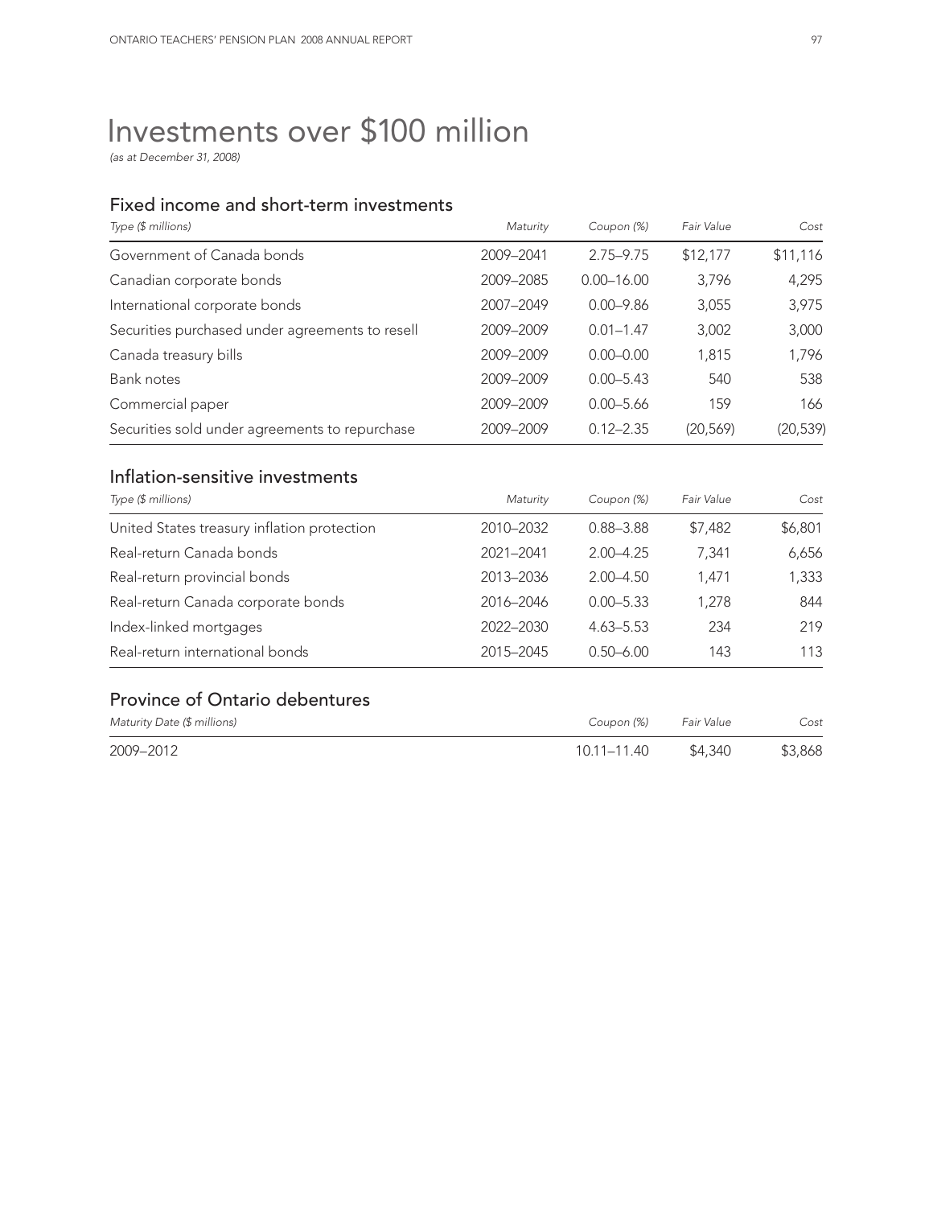# Investments over $100 million

*(as at December 31, 2008)*

## Fixed income and short-term investments

| *Type ($ millions)* | *Maturity* | *Coupon (%)* | *Fair Value* | *Cost* |
|---|---|---|---|---|
| Government of Canada bonds | 2009–2041 | 2.75–9.75 | $12,177 | $11,116 |
| Canadian corporate bonds | 2009–2085 | 0.00–16.00 | 3,796 | 4,295 |
| International corporate bonds | 2007–2049 | 0.00–9.86 | 3,055 | 3,975 |
| Securities purchased under agreements to resell | 2009–2009 | 0.01–1.47 | 3,002 | 3,000 |
| Canada treasury bills | 2009–2009 | 0.00–0.00 | 1,815 | 1,796 |
| Bank notes | 2009–2009 | 0.00–5.43 | 540 | 538 |
| Commercial paper | 2009–2009 | 0.00–5.66 | 159 | 166 |
| Securities sold under agreements to repurchase | 2009–2009 | 0.12–2.35 | (20,569) | (20,539) |

## Inflation-sensitive investments

| *Type ($ millions)* | *Maturity* | *Coupon (%)* | *Fair Value* | *Cost* |
|---|---|---|---|---|
| United States treasury inflation protection | 2010–2032 | 0.88–3.88 | $7,482 | $6,801 |
| Real-return Canada bonds | 2021–2041 | 2.00–4.25 | 7,341 | 6,656 |
| Real-return provincial bonds | 2013–2036 | 2.00–4.50 | 1,471 | 1,333 |
| Real-return Canada corporate bonds | 2016–2046 | 0.00–5.33 | 1,278 | 844 |
| Index-linked mortgages | 2022–2030 | 4.63–5.53 | 234 | 219 |
| Real-return international bonds | 2015–2045 | 0.50–6.00 | 143 | 113 |

## Province of Ontario debentures

| *Maturity Date ($ millions)* | *Coupon (%)* | *Fair Value* | *Cost* |
|---|---|---|---|
| 2009–2012 | 10.11–11.40 | $4,340 | $3,868 |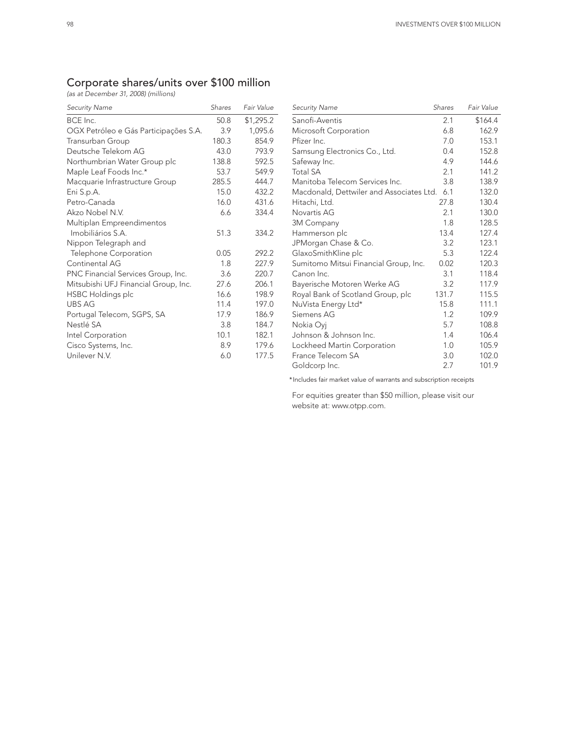## Corporate shares/units over $100 million

*(as at December 31, 2008) (millions)*

| Security Name | Shares | Fair Value |
|---|---|---|
| BCE Inc. | 50.8 | $1,295.2 |
| OGX Petróleo e Gás Participações S.A. | 3.9 | 1,095.6 |
| Transurban Group | 180.3 | 854.9 |
| Deutsche Telekom AG | 43.0 | 793.9 |
| Northumbrian Water Group plc | 138.8 | 592.5 |
| Maple Leaf Foods Inc.* | 53.7 | 549.9 |
| Macquarie Infrastructure Group | 285.5 | 444.7 |
| Eni S.p.A. | 15.0 | 432.2 |
| Petro-Canada | 16.0 | 431.6 |
| Akzo Nobel N.V. | 6.6 | 334.4 |
| Multiplan Empreendimentos Imobiliários S.A. | 51.3 | 334.2 |
| Nippon Telegraph and Telephone Corporation | 0.05 | 292.2 |
| Continental AG | 1.8 | 227.9 |
| PNC Financial Services Group, Inc. | 3.6 | 220.7 |
| Mitsubishi UFJ Financial Group, Inc. | 27.6 | 206.1 |
| HSBC Holdings plc | 16.6 | 198.9 |
| UBS AG | 11.4 | 197.0 |
| Portugal Telecom, SGPS, SA | 17.9 | 186.9 |
| Nestlé SA | 3.8 | 184.7 |
| Intel Corporation | 10.1 | 182.1 |
| Cisco Systems, Inc. | 8.9 | 179.6 |
| Unilever N.V. | 6.0 | 177.5 |
| Sanofi-Aventis | 2.1 | $164.4 |
| Microsoft Corporation | 6.8 | 162.9 |
| Pfizer Inc. | 7.0 | 153.1 |
| Samsung Electronics Co., Ltd. | 0.4 | 152.8 |
| Safeway Inc. | 4.9 | 144.6 |
| Total SA | 2.1 | 141.2 |
| Manitoba Telecom Services Inc. | 3.8 | 138.9 |
| Macdonald, Dettwiler and Associates Ltd. | 6.1 | 132.0 |
| Hitachi, Ltd. | 27.8 | 130.4 |
| Novartis AG | 2.1 | 130.0 |
| 3M Company | 1.8 | 128.5 |
| Hammerson plc | 13.4 | 127.4 |
| JPMorgan Chase & Co. | 3.2 | 123.1 |
| GlaxoSmithKline plc | 5.3 | 122.4 |
| Sumitomo Mitsui Financial Group, Inc. | 0.02 | 120.3 |
| Canon Inc. | 3.1 | 118.4 |
| Bayerische Motoren Werke AG | 3.2 | 117.9 |
| Royal Bank of Scotland Group, plc | 131.7 | 115.5 |
| NuVista Energy Ltd* | 15.8 | 111.1 |
| Siemens AG | 1.2 | 109.9 |
| Nokia Oyj | 5.7 | 108.8 |
| Johnson & Johnson Inc. | 1.4 | 106.4 |
| Lockheed Martin Corporation | 1.0 | 105.9 |
| France Telecom SA | 3.0 | 102.0 |
| Goldcorp Inc. | 2.7 | 101.9 |

*Includes fair market value of warrants and subscription receipts

For equities greater than $50 million, please visit our website at: www.otpp.com.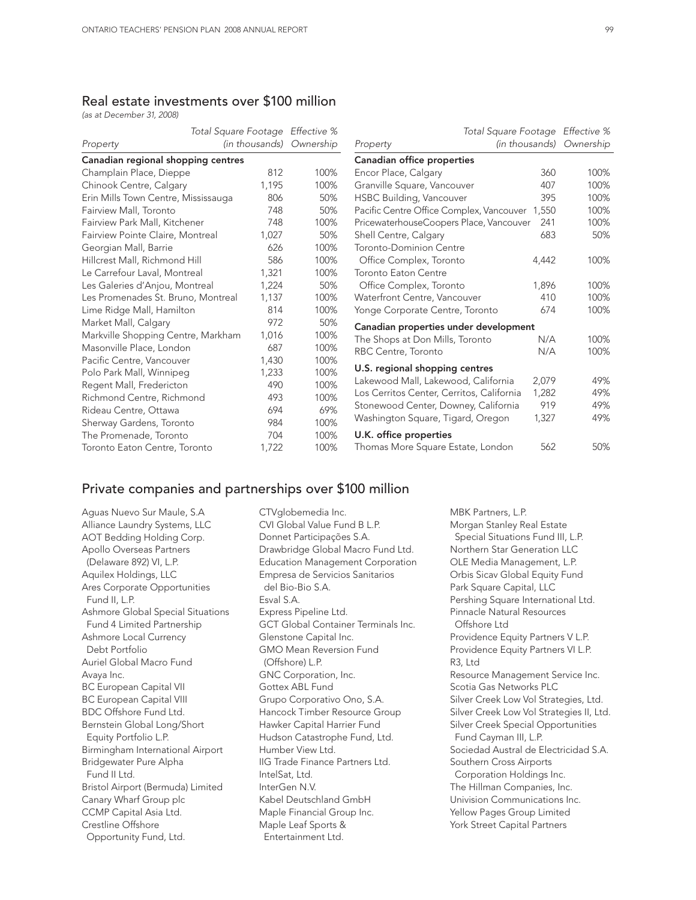## Real estate investments over $100 million

*(as at December 31, 2008)*

| Property | Total Square Footage *(in thousands)* | Effective % Ownership |
|---|---|---|
| **Canadian regional shopping centres** | | |
| Champlain Place, Dieppe | 812 | 100% |
| Chinook Centre, Calgary | 1,195 | 100% |
| Erin Mills Town Centre, Mississauga | 806 | 50% |
| Fairview Mall, Toronto | 748 | 50% |
| Fairview Park Mall, Kitchener | 748 | 100% |
| Fairview Pointe Claire, Montreal | 1,027 | 50% |
| Georgian Mall, Barrie | 626 | 100% |
| Hillcrest Mall, Richmond Hill | 586 | 100% |
| Le Carrefour Laval, Montreal | 1,321 | 100% |
| Les Galeries d'Anjou, Montreal | 1,224 | 50% |
| Les Promenades St. Bruno, Montreal | 1,137 | 100% |
| Lime Ridge Mall, Hamilton | 814 | 100% |
| Market Mall, Calgary | 972 | 50% |
| Markville Shopping Centre, Markham | 1,016 | 100% |
| Masonville Place, London | 687 | 100% |
| Pacific Centre, Vancouver | 1,430 | 100% |
| Polo Park Mall, Winnipeg | 1,233 | 100% |
| Regent Mall, Fredericton | 490 | 100% |
| Richmond Centre, Richmond | 493 | 100% |
| Rideau Centre, Ottawa | 694 | 69% |
| Sherway Gardens, Toronto | 984 | 100% |
| The Promenade, Toronto | 704 | 100% |
| Toronto Eaton Centre, Toronto | 1,722 | 100% |
| **Canadian office properties** | | |
| Encor Place, Calgary | 360 | 100% |
| Granville Square, Vancouver | 407 | 100% |
| HSBC Building, Vancouver | 395 | 100% |
| Pacific Centre Office Complex, Vancouver | 1,550 | 100% |
| PricewaterhouseCoopers Place, Vancouver | 241 | 100% |
| Shell Centre, Calgary | 683 | 50% |
| Toronto-Dominion Centre Office Complex, Toronto | 4,442 | 100% |
| Toronto Eaton Centre Office Complex, Toronto | 1,896 | 100% |
| Waterfront Centre, Vancouver | 410 | 100% |
| Yonge Corporate Centre, Toronto | 674 | 100% |
| **Canadian properties under development** | | |
| The Shops at Don Mills, Toronto | N/A | 100% |
| RBC Centre, Toronto | N/A | 100% |
| **U.S. regional shopping centres** | | |
| Lakewood Mall, Lakewood, California | 2,079 | 49% |
| Los Cerritos Center, Cerritos, California | 1,282 | 49% |
| Stonewood Center, Downey, California | 919 | 49% |
| Washington Square, Tigard, Oregon | 1,327 | 49% |
| **U.K. office properties** | | |
| Thomas More Square Estate, London | 562 | 50% |

## Private companies and partnerships over $100 million

Aguas Nuevo Sur Maule, S.A
Alliance Laundry Systems, LLC
AOT Bedding Holding Corp.
Apollo Overseas Partners (Delaware 892) VI, L.P.
Aquilex Holdings, LLC
Ares Corporate Opportunities Fund II, L.P.
Ashmore Global Special Situations Fund 4 Limited Partnership
Ashmore Local Currency Debt Portfolio
Auriel Global Macro Fund
Avaya Inc.
BC European Capital VII
BC European Capital VIII
BDC Offshore Fund Ltd.
Bernstein Global Long/Short Equity Portfolio L.P.
Birmingham International Airport
Bridgewater Pure Alpha Fund II Ltd.
Bristol Airport (Bermuda) Limited
Canary Wharf Group plc
CCMP Capital Asia Ltd.
Crestline Offshore Opportunity Fund, Ltd.
CTVglobemedia Inc.
CVI Global Value Fund B L.P.
Donnet Participações S.A.
Drawbridge Global Macro Fund Ltd.
Education Management Corporation
Empresa de Servicios Sanitarios del Bio-Bio S.A.
Esval S.A.
Express Pipeline Ltd.
GCT Global Container Terminals Inc.
Glenstone Capital Inc.
GMO Mean Reversion Fund (Offshore) L.P.
GNC Corporation, Inc.
Gottex ABL Fund
Grupo Corporativo Ono, S.A.
Hancock Timber Resource Group
Hawker Capital Harrier Fund
Hudson Catastrophe Fund, Ltd.
Humber View Ltd.
IIG Trade Finance Partners Ltd.
IntelSat, Ltd.
InterGen N.V.
Kabel Deutschland GmbH
Maple Financial Group Inc.
Maple Leaf Sports & Entertainment Ltd.
MBK Partners, L.P.
Morgan Stanley Real Estate Special Situations Fund III, L.P.
Northern Star Generation LLC
OLE Media Management, L.P.
Orbis Sicav Global Equity Fund
Park Square Capital, LLC
Pershing Square International Ltd.
Pinnacle Natural Resources Offshore Ltd
Providence Equity Partners V L.P.
Providence Equity Partners VI L.P.
R3, Ltd
Resource Management Service Inc.
Scotia Gas Networks PLC
Silver Creek Low Vol Strategies, Ltd.
Silver Creek Low Vol Strategies II, Ltd.
Silver Creek Special Opportunities Fund Cayman III, L.P.
Sociedad Austral de Electricidad S.A.
Southern Cross Airports Corporation Holdings Inc.
The Hillman Companies, Inc.
Univision Communications Inc.
Yellow Pages Group Limited
York Street Capital Partners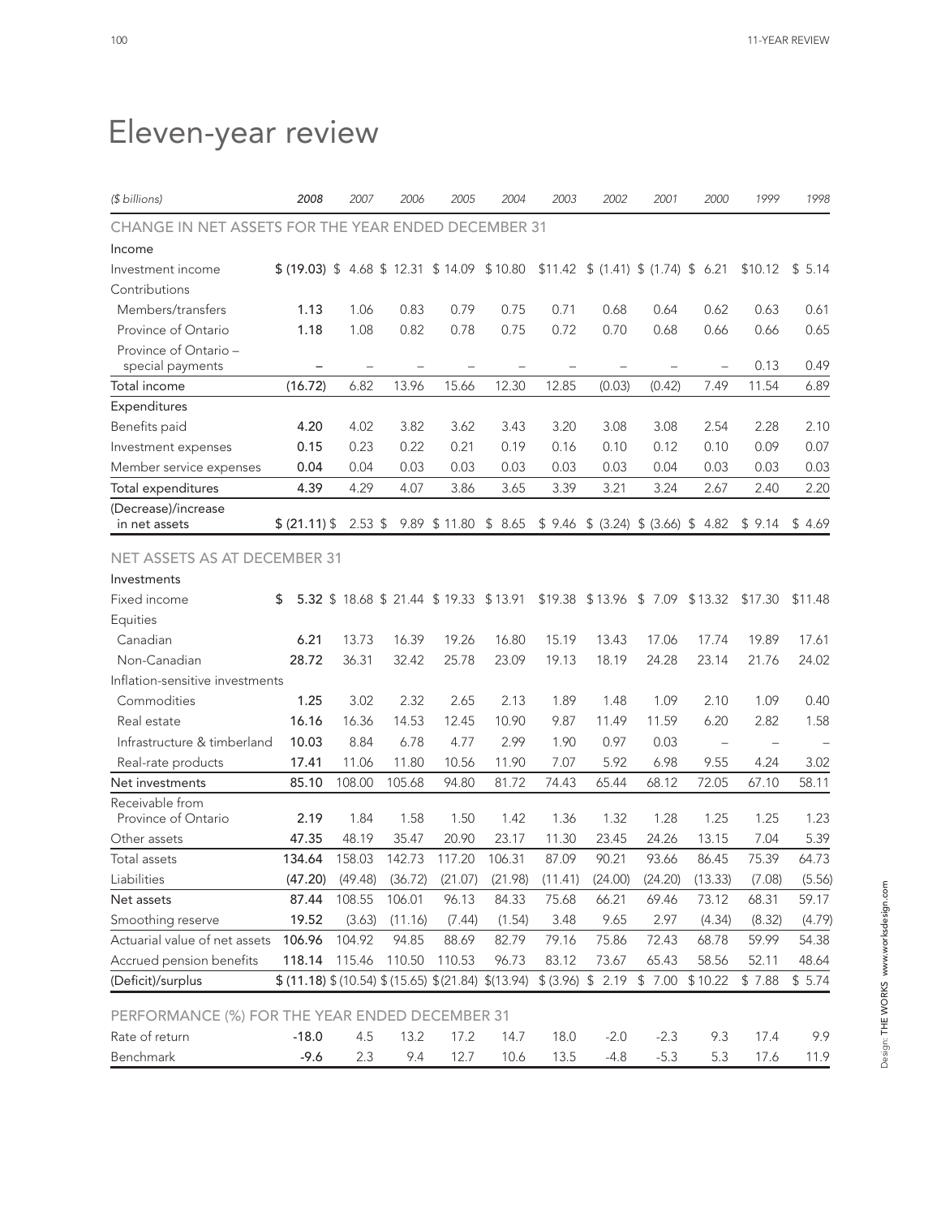# Eleven-year review

| ($ billions) | 2008 | 2007 | 2006 | 2005 | 2004 | 2003 | 2002 | 2001 | 2000 | 1999 | 1998 |
|---|---|---|---|---|---|---|---|---|---|---|---|
| **CHANGE IN NET ASSETS FOR THE YEAR ENDED DECEMBER 31** | | | | | | | | | | | |
| Income | | | | | | | | | | | |
| Investment income | **$ (19.03)** | $ 4.68 | $ 12.31 | $ 14.09 | $ 10.80 | $11.42 | $ (1.41) | $ (1.74) | $ 6.21 | $10.12 | $ 5.14 |
| Contributions | | | | | | | | | | | |
| Members/transfers | **1.13** | 1.06 | 0.83 | 0.79 | 0.75 | 0.71 | 0.68 | 0.64 | 0.62 | 0.63 | 0.61 |
| Province of Ontario | **1.18** | 1.08 | 0.82 | 0.78 | 0.75 | 0.72 | 0.70 | 0.68 | 0.66 | 0.66 | 0.65 |
| Province of Ontario – special payments | **–** | – | – | – | – | – | – | – | – | 0.13 | 0.49 |
| Total income | **(16.72)** | 6.82 | 13.96 | 15.66 | 12.30 | 12.85 | (0.03) | (0.42) | 7.49 | 11.54 | 6.89 |
| Expenditures | | | | | | | | | | | |
| Benefits paid | **4.20** | 4.02 | 3.82 | 3.62 | 3.43 | 3.20 | 3.08 | 3.08 | 2.54 | 2.28 | 2.10 |
| Investment expenses | **0.15** | 0.23 | 0.22 | 0.21 | 0.19 | 0.16 | 0.10 | 0.12 | 0.10 | 0.09 | 0.07 |
| Member service expenses | **0.04** | 0.04 | 0.03 | 0.03 | 0.03 | 0.03 | 0.03 | 0.04 | 0.03 | 0.03 | 0.03 |
| Total expenditures | **4.39** | 4.29 | 4.07 | 3.86 | 3.65 | 3.39 | 3.21 | 3.24 | 2.67 | 2.40 | 2.20 |
| (Decrease)/increase in net assets | **$ (21.11)** | $ 2.53 | $ 9.89 | $ 11.80 | $ 8.65 | $ 9.46 | $ (3.24) | $ (3.66) | $ 4.82 | $ 9.14 | $ 4.69 |
| **NET ASSETS AS AT DECEMBER 31** | | | | | | | | | | | |
| Investments | | | | | | | | | | | |
| Fixed income | **$ 5.32** | $ 18.68 | $ 21.44 | $ 19.33 | $ 13.91 | $19.38 | $13.96 | $ 7.09 | $13.32 | $17.30 | $11.48 |
| Equities | | | | | | | | | | | |
| Canadian | **6.21** | 13.73 | 16.39 | 19.26 | 16.80 | 15.19 | 13.43 | 17.06 | 17.74 | 19.89 | 17.61 |
| Non-Canadian | **28.72** | 36.31 | 32.42 | 25.78 | 23.09 | 19.13 | 18.19 | 24.28 | 23.14 | 21.76 | 24.02 |
| Inflation-sensitive investments | | | | | | | | | | | |
| Commodities | **1.25** | 3.02 | 2.32 | 2.65 | 2.13 | 1.89 | 1.48 | 1.09 | 2.10 | 1.09 | 0.40 |
| Real estate | **16.16** | 16.36 | 14.53 | 12.45 | 10.90 | 9.87 | 11.49 | 11.59 | 6.20 | 2.82 | 1.58 |
| Infrastructure & timberland | **10.03** | 8.84 | 6.78 | 4.77 | 2.99 | 1.90 | 0.97 | 0.03 | – | – | – |
| Real-rate products | **17.41** | 11.06 | 11.80 | 10.56 | 11.90 | 7.07 | 5.92 | 6.98 | 9.55 | 4.24 | 3.02 |
| Net investments | **85.10** | 108.00 | 105.68 | 94.80 | 81.72 | 74.43 | 65.44 | 68.12 | 72.05 | 67.10 | 58.11 |
| Receivable from Province of Ontario | **2.19** | 1.84 | 1.58 | 1.50 | 1.42 | 1.36 | 1.32 | 1.28 | 1.25 | 1.25 | 1.23 |
| Other assets | **47.35** | 48.19 | 35.47 | 20.90 | 23.17 | 11.30 | 23.45 | 24.26 | 13.15 | 7.04 | 5.39 |
| Total assets | **134.64** | 158.03 | 142.73 | 117.20 | 106.31 | 87.09 | 90.21 | 93.66 | 86.45 | 75.39 | 64.73 |
| Liabilities | **(47.20)** | (49.48) | (36.72) | (21.07) | (21.98) | (11.41) | (24.00) | (24.20) | (13.33) | (7.08) | (5.56) |
| Net assets | **87.44** | 108.55 | 106.01 | 96.13 | 84.33 | 75.68 | 66.21 | 69.46 | 73.12 | 68.31 | 59.17 |
| Smoothing reserve | **19.52** | (3.63) | (11.16) | (7.44) | (1.54) | 3.48 | 9.65 | 2.97 | (4.34) | (8.32) | (4.79) |
| Actuarial value of net assets | **106.96** | 104.92 | 94.85 | 88.69 | 82.79 | 79.16 | 75.86 | 72.43 | 68.78 | 59.99 | 54.38 |
| Accrued pension benefits | **118.14** | 115.46 | 110.50 | 110.53 | 96.73 | 83.12 | 73.67 | 65.43 | 58.56 | 52.11 | 48.64 |
| (Deficit)/surplus | **$ (11.18)** | $ (10.54) | $ (15.65) | $ (21.84) | $(13.94) | $ (3.96) | $ 2.19 | $ 7.00 | $ 10.22 | $ 7.88 | $ 5.74 |
| **PERFORMANCE (%) FOR THE YEAR ENDED DECEMBER 31** | | | | | | | | | | | |
| Rate of return | **-18.0** | 4.5 | 13.2 | 17.2 | 14.7 | 18.0 | -2.0 | -2.3 | 9.3 | 17.4 | 9.9 |
| Benchmark | **-9.6** | 2.3 | 9.4 | 12.7 | 10.6 | 13.5 | -4.8 | -5.3 | 5.3 | 17.6 | 11.9 |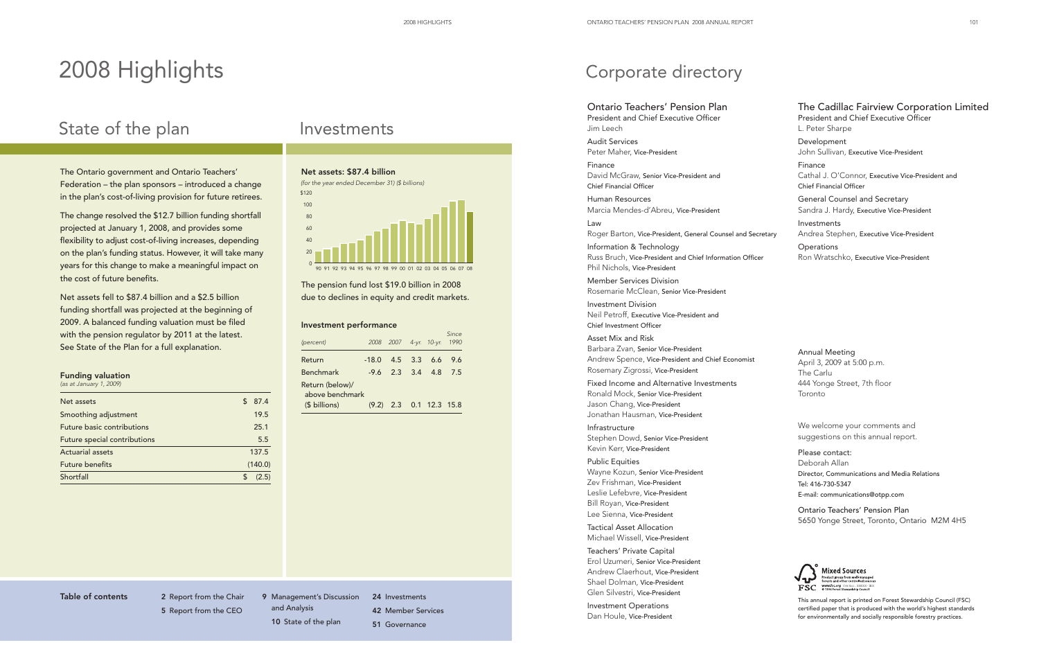# 2008 Highlights

## State of the plan

The Ontario government and Ontario Teachers' Federation – the plan sponsors – introduced a change in the plan's cost-of-living provision for future retirees.

The change resolved the $12.7 billion funding shortfall projected at January 1, 2008, and provides some flexibility to adjust cost-of-living increases, depending on the plan's funding status. However, it will take many years for this change to make a meaningful impact on the cost of future benefits.

Net assets fell to $87.4 billion and a $2.5 billion funding shortfall was projected at the beginning of 2009. A balanced funding valuation must be filed with the pension regulator by 2011 at the latest. See State of the Plan for a full explanation.

### Funding valuation

*(as at January 1, 2009)*

| | |
|---|---|
| Net assets | $ 87.4 |
| Smoothing adjustment | 19.5 |
| Future basic contributions | 25.1 |
| Future special contributions | 5.5 |
| Actuarial assets | 137.5 |
| Future benefits | (140.0) |
| Shortfall | $ (2.5) |

## Investments

### Net assets: $87.4 billion

*(for the year ended December 31) ($ billions)*

The pension fund lost $19.0 billion in 2008 due to declines in equity and credit markets.

### Investment performance

| *(percent)* | *2008* | *2007* | *4-yr.* | *10-yr.* | *Since 1990* |
|---|---|---|---|---|---|
| Return | -18.0 | 4.5 | 3.3 | 6.6 | 9.6 |
| Benchmark | -9.6 | 2.3 | 3.4 | 4.8 | 7.5 |
| Return (below)/ above benchmark ($ billions) | (9.2) | 2.3 | 0.1 | 12.3 | 15.8 |

**Table of contents**

- 2 Report from the Chair
- 5 Report from the CEO
- 9 Management's Discussion and Analysis
- 10 State of the plan
- 24 Investments
- 42 Member Services
- 51 Governance

# Corporate directory

## Ontario Teachers' Pension Plan

President and Chief Executive Officer
Jim Leech

Audit Services
Peter Maher, Vice-President

Finance
David McGraw, Senior Vice-President and Chief Financial Officer

Human Resources
Marcia Mendes-d'Abreu, Vice-President

Law
Roger Barton, Vice-President, General Counsel and Secretary

Information & Technology
Russ Bruch, Vice-President and Chief Information Officer
Phil Nichols, Vice-President

Member Services Division
Rosemarie McClean, Senior Vice-President

Investment Division
Neil Petroff, Executive Vice-President and Chief Investment Officer

Asset Mix and Risk
Barbara Zvan, Senior Vice-President
Andrew Spence, Vice-President and Chief Economist
Rosemary Zigrossi, Vice-President

Fixed Income and Alternative Investments
Ronald Mock, Senior Vice-President
Jason Chang, Vice-President
Jonathan Hausman, Vice-President

Infrastructure
Stephen Dowd, Senior Vice-President
Kevin Kerr, Vice-President

Public Equities
Wayne Kozun, Senior Vice-President
Zev Frishman, Vice-President
Leslie Lefebvre, Vice-President
Bill Royan, Vice-President
Lee Sienna, Vice-President

Tactical Asset Allocation
Michael Wissell, Vice-President

Teachers' Private Capital
Erol Uzumeri, Senior Vice-President
Andrew Claerhout, Vice-President
Shael Dolman, Vice-President
Glen Silvestri, Vice-President

Investment Operations
Dan Houle, Vice-President

## The Cadillac Fairview Corporation Limited

President and Chief Executive Officer
L. Peter Sharpe

Development
John Sullivan, Executive Vice-President

Finance
Cathal J. O'Connor, Executive Vice-President and Chief Financial Officer

General Counsel and Secretary
Sandra J. Hardy, Executive Vice-President

Investments
Andrea Stephen, Executive Vice-President

Operations
Ron Wratschko, Executive Vice-President

Annual Meeting
April 3, 2009 at 5:00 p.m.
The Carlu
444 Yonge Street, 7th floor
Toronto

We welcome your comments and suggestions on this annual report.

Please contact:
Deborah Allan
Director, Communications and Media Relations
Tel: 416-730-5347
E-mail: communications@otpp.com

Ontario Teachers' Pension Plan
5650 Yonge Street, Toronto, Ontario M2M 4H5

This annual report is printed on Forest Stewardship Council (FSC) certified paper that is produced with the world's highest standards for environmentally and socially responsible forestry practices.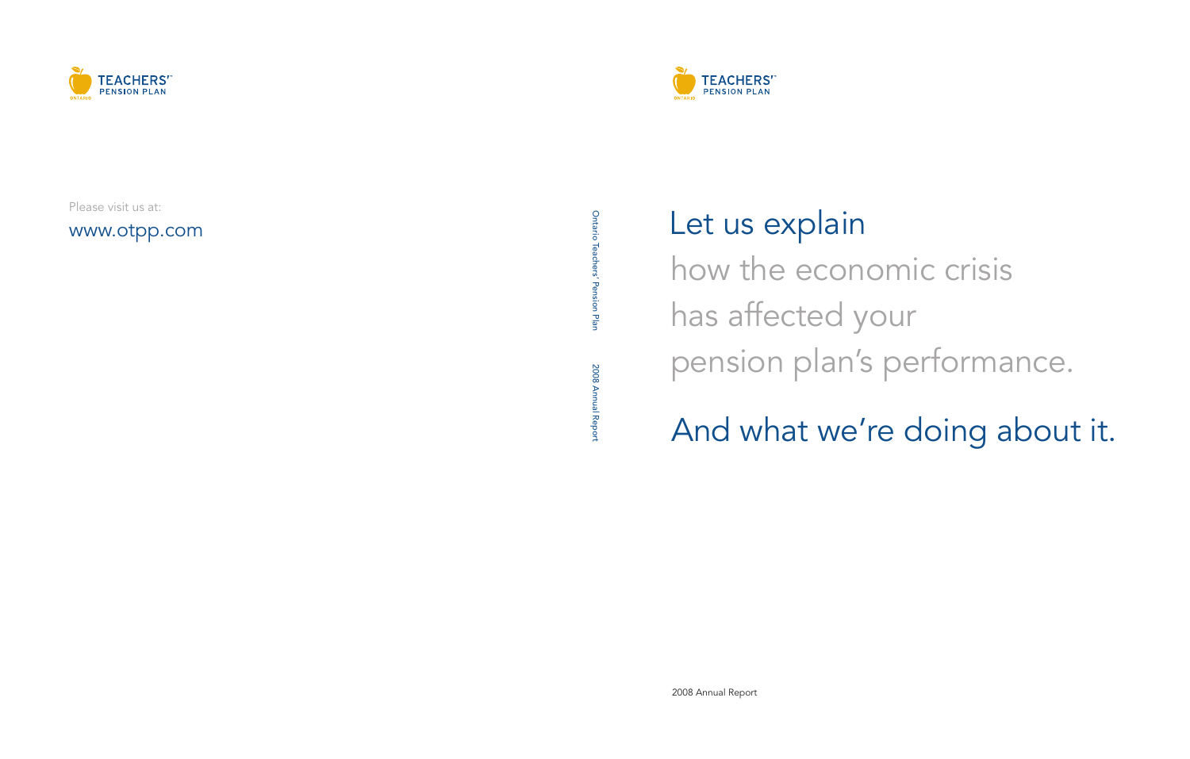TEACHERS' PENSION PLAN

ONTARIO

Please visit us at:

www.otpp.com

Ontario Teachers' Pension Plan 2008 Annual Report

TEACHERS' PENSION PLAN

ONTARIO

# Let us explain how the economic crisis has affected your pension plan's performance.

# And what we're doing about it.

2008 Annual Report